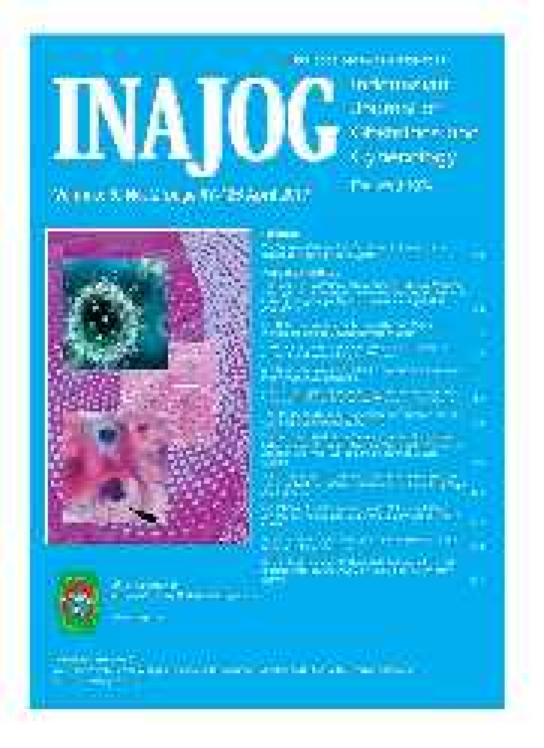# INAJOG

Indonesian Journal of Obstetrics and Gynecology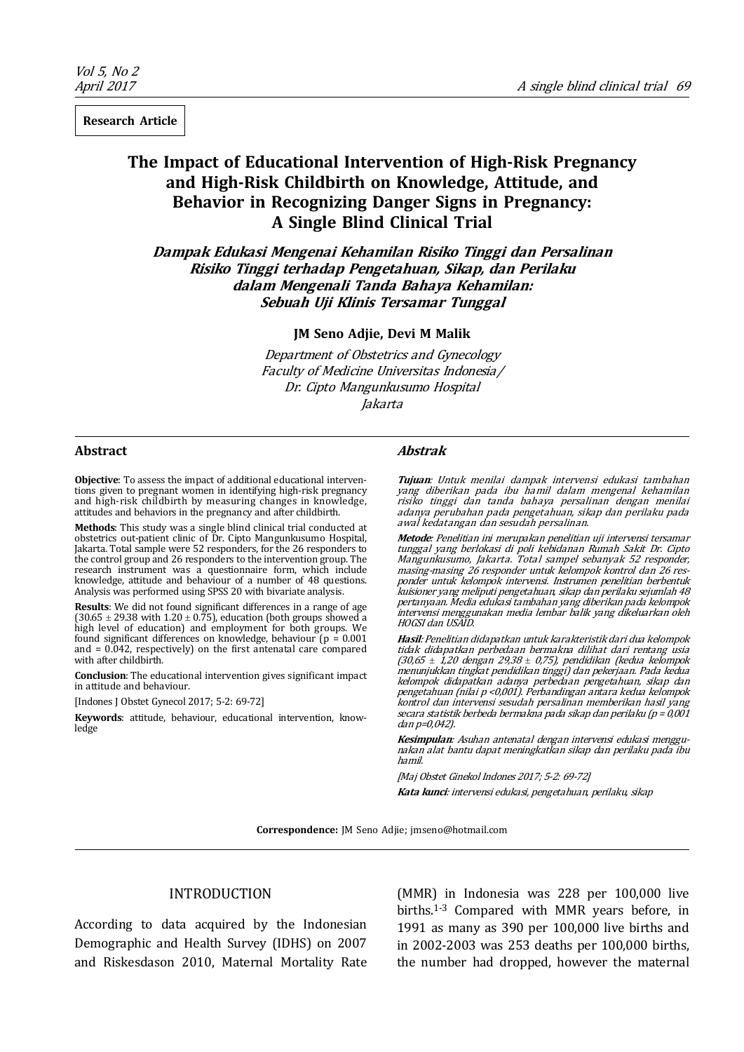**Research Article**

# The Impact of Educational Intervention of High-Risk Pregnancy and High-Risk Childbirth on Knowledge, Attitude, and Behavior in Recognizing Danger Signs in Pregnancy: A Single Blind Clinical Trial

## *Dampak Edukasi Mengenai Kehamilan Risiko Tinggi dan Persalinan Risiko Tinggi terhadap Pengetahuan, Sikap, dan Perilaku dalam Mengenali Tanda Bahaya Kehamilan: Sebuah Uji Klinis Tersamar Tunggal*

**JM Seno Adjie, Devi M Malik**

*Department of Obstetrics and Gynecology*
*Faculty of Medicine Universitas Indonesia/*
*Dr. Cipto Mangunkusumo Hospital*
*Jakarta*

### Abstract

**Objective**: To assess the impact of additional educational interventions given to pregnant women in identifying high-risk pregnancy and high-risk childbirth by measuring changes in knowledge, attitudes and behaviors in the pregnancy and after childbirth.

**Methods**: This study was a single blind clinical trial conducted at obstetrics out-patient clinic of Dr. Cipto Mangunkusumo Hospital, Jakarta. Total sample were 52 responders, for the 26 responders to the control group and 26 responders to the intervention group. The research instrument was a questionnaire form, which include knowledge, attitude and behaviour of a number of 48 questions. Analysis was performed using SPSS 20 with bivariate analysis.

**Results**: We did not found significant differences in a range of age ($30.65 \pm 29.38$ with $1.20 \pm 0.75$), education (both groups showed a high level of education) and employment for both groups. We found significant differences on knowledge, behaviour ($p = 0.001$ and $= 0.042$, respectively) on the first antenatal care compared with after childbirth.

**Conclusion**: The educational intervention gives significant impact in attitude and behaviour.

[Indones J Obstet Gynecol 2017; 5-2: 69-72]

**Keywords**: attitude, behaviour, educational intervention, knowledge

### *Abstrak*

***Tujuan***: *Untuk menilai dampak intervensi edukasi tambahan yang diberikan pada ibu hamil dalam mengenal kehamilan risiko tinggi dan tanda bahaya persalinan dengan menilai adanya perubahan pada pengetahuan, sikap dan perilaku pada awal kedatangan dan sesudah persalinan.*

***Metode***: *Penelitian ini merupakan penelitian uji intervensi tersamar tunggal yang berlokasi di poli kebidanan Rumah Sakit Dr. Cipto Mangunkusumo, Jakarta. Total sampel sebanyak 52 responder, masing-masing 26 responder untuk kelompok kontrol dan 26 responder untuk kelompok intervensi. Instrumen penelitian berbentuk kuisioner yang meliputi pengetahuan, sikap dan perilaku sejumlah 48 pertanyaan. Media edukasi tambahan yang diberikan pada kelompok intervensi menggunakan media lembar balik yang dikeluarkan oleh HOGSI dan USAID.*

***Hasil***: *Penelitian didapatkan untuk karakteristik dari dua kelompok tidak didapatkan perbedaan bermakna dilihat dari rentang usia ($30,65 \pm 1,20$ dengan $29,38 \pm 0,75$), pendidikan (kedua kelompok menunjukkan tingkat pendidikan tinggi) dan pekerjaan. Pada kedua kelompok didapatkan adanya perbedaan pengetahuan, sikap dan pengetahuan (nilai $p < 0,001$). Perbandingan antara kedua kelompok kontrol dan intervensi sesudah persalinan memberikan hasil yang secara statistik berbeda bermakna pada sikap dan perilaku ($p = 0,001$ dan $p=0,042$).*

***Kesimpulan***: *Asuhan antenatal dengan intervensi edukasi menggunakan alat bantu dapat meningkatkan sikap dan perilaku pada ibu hamil.*

*[Maj Obstet Ginekol Indones 2017; 5-2: 69-72]*

***Kata kunci***: *intervensi edukasi, pengetahuan, perilaku, sikap*

**Correspondence:** JM Seno Adjie; jmseno@hotmail.com

## INTRODUCTION

According to data acquired by the Indonesian Demographic and Health Survey (IDHS) on 2007 and Riskesdason 2010, Maternal Mortality Rate (MMR) in Indonesia was 228 per 100,000 live births.[1-3] Compared with MMR years before, in 1991 as many as 390 per 100,000 live births and in 2002-2003 was 253 deaths per 100,000 births, the number had dropped, however the maternal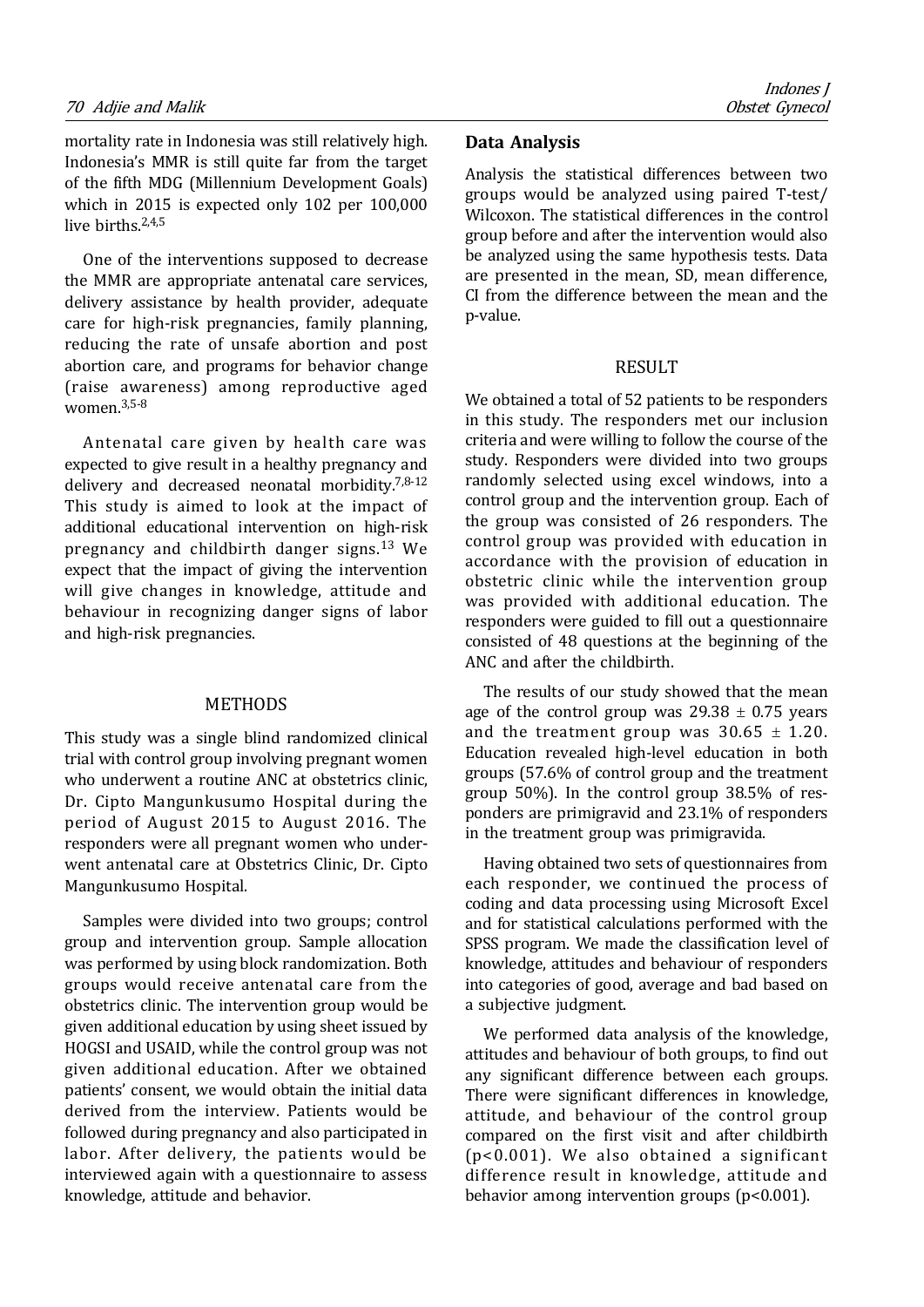mortality rate in Indonesia was still relatively high. Indonesia's MMR is still quite far from the target of the fifth MDG (Millennium Development Goals) which in 2015 is expected only 102 per 100,000 live births.[2,4,5]

One of the interventions supposed to decrease the MMR are appropriate antenatal care services, delivery assistance by health provider, adequate care for high-risk pregnancies, family planning, reducing the rate of unsafe abortion and post abortion care, and programs for behavior change (raise awareness) among reproductive aged women.[3,5-8]

Antenatal care given by health care was expected to give result in a healthy pregnancy and delivery and decreased neonatal morbidity.[7,8-12] This study is aimed to look at the impact of additional educational intervention on high-risk pregnancy and childbirth danger signs.[13] We expect that the impact of giving the intervention will give changes in knowledge, attitude and behaviour in recognizing danger signs of labor and high-risk pregnancies.

## METHODS

This study was a single blind randomized clinical trial with control group involving pregnant women who underwent a routine ANC at obstetrics clinic, Dr. Cipto Mangunkusumo Hospital during the period of August 2015 to August 2016. The responders were all pregnant women who underwent antenatal care at Obstetrics Clinic, Dr. Cipto Mangunkusumo Hospital.

Samples were divided into two groups; control group and intervention group. Sample allocation was performed by using block randomization. Both groups would receive antenatal care from the obstetrics clinic. The intervention group would be given additional education by using sheet issued by HOGSI and USAID, while the control group was not given additional education. After we obtained patients' consent, we would obtain the initial data derived from the interview. Patients would be followed during pregnancy and also participated in labor. After delivery, the patients would be interviewed again with a questionnaire to assess knowledge, attitude and behavior.

### Data Analysis

Analysis the statistical differences between two groups would be analyzed using paired T-test/ Wilcoxon. The statistical differences in the control group before and after the intervention would also be analyzed using the same hypothesis tests. Data are presented in the mean, SD, mean difference, CI from the difference between the mean and the p-value.

## RESULT

We obtained a total of 52 patients to be responders in this study. The responders met our inclusion criteria and were willing to follow the course of the study. Responders were divided into two groups randomly selected using excel windows, into a control group and the intervention group. Each of the group was consisted of 26 responders. The control group was provided with education in accordance with the provision of education in obstetric clinic while the intervention group was provided with additional education. The responders were guided to fill out a questionnaire consisted of 48 questions at the beginning of the ANC and after the childbirth.

The results of our study showed that the mean age of the control group was $29.38 \pm 0.75$ years and the treatment group was $30.65 \pm 1.20$. Education revealed high-level education in both groups (57.6% of control group and the treatment group 50%). In the control group 38.5% of responders are primigravid and 23.1% of responders in the treatment group was primigravida.

Having obtained two sets of questionnaires from each responder, we continued the process of coding and data processing using Microsoft Excel and for statistical calculations performed with the SPSS program. We made the classification level of knowledge, attitudes and behaviour of responders into categories of good, average and bad based on a subjective judgment.

We performed data analysis of the knowledge, attitudes and behaviour of both groups, to find out any significant difference between each groups. There were significant differences in knowledge, attitude, and behaviour of the control group compared on the first visit and after childbirth ($p<0.001$). We also obtained a significant difference result in knowledge, attitude and behavior among intervention groups ($p<0.001$).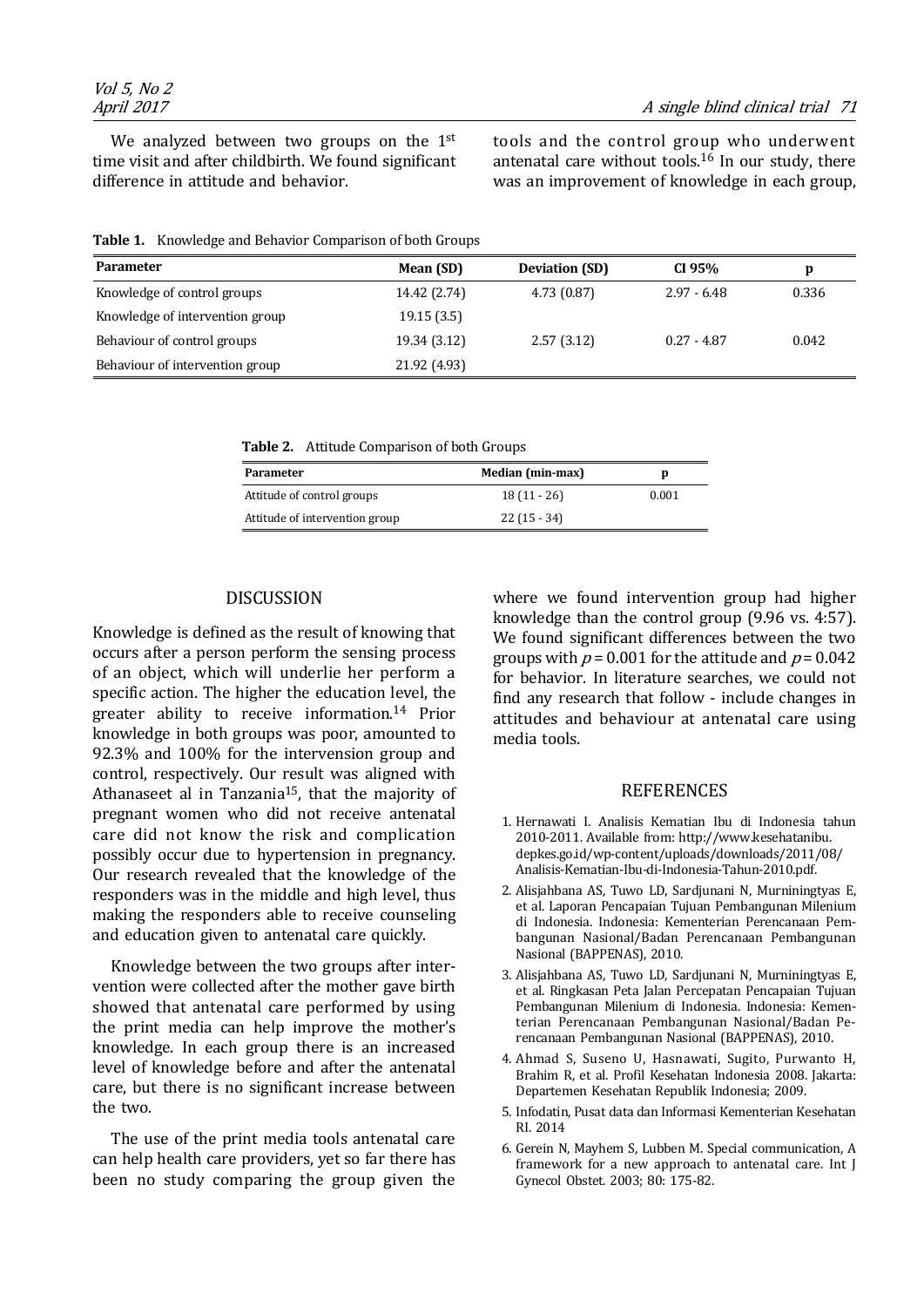We analyzed between two groups on the 1st time visit and after childbirth. We found significant difference in attitude and behavior.

tools and the control group who underwent antenatal care without tools.[16] In our study, there was an improvement of knowledge in each group, where we found intervention group had higher knowledge than the control group (9.96 vs. 4:57). We found significant differences between the two groups with $p = 0.001$ for the attitude and $p = 0.042$ for behavior. In literature searches, we could not find any research that follow - include changes in attitudes and behaviour at antenatal care using media tools.

**Table 1.** Knowledge and Behavior Comparison of both Groups

| Parameter | Mean (SD) | Deviation (SD) | CI 95% | p |
|---|---|---|---|---|
| Knowledge of control groups | 14.42 (2.74) | 4.73 (0.87) | 2.97 - 6.48 | 0.336 |
| Knowledge of intervention group | 19.15 (3.5) | | | |
| Behaviour of control groups | 19.34 (3.12) | 2.57 (3.12) | 0.27 - 4.87 | 0.042 |
| Behaviour of intervention group | 21.92 (4.93) | | | |

**Table 2.** Attitude Comparison of both Groups

| Parameter | Median (min-max) | p |
|---|---|---|
| Attitude of control groups | 18 (11 - 26) | 0.001 |
| Attitude of intervention group | 22 (15 - 34) | |

## DISCUSSION

Knowledge is defined as the result of knowing that occurs after a person perform the sensing process of an object, which will underlie her perform a specific action. The higher the education level, the greater ability to receive information.[14] Prior knowledge in both groups was poor, amounted to 92.3% and 100% for the intervension group and control, respectively. Our result was aligned with Athanaseet al in Tanzania[15], that the majority of pregnant women who did not receive antenatal care did not know the risk and complication possibly occur due to hypertension in pregnancy. Our research revealed that the knowledge of the responders was in the middle and high level, thus making the responders able to receive counseling and education given to antenatal care quickly.

Knowledge between the two groups after intervention were collected after the mother gave birth showed that antenatal care performed by using the print media can help improve the mother's knowledge. In each group there is an increased level of knowledge before and after the antenatal care, but there is no significant increase between the two.

The use of the print media tools antenatal care can help health care providers, yet so far there has been no study comparing the group given the

## REFERENCES

1. Hernawati I. Analisis Kematian Ibu di Indonesia tahun 2010-2011. Available from: http://www.kesehatanibu.depkes.go.id/wp-content/uploads/downloads/2011/08/Analisis-Kematian-Ibu-di-Indonesia-Tahun-2010.pdf.
2. Alisjahbana AS, Tuwo LD, Sardjunani N, Murniningtyas E, et al. Laporan Pencapaian Tujuan Pembangunan Milenium di Indonesia. Indonesia: Kementerian Perencanaan Pembangunan Nasional/Badan Perencanaan Pembangunan Nasional (BAPPENAS), 2010.
3. Alisjahbana AS, Tuwo LD, Sardjunani N, Murniningtyas E, et al. Ringkasan Peta Jalan Percepatan Pencapaian Tujuan Pembangunan Milenium di Indonesia. Indonesia: Kementerian Perencanaan Pembangunan Nasional/Badan Perencanaan Pembangunan Nasional (BAPPENAS), 2010.
4. Ahmad S, Suseno U, Hasnawati, Sugito, Purwanto H, Brahim R, et al. Profil Kesehatan Indonesia 2008. Jakarta: Departemen Kesehatan Republik Indonesia; 2009.
5. Infodatin, Pusat data dan Informasi Kementerian Kesehatan RI. 2014
6. Gerein N, Mayhem S, Lubben M. Special communication, A framework for a new approach to antenatal care. Int J Gynecol Obstet. 2003; 80: 175-82.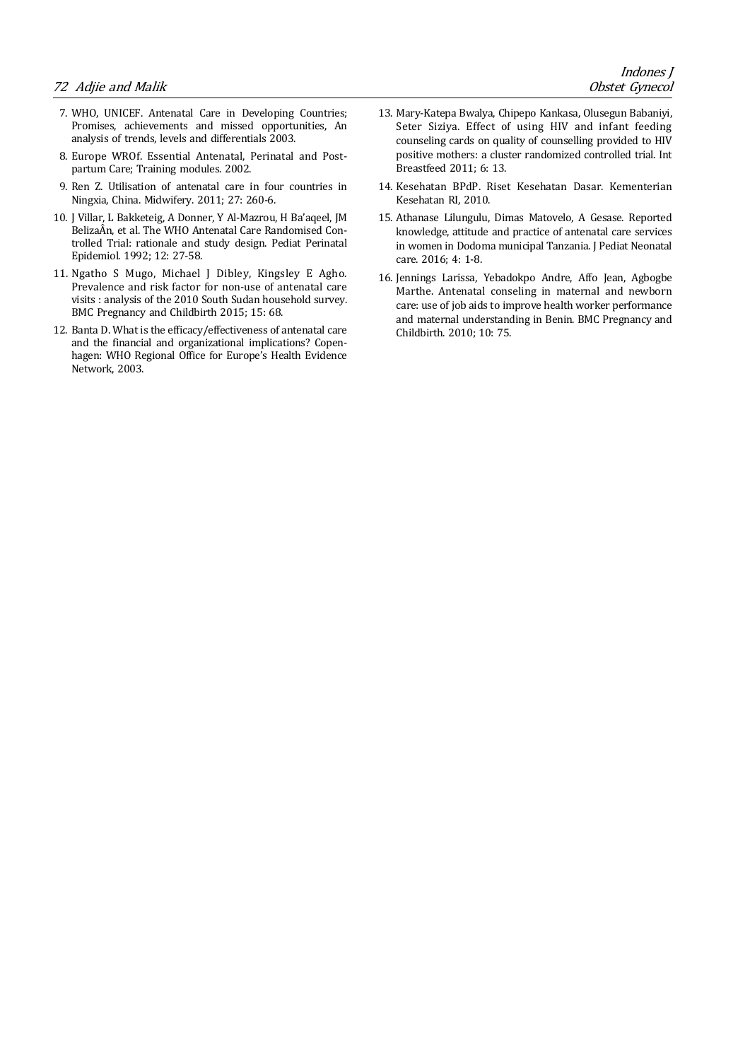7. WHO, UNICEF. Antenatal Care in Developing Countries; Promises, achievements and missed opportunities, An analysis of trends, levels and differentials 2003.
8. Europe WROf. Essential Antenatal, Perinatal and Postpartum Care; Training modules. 2002.
9. Ren Z. Utilisation of antenatal care in four countries in Ningxia, China. Midwifery. 2011; 27: 260-6.
10. J Villar, L Bakketeig, A Donner, Y Al-Mazrou, H Ba'aqeel, JM BelizaÂn, et al. The WHO Antenatal Care Randomised Controlled Trial: rationale and study design. Pediat Perinatal Epidemiol. 1992; 12: 27-58.
11. Ngatho S Mugo, Michael J Dibley, Kingsley E Agho. Prevalence and risk factor for non-use of antenatal care visits : analysis of the 2010 South Sudan household survey. BMC Pregnancy and Childbirth 2015; 15: 68.
12. Banta D. What is the efficacy/effectiveness of antenatal care and the financial and organizational implications? Copenhagen: WHO Regional Office for Europe's Health Evidence Network, 2003.
13. Mary-Katepa Bwalya, Chipepo Kankasa, Olusegun Babaniyi, Seter Siziya. Effect of using HIV and infant feeding counseling cards on quality of counselling provided to HIV positive mothers: a cluster randomized controlled trial. Int Breastfeed 2011; 6: 13.
14. Kesehatan BPdP. Riset Kesehatan Dasar. Kementerian Kesehatan RI, 2010.
15. Athanase Lilungulu, Dimas Matovelo, A Gesase. Reported knowledge, attitude and practice of antenatal care services in women in Dodoma municipal Tanzania. J Pediat Neonatal care. 2016; 4: 1-8.
16. Jennings Larissa, Yebadokpo Andre, Affo Jean, Agbogbe Marthe. Antenatal conseling in maternal and newborn care: use of job aids to improve health worker performance and maternal understanding in Benin. BMC Pregnancy and Childbirth. 2010; 10: 75.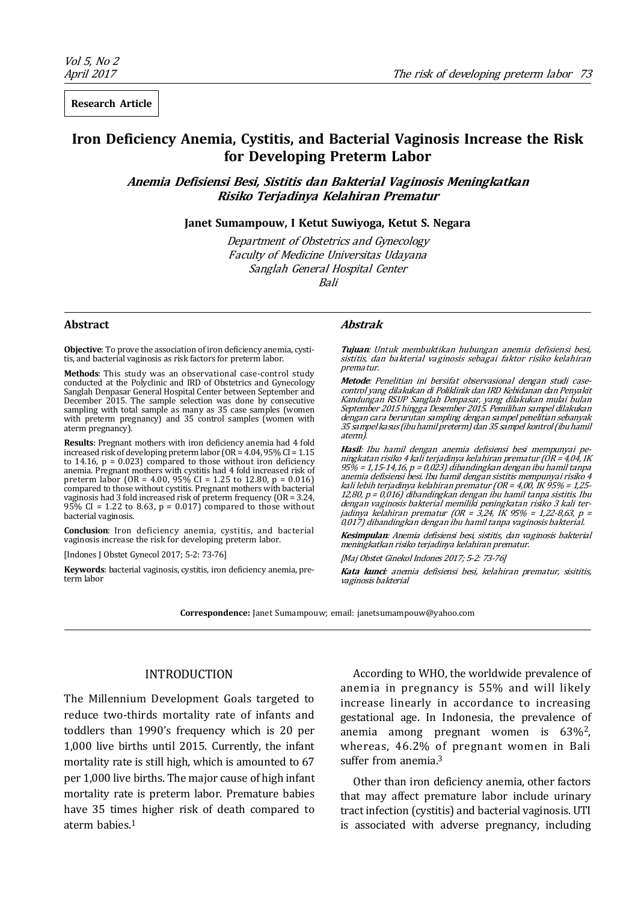Research Article

# Iron Deficiency Anemia, Cystitis, and Bacterial Vaginosis Increase the Risk for Developing Preterm Labor

## *Anemia Defisiensi Besi, Sistitis dan Bakterial Vaginosis Meningkatkan Risiko Terjadinya Kelahiran Prematur*

**Janet Sumampouw, I Ketut Suwiyoga, Ketut S. Negara**

*Department of Obstetrics and Gynecology*
*Faculty of Medicine Universitas Udayana*
*Sanglah General Hospital Center*
*Bali*

### Abstract

**Objective**: To prove the association of iron deficiency anemia, cystitis, and bacterial vaginosis as risk factors for preterm labor.

**Methods**: This study was an observational case-control study conducted at the Polyclinic and IRD of Obstetrics and Gynecology Sanglah Denpasar General Hospital Center between September and December 2015. The sample selection was done by consecutive sampling with total sample as many as 35 case samples (women with preterm pregnancy) and 35 control samples (women with aterm pregnancy).

**Results**: Pregnant mothers with iron deficiency anemia had 4 fold increased risk of developing preterm labor (OR = 4.04, 95% CI = 1.15 to 14.16, p = 0.023) compared to those without iron deficiency anemia. Pregnant mothers with cystitis had 4 fold increased risk of preterm labor (OR = 4.00, 95% CI = 1.25 to 12.80, p = 0.016) compared to those without cystitis. Pregnant mothers with bacterial vaginosis had 3 fold increased risk of preterm frequency (OR = 3.24, 95% CI = 1.22 to 8.63, p = 0.017) compared to those without bacterial vaginosis.

**Conclusion**: Iron deficiency anemia, cystitis, and bacterial vaginosis increase the risk for developing preterm labor.

[Indones J Obstet Gynecol 2017; 5-2: 73-76]

**Keywords**: bacterial vaginosis, cystitis, iron deficiency anemia, preterm labor

### *Abstrak*

***Tujuan***: *Untuk membuktikan hubungan anemia defisiensi besi, sistitis, dan bakterial vaginosis sebagai faktor risiko kelahiran prematur.*

***Metode***: *Penelitian ini bersifat observasional dengan studi case-control yang dilakukan di Poliklinik dan IRD Kebidanan dan Penyakit Kandungan RSUP Sanglah Denpasar, yang dilakukan mulai bulan September 2015 hingga Desember 2015. Pemilihan sampel dilakukan dengan cara berurutan sampling dengan sampel penelitian sebanyak 35 sampel kasus (ibu hamil preterm) dan 35 sampel kontrol (ibu hamil aterm).*

***Hasil***: *Ibu hamil dengan anemia defisiensi besi mempunyai peningkatan risiko 4 kali terjadinya kelahiran prematur (OR = 4,04, IK 95% = 1,15-14,16, p = 0,023) dibandingkan dengan ibu hamil tanpa anemia defisiensi besi. Ibu hamil dengan sistitis mempunyai risiko 4 kali lebih terjadinya kelahiran prematur (OR = 4,00, IK 95% = 1,25-12,80, p = 0,016) dibandingkan dengan ibu hamil tanpa sistitis. Ibu dengan vaginosis bakterial memiliki peningkatan risiko 3 kali terjadinya kelahiran prematur (OR = 3,24, IK 95% = 1,22-8,63, p = 0,017) dibandingkan dengan ibu hamil tanpa vaginosis bakterial.*

***Kesimpulan***: *Anemia defisiensi besi, sistitis, dan vaginosis bakterial meningkatkan risiko terjadinya kelahiran prematur.*

*[Maj Obstet Ginekol Indones 2017; 5-2: 73-76]*

***Kata kunci***: *anemia defisiensi besi, kelahiran prematur, sisititis, vaginosis bakterial*

**Correspondence:** Janet Sumampouw; email: janetsumampouw@yahoo.com

## INTRODUCTION

The Millennium Development Goals targeted to reduce two-thirds mortality rate of infants and toddlers than 1990's frequency which is 20 per 1,000 live births until 2015. Currently, the infant mortality rate is still high, which is amounted to 67 per 1,000 live births. The major cause of high infant mortality rate is preterm labor. Premature babies have 35 times higher risk of death compared to aterm babies.[1]

According to WHO, the worldwide prevalence of anemia in pregnancy is 55% and will likely increase linearly in accordance to increasing gestational age. In Indonesia, the prevalence of anemia among pregnant women is 63%[2], whereas, 46.2% of pregnant women in Bali suffer from anemia.[3]

Other than iron deficiency anemia, other factors that may affect premature labor include urinary tract infection (cystitis) and bacterial vaginosis. UTI is associated with adverse pregnancy, including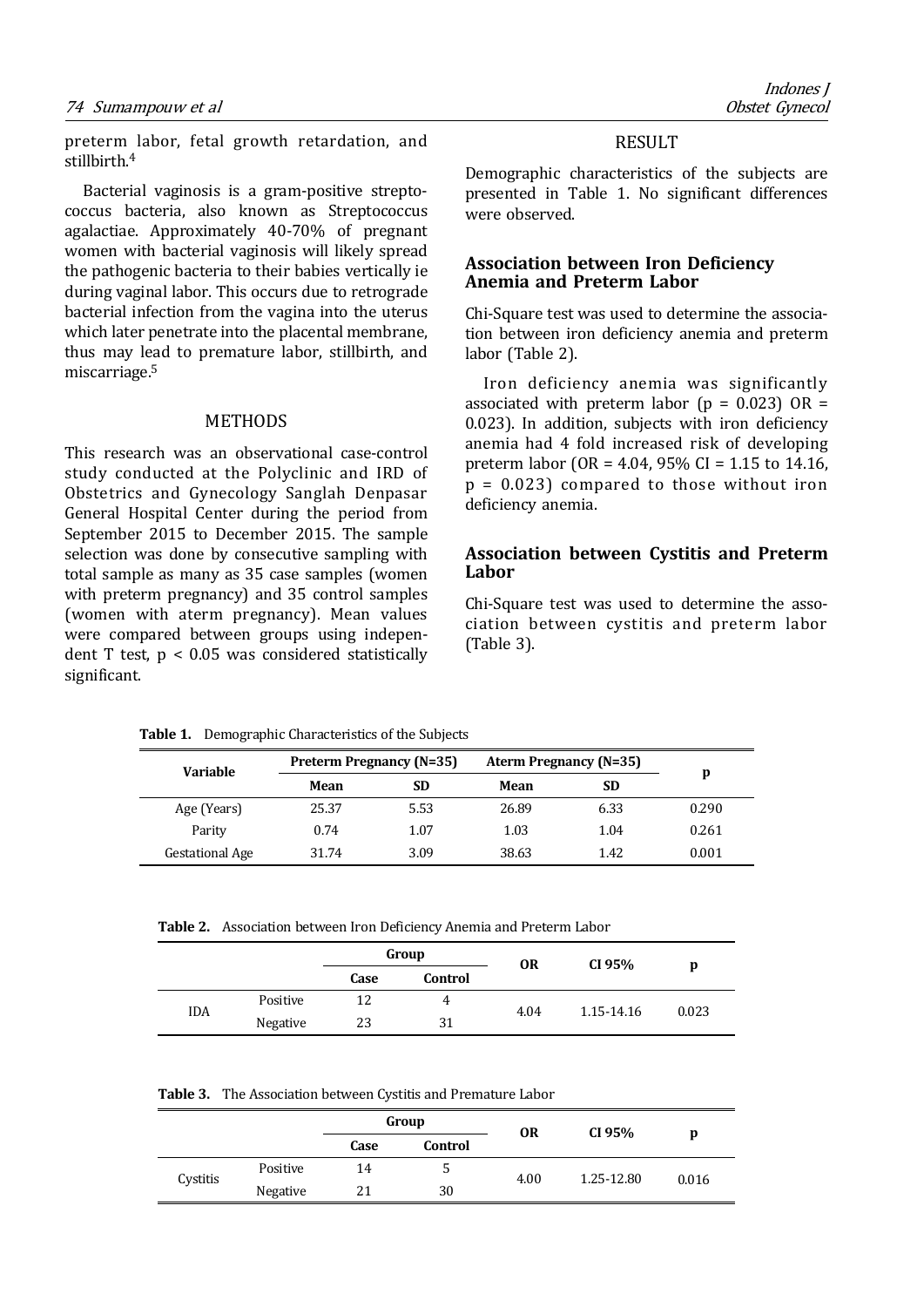preterm labor, fetal growth retardation, and stillbirth.[4]

Bacterial vaginosis is a gram-positive streptococcus bacteria, also known as Streptococcus agalactiae. Approximately 40-70% of pregnant women with bacterial vaginosis will likely spread the pathogenic bacteria to their babies vertically ie during vaginal labor. This occurs due to retrograde bacterial infection from the vagina into the uterus which later penetrate into the placental membrane, thus may lead to premature labor, stillbirth, and miscarriage.[5]

## METHODS

This research was an observational case-control study conducted at the Polyclinic and IRD of Obstetrics and Gynecology Sanglah Denpasar General Hospital Center during the period from September 2015 to December 2015. The sample selection was done by consecutive sampling with total sample as many as 35 case samples (women with preterm pregnancy) and 35 control samples (women with aterm pregnancy). Mean values were compared between groups using independent T test, $p < 0.05$ was considered statistically significant.

## RESULT

Demographic characteristics of the subjects are presented in Table 1. No significant differences were observed.

### Association between Iron Deficiency Anemia and Preterm Labor

Chi-Square test was used to determine the association between iron deficiency anemia and preterm labor (Table 2).

Iron deficiency anemia was significantly associated with preterm labor ($p = 0.023$) OR = 0.023). In addition, subjects with iron deficiency anemia had 4 fold increased risk of developing preterm labor (OR = 4.04, 95% CI = 1.15 to 14.16, $p = 0.023$) compared to those without iron deficiency anemia.

### Association between Cystitis and Preterm Labor

Chi-Square test was used to determine the association between cystitis and preterm labor (Table 3).

**Table 1.** Demographic Characteristics of the Subjects

| Variable | Preterm Pregnancy (N=35) | | Aterm Pregnancy (N=35) | | p |
|---|---|---|---|---|---|
| | Mean | SD | Mean | SD | |
| Age (Years) | 25.37 | 5.53 | 26.89 | 6.33 | 0.290 |
| Parity | 0.74 | 1.07 | 1.03 | 1.04 | 0.261 |
| Gestational Age | 31.74 | 3.09 | 38.63 | 1.42 | 0.001 |

**Table 2.** Association between Iron Deficiency Anemia and Preterm Labor

| | | Group | | OR | CI 95% | p |
|---|---|---|---|---|---|---|
| | | Case | Control | | | |
| IDA | Positive | 12 | 4 | 4.04 | 1.15-14.16 | 0.023 |
| | Negative | 23 | 31 | | | |

**Table 3.** The Association between Cystitis and Premature Labor

| | | Group | | OR | CI 95% | p |
|---|---|---|---|---|---|---|
| | | Case | Control | | | |
| Cystitis | Positive | 14 | 5 | 4.00 | 1.25-12.80 | 0.016 |
| | Negative | 21 | 30 | | | |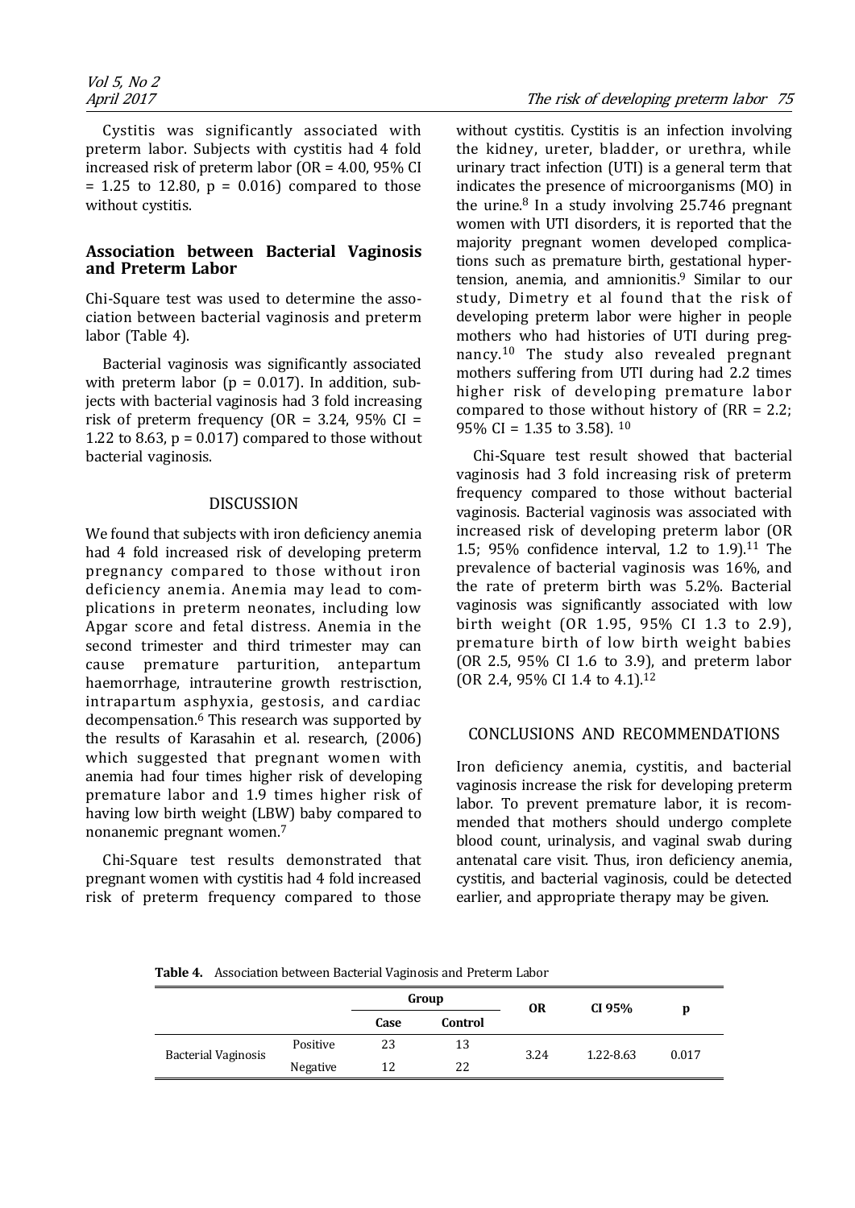Cystitis was significantly associated with preterm labor. Subjects with cystitis had 4 fold increased risk of preterm labor (OR = 4.00, 95% CI = 1.25 to 12.80, p = 0.016) compared to those without cystitis.

### Association between Bacterial Vaginosis and Preterm Labor

Chi-Square test was used to determine the association between bacterial vaginosis and preterm labor (Table 4).

Bacterial vaginosis was significantly associated with preterm labor (p = 0.017). In addition, subjects with bacterial vaginosis had 3 fold increasing risk of preterm frequency (OR = 3.24, 95% CI = 1.22 to 8.63, p = 0.017) compared to those without bacterial vaginosis.

## DISCUSSION

We found that subjects with iron deficiency anemia had 4 fold increased risk of developing preterm pregnancy compared to those without iron deficiency anemia. Anemia may lead to complications in preterm neonates, including low Apgar score and fetal distress. Anemia in the second trimester and third trimester may can cause premature parturition, antepartum haemorrhage, intrauterine growth restrisction, intrapartum asphyxia, gestosis, and cardiac decompensation.[6] This research was supported by the results of Karasahin et al. research, (2006) which suggested that pregnant women with anemia had four times higher risk of developing premature labor and 1.9 times higher risk of having low birth weight (LBW) baby compared to nonanemic pregnant women.[7]

Chi-Square test results demonstrated that pregnant women with cystitis had 4 fold increased risk of preterm frequency compared to those without cystitis. Cystitis is an infection involving the kidney, ureter, bladder, or urethra, while urinary tract infection (UTI) is a general term that indicates the presence of microorganisms (MO) in the urine.[8] In a study involving 25.746 pregnant women with UTI disorders, it is reported that the majority pregnant women developed complications such as premature birth, gestational hypertension, anemia, and amnionitis.[9] Similar to our study, Dimetry et al found that the risk of developing preterm labor were higher in people mothers who had histories of UTI during pregnancy.[10] The study also revealed pregnant mothers suffering from UTI during had 2.2 times higher risk of developing premature labor compared to those without history of (RR = 2.2; 95% CI = 1.35 to 3.58).[10]

Chi-Square test result showed that bacterial vaginosis had 3 fold increasing risk of preterm frequency compared to those without bacterial vaginosis. Bacterial vaginosis was associated with increased risk of developing preterm labor (OR 1.5; 95% confidence interval, 1.2 to 1.9).[11] The prevalence of bacterial vaginosis was 16%, and the rate of preterm birth was 5.2%. Bacterial vaginosis was significantly associated with low birth weight (OR 1.95, 95% CI 1.3 to 2.9), premature birth of low birth weight babies (OR 2.5, 95% CI 1.6 to 3.9), and preterm labor (OR 2.4, 95% CI 1.4 to 4.1).[12]

## CONCLUSIONS AND RECOMMENDATIONS

Iron deficiency anemia, cystitis, and bacterial vaginosis increase the risk for developing preterm labor. To prevent premature labor, it is recommended that mothers should undergo complete blood count, urinalysis, and vaginal swab during antenatal care visit. Thus, iron deficiency anemia, cystitis, and bacterial vaginosis, could be detected earlier, and appropriate therapy may be given.

**Table 4.** Association between Bacterial Vaginosis and Preterm Labor

| | | Group | | OR | CI 95% | p |
|---|---|---|---|---|---|---|
| | | Case | Control | | | |
| Bacterial Vaginosis | Positive | 23 | 13 | 3.24 | 1.22-8.63 | 0.017 |
| | Negative | 12 | 22 | | | |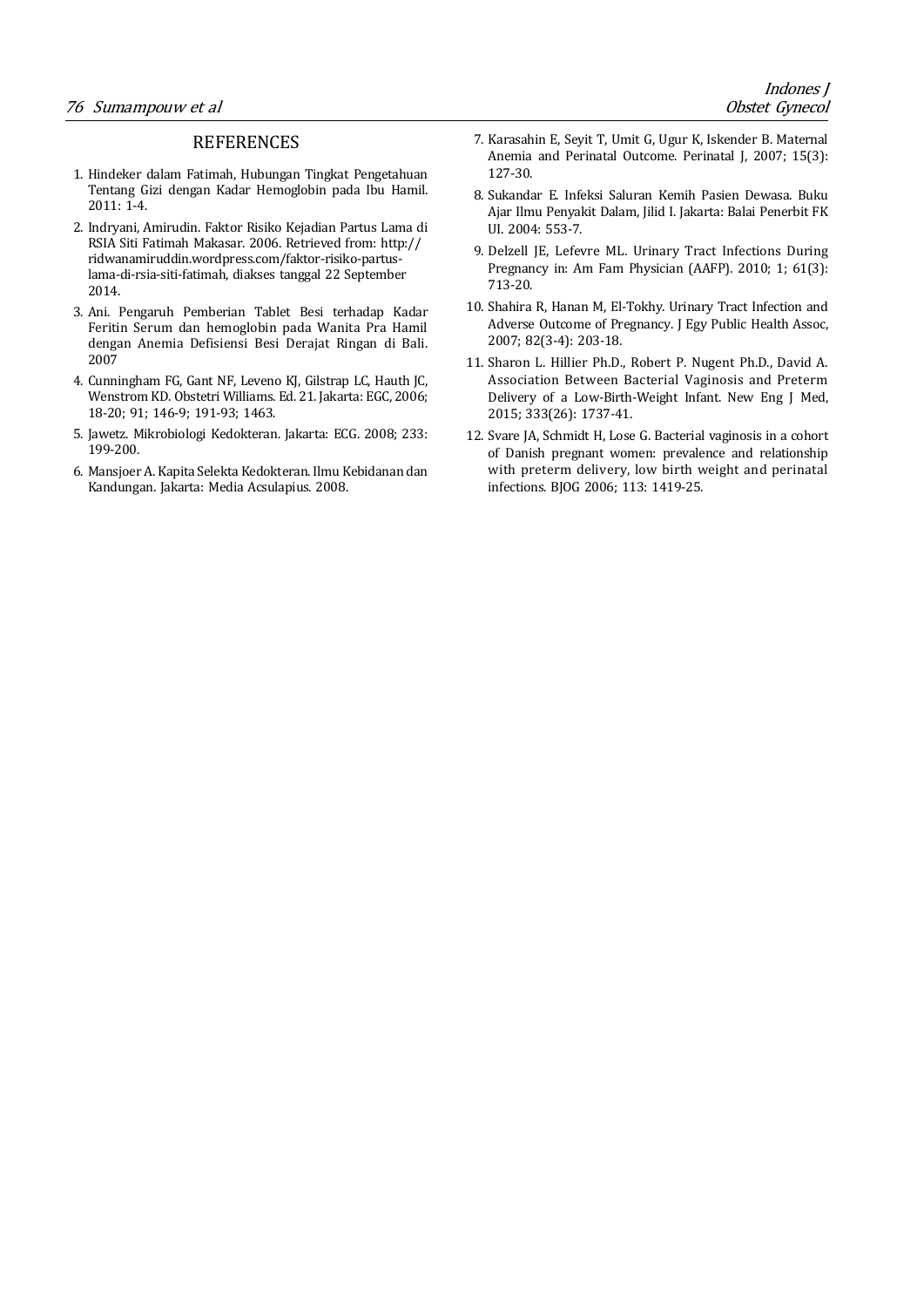## REFERENCES

1. Hindeker dalam Fatimah, Hubungan Tingkat Pengetahuan Tentang Gizi dengan Kadar Hemoglobin pada Ibu Hamil. 2011: 1-4.
2. Indryani, Amirudin. Faktor Risiko Kejadian Partus Lama di RSIA Siti Fatimah Makasar. 2006. Retrieved from: http://ridwanamiruddin.wordpress.com/faktor-risiko-partus-lama-di-rsia-siti-fatimah, diakses tanggal 22 September 2014.
3. Ani. Pengaruh Pemberian Tablet Besi terhadap Kadar Feritin Serum dan hemoglobin pada Wanita Pra Hamil dengan Anemia Defisiensi Besi Derajat Ringan di Bali. 2007
4. Cunningham FG, Gant NF, Leveno KJ, Gilstrap LC, Hauth JC, Wenstrom KD. Obstetri Williams. Ed. 21. Jakarta: EGC, 2006; 18-20; 91; 146-9; 191-93; 1463.
5. Jawetz. Mikrobiologi Kedokteran. Jakarta: ECG. 2008; 233: 199-200.
6. Mansjoer A. Kapita Selekta Kedokteran. Ilmu Kebidanan dan Kandungan. Jakarta: Media Acsulapius. 2008.
7. Karasahin E, Seyit T, Umit G, Ugur K, Iskender B. Maternal Anemia and Perinatal Outcome. Perinatal J, 2007; 15(3): 127-30.
8. Sukandar E. Infeksi Saluran Kemih Pasien Dewasa. Buku Ajar Ilmu Penyakit Dalam, Jilid I. Jakarta: Balai Penerbit FK UI. 2004: 553-7.
9. Delzell JE, Lefevre ML. Urinary Tract Infections During Pregnancy in: Am Fam Physician (AAFP). 2010; 1; 61(3): 713-20.
10. Shahira R, Hanan M, El-Tokhy. Urinary Tract Infection and Adverse Outcome of Pregnancy. J Egy Public Health Assoc, 2007; 82(3-4): 203-18.
11. Sharon L. Hillier Ph.D., Robert P. Nugent Ph.D., David A. Association Between Bacterial Vaginosis and Preterm Delivery of a Low-Birth-Weight Infant. New Eng J Med, 2015; 333(26): 1737-41.
12. Svare JA, Schmidt H, Lose G. Bacterial vaginosis in a cohort of Danish pregnant women: prevalence and relationship with preterm delivery, low birth weight and perinatal infections. BJOG 2006; 113: 1419-25.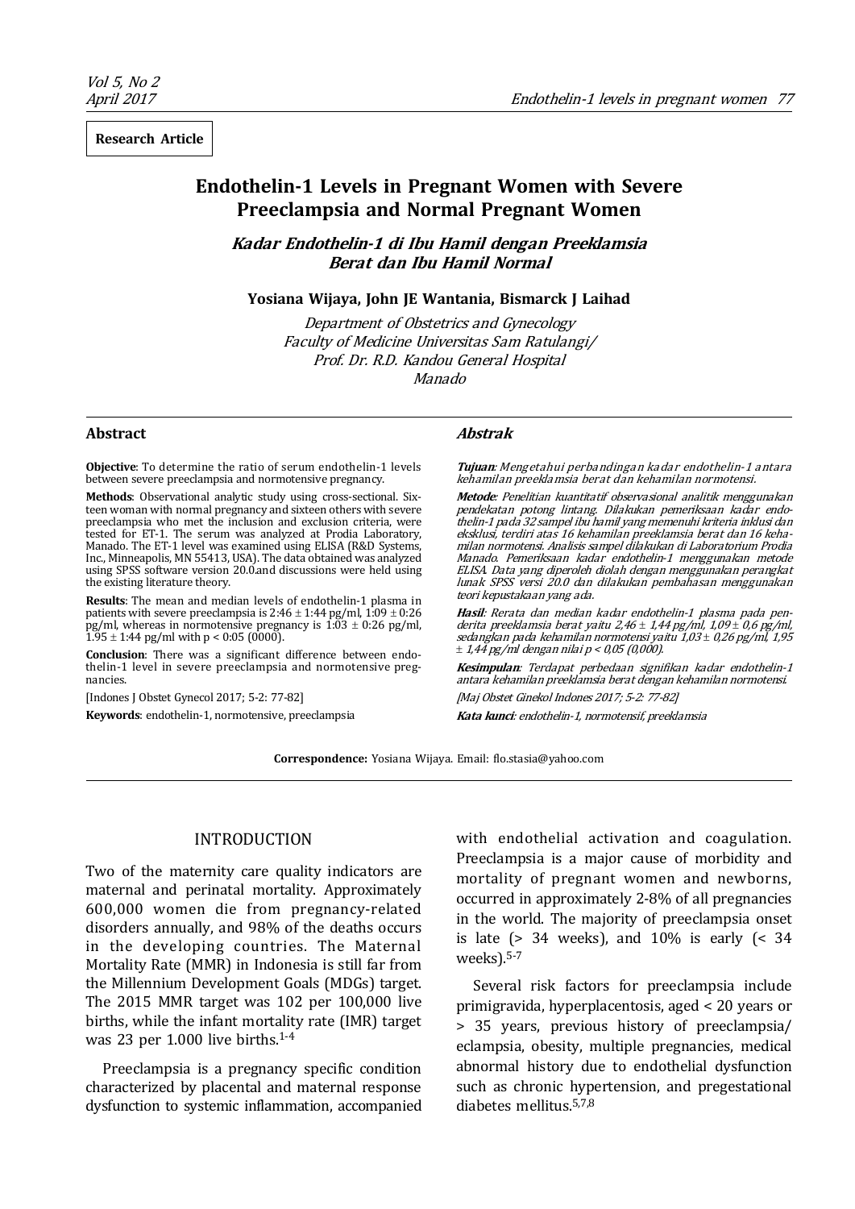**Research Article**

# Endothelin-1 Levels in Pregnant Women with Severe Preeclampsia and Normal Pregnant Women

## *Kadar Endothelin-1 di Ibu Hamil dengan Preeklamsia Berat dan Ibu Hamil Normal*

**Yosiana Wijaya, John JE Wantania, Bismarck J Laihad**

*Department of Obstetrics and Gynecology*
*Faculty of Medicine Universitas Sam Ratulangi/*
*Prof. Dr. R.D. Kandou General Hospital*
*Manado*

### Abstract

**Objective**: To determine the ratio of serum endothelin-1 levels between severe preeclampsia and normotensive pregnancy.

**Methods**: Observational analytic study using cross-sectional. Sixteen woman with normal pregnancy and sixteen others with severe preeclampsia who met the inclusion and exclusion criteria, were tested for ET-1. The serum was analyzed at Prodia Laboratory, Manado. The ET-1 level was examined using ELISA (R&D Systems, Inc., Minneapolis, MN 55413, USA). The data obtained was analyzed using SPSS software version 20.0.and discussions were held using the existing literature theory.

**Results**: The mean and median levels of endothelin-1 plasma in patients with severe preeclampsia is 2:46 ± 1:44 pg/ml, 1:09 ± 0:26 pg/ml, whereas in normotensive pregnancy is 1:03 ± 0:26 pg/ml, 1.95 ± 1:44 pg/ml with p < 0:05 (0000).

**Conclusion**: There was a significant difference between endothelin-1 level in severe preeclampsia and normotensive pregnancies.

[Indones J Obstet Gynecol 2017; 5-2: 77-82]

**Keywords**: endothelin-1, normotensive, preeclampsia

### *Abstrak*

***Tujuan***: *Mengetahui perbandingan kadar endothelin-1 antara kehamilan preeklamsia berat dan kehamilan normotensi.*

***Metode***: *Penelitian kuantitatif observasional analitik menggunakan pendekatan potong lintang. Dilakukan pemeriksaan kadar endothelin-1 pada 32 sampel ibu hamil yang memenuhi kriteria inklusi dan eksklusi, terdiri atas 16 kehamilan preeklamsia berat dan 16 kehamilan normotensi. Analisis sampel dilakukan di Laboratorium Prodia Manado. Pemeriksaan kadar endothelin-1 menggunakan metode ELISA. Data yang diperoleh diolah dengan menggunakan perangkat lunak SPSS versi 20.0 dan dilakukan pembahasan menggunakan teori kepustakaan yang ada.*

***Hasil***: *Rerata dan median kadar endothelin-1 plasma pada penderita preeklamsia berat yaitu 2,46 ± 1,44 pg/ml, 1,09 ± 0,6 pg/ml, sedangkan pada kehamilan normotensi yaitu 1,03 ± 0,26 pg/ml, 1,95 ± 1,44 pg/ml dengan nilai p < 0,05 (0,000).*

***Kesimpulan***: *Terdapat perbedaan signifikan kadar endothelin-1 antara kehamilan preeklamsia berat dengan kehamilan normotensi.*

*[Maj Obstet Ginekol Indones 2017; 5-2: 77-82]*

***Kata kunci***: *endothelin-1, normotensif, preeklamsia*

**Correspondence:** Yosiana Wijaya. Email: flo.stasia@yahoo.com

## INTRODUCTION

Two of the maternity care quality indicators are maternal and perinatal mortality. Approximately 600,000 women die from pregnancy-related disorders annually, and 98% of the deaths occurs in the developing countries. The Maternal Mortality Rate (MMR) in Indonesia is still far from the Millennium Development Goals (MDGs) target. The 2015 MMR target was 102 per 100,000 live births, while the infant mortality rate (IMR) target was 23 per 1.000 live births.[1-4]

Preeclampsia is a pregnancy specific condition characterized by placental and maternal response dysfunction to systemic inflammation, accompanied with endothelial activation and coagulation. Preeclampsia is a major cause of morbidity and mortality of pregnant women and newborns, occurred in approximately 2-8% of all pregnancies in the world. The majority of preeclampsia onset is late (> 34 weeks), and 10% is early (< 34 weeks).[5-7]

Several risk factors for preeclampsia include primigravida, hyperplacentosis, aged < 20 years or > 35 years, previous history of preeclampsia/ eclampsia, obesity, multiple pregnancies, medical abnormal history due to endothelial dysfunction such as chronic hypertension, and pregestational diabetes mellitus.[5,7,8]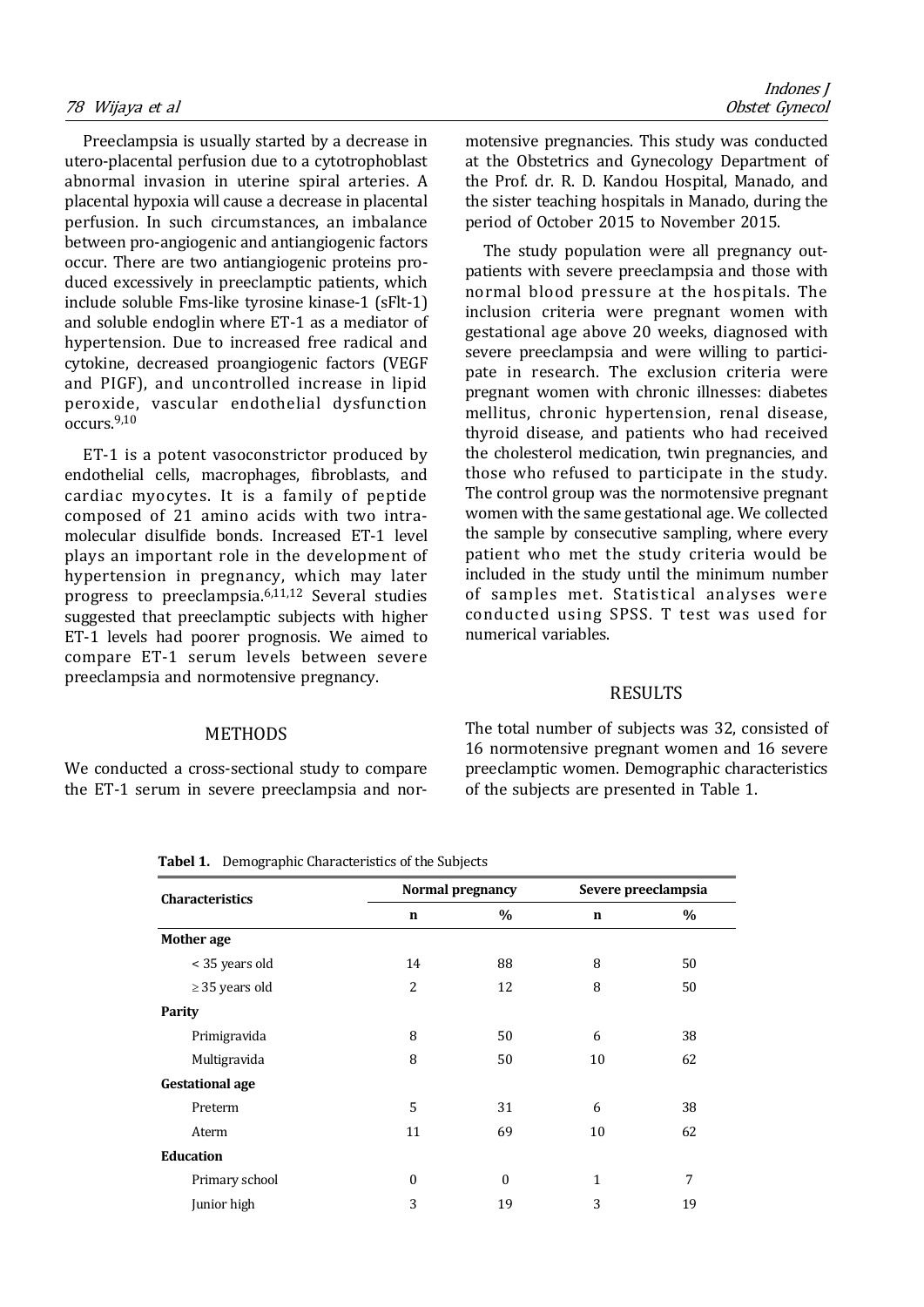Preeclampsia is usually started by a decrease in utero-placental perfusion due to a cytotrophoblast abnormal invasion in uterine spiral arteries. A placental hypoxia will cause a decrease in placental perfusion. In such circumstances, an imbalance between pro-angiogenic and antiangiogenic factors occur. There are two antiangiogenic proteins produced excessively in preeclamptic patients, which include soluble Fms-like tyrosine kinase-1 (sFlt-1) and soluble endoglin where ET-1 as a mediator of hypertension. Due to increased free radical and cytokine, decreased proangiogenic factors (VEGF and PIGF), and uncontrolled increase in lipid peroxide, vascular endothelial dysfunction occurs.[9,10]

ET-1 is a potent vasoconstrictor produced by endothelial cells, macrophages, fibroblasts, and cardiac myocytes. It is a family of peptide composed of 21 amino acids with two intramolecular disulfide bonds. Increased ET-1 level plays an important role in the development of hypertension in pregnancy, which may later progress to preeclampsia.[6,11,12] Several studies suggested that preeclamptic subjects with higher ET-1 levels had poorer prognosis. We aimed to compare ET-1 serum levels between severe preeclampsia and normotensive pregnancy.

## METHODS

We conducted a cross-sectional study to compare the ET-1 serum in severe preeclampsia and normotensive pregnancies. This study was conducted at the Obstetrics and Gynecology Department of the Prof. dr. R. D. Kandou Hospital, Manado, and the sister teaching hospitals in Manado, during the period of October 2015 to November 2015.

The study population were all pregnancy outpatients with severe preeclampsia and those with normal blood pressure at the hospitals. The inclusion criteria were pregnant women with gestational age above 20 weeks, diagnosed with severe preeclampsia and were willing to participate in research. The exclusion criteria were pregnant women with chronic illnesses: diabetes mellitus, chronic hypertension, renal disease, thyroid disease, and patients who had received the cholesterol medication, twin pregnancies, and those who refused to participate in the study. The control group was the normotensive pregnant women with the same gestational age. We collected the sample by consecutive sampling, where every patient who met the study criteria would be included in the study until the minimum number of samples met. Statistical analyses were conducted using SPSS. T test was used for numerical variables.

## RESULTS

The total number of subjects was 32, consisted of 16 normotensive pregnant women and 16 severe preeclamptic women. Demographic characteristics of the subjects are presented in Table 1.

**Tabel 1.** Demographic Characteristics of the Subjects

| Characteristics | Normal pregnancy | | Severe preeclampsia | |
|---|---|---|---|---|
| | n | % | n | % |
| **Mother age** | | | | |
| < 35 years old | 14 | 88 | 8 | 50 |
| ≥ 35 years old | 2 | 12 | 8 | 50 |
| **Parity** | | | | |
| Primigravida | 8 | 50 | 6 | 38 |
| Multigravida | 8 | 50 | 10 | 62 |
| **Gestational age** | | | | |
| Preterm | 5 | 31 | 6 | 38 |
| Aterm | 11 | 69 | 10 | 62 |
| **Education** | | | | |
| Primary school | 0 | 0 | 1 | 7 |
| Junior high | 3 | 19 | 3 | 19 |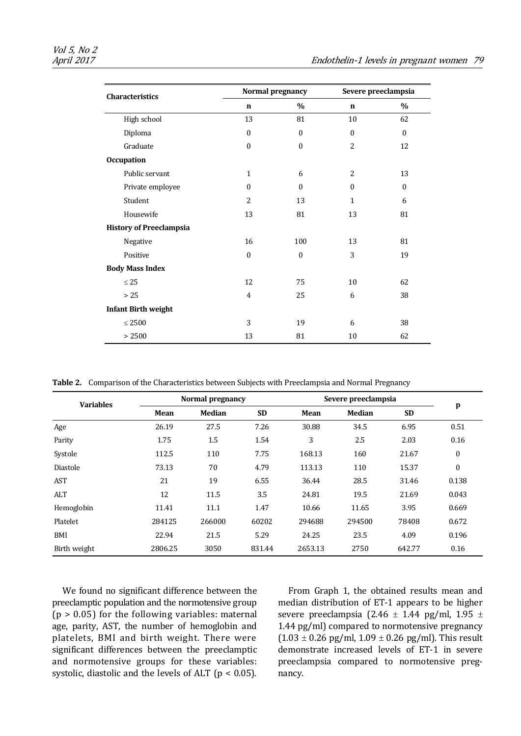| Characteristics | Normal pregnancy | | Severe preeclampsia | |
|---|---|---|---|---|
| | n | % | n | % |
| High school | 13 | 81 | 10 | 62 |
| Diploma | 0 | 0 | 0 | 0 |
| Graduate | 0 | 0 | 2 | 12 |
| **Occupation** | | | | |
| Public servant | 1 | 6 | 2 | 13 |
| Private employee | 0 | 0 | 0 | 0 |
| Student | 2 | 13 | 1 | 6 |
| Housewife | 13 | 81 | 13 | 81 |
| **History of Preeclampsia** | | | | |
| Negative | 16 | 100 | 13 | 81 |
| Positive | 0 | 0 | 3 | 19 |
| **Body Mass Index** | | | | |
| ≤ 25 | 12 | 75 | 10 | 62 |
| > 25 | 4 | 25 | 6 | 38 |
| **Infant Birth weight** | | | | |
| ≤ 2500 | 3 | 19 | 6 | 38 |
| > 2500 | 13 | 81 | 10 | 62 |

**Table 2.** Comparison of the Characteristics between Subjects with Preeclampsia and Normal Pregnancy

| Variables | Normal pregnancy | | | Severe preeclampsia | | | p |
|---|---|---|---|---|---|---|---|
| | Mean | Median | SD | Mean | Median | SD | |
| Age | 26.19 | 27.5 | 7.26 | 30.88 | 34.5 | 6.95 | 0.51 |
| Parity | 1.75 | 1.5 | 1.54 | 3 | 2.5 | 2.03 | 0.16 |
| Systole | 112.5 | 110 | 7.75 | 168.13 | 160 | 21.67 | 0 |
| Diastole | 73.13 | 70 | 4.79 | 113.13 | 110 | 15.37 | 0 |
| AST | 21 | 19 | 6.55 | 36.44 | 28.5 | 31.46 | 0.138 |
| ALT | 12 | 11.5 | 3.5 | 24.81 | 19.5 | 21.69 | 0.043 |
| Hemoglobin | 11.41 | 11.1 | 1.47 | 10.66 | 11.65 | 3.95 | 0.669 |
| Platelet | 284125 | 266000 | 60202 | 294688 | 294500 | 78408 | 0.672 |
| BMI | 22.94 | 21.5 | 5.29 | 24.25 | 23.5 | 4.09 | 0.196 |
| Birth weight | 2806.25 | 3050 | 831.44 | 2653.13 | 2750 | 642.77 | 0.16 |

We found no significant difference between the preeclamptic population and the normotensive group ($p > 0.05$) for the following variables: maternal age, parity, AST, the number of hemoglobin and platelets, BMI and birth weight. There were significant differences between the preeclamptic and normotensive groups for these variables: systolic, diastolic and the levels of ALT ($p < 0.05$).

From Graph 1, the obtained results mean and median distribution of ET-1 appears to be higher severe preeclampsia ($2.46 \pm 1.44$ pg/ml, $1.95 \pm 1.44$ pg/ml) compared to normotensive pregnancy ($1.03 \pm 0.26$ pg/ml, $1.09 \pm 0.26$ pg/ml). This result demonstrate increased levels of ET-1 in severe preeclampsia compared to normotensive pregnancy.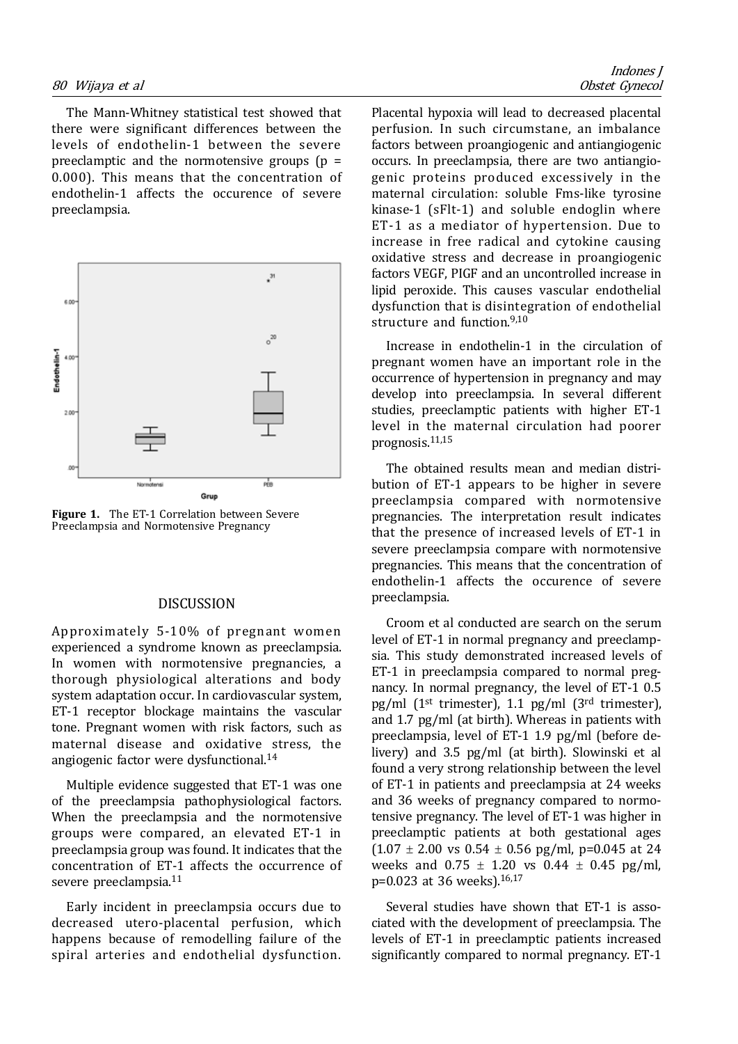The Mann-Whitney statistical test showed that there were significant differences between the levels of endothelin-1 between the severe preeclamptic and the normotensive groups ($p = 0.000$). This means that the concentration of endothelin-1 affects the occurence of severe preeclampsia.

**Figure 1.** The ET-1 Correlation between Severe Preeclampsia and Normotensive Pregnancy

## DISCUSSION

Approximately 5-10% of pregnant women experienced a syndrome known as preeclampsia. In women with normotensive pregnancies, a thorough physiological alterations and body system adaptation occur. In cardiovascular system, ET-1 receptor blockage maintains the vascular tone. Pregnant women with risk factors, such as maternal disease and oxidative stress, the angiogenic factor were dysfunctional.[14]

Multiple evidence suggested that ET-1 was one of the preeclampsia pathophysiological factors. When the preeclampsia and the normotensive groups were compared, an elevated ET-1 in preeclampsia group was found. It indicates that the concentration of ET-1 affects the occurrence of severe preeclampsia.[11]

Early incident in preeclampsia occurs due to decreased utero-placental perfusion, which happens because of remodelling failure of the spiral arteries and endothelial dysfunction. Placental hypoxia will lead to decreased placental perfusion. In such circumstane, an imbalance factors between proangiogenic and antiangiogenic occurs. In preeclampsia, there are two antiangiogenic proteins produced excessively in the maternal circulation: soluble Fms-like tyrosine kinase-1 (sFlt-1) and soluble endoglin where ET-1 as a mediator of hypertension. Due to increase in free radical and cytokine causing oxidative stress and decrease in proangiogenic factors VEGF, PIGF and an uncontrolled increase in lipid peroxide. This causes vascular endothelial dysfunction that is disintegration of endothelial structure and function.[9,10]

Increase in endothelin-1 in the circulation of pregnant women have an important role in the occurrence of hypertension in pregnancy and may develop into preeclampsia. In several different studies, preeclamptic patients with higher ET-1 level in the maternal circulation had poorer prognosis.[11,15]

The obtained results mean and median distribution of ET-1 appears to be higher in severe preeclampsia compared with normotensive pregnancies. The interpretation result indicates that the presence of increased levels of ET-1 in severe preeclampsia compare with normotensive pregnancies. This means that the concentration of endothelin-1 affects the occurence of severe preeclampsia.

Croom et al conducted are search on the serum level of ET-1 in normal pregnancy and preeclampsia. This study demonstrated increased levels of ET-1 in preeclampsia compared to normal pregnancy. In normal pregnancy, the level of ET-1 0.5 pg/ml (1st trimester), 1.1 pg/ml (3rd trimester), and 1.7 pg/ml (at birth). Whereas in patients with preeclampsia, level of ET-1 1.9 pg/ml (before delivery) and 3.5 pg/ml (at birth). Slowinski et al found a very strong relationship between the level of ET-1 in patients and preeclampsia at 24 weeks and 36 weeks of pregnancy compared to normotensive pregnancy. The level of ET-1 was higher in preeclamptic patients at both gestational ages ($1.07 \pm 2.00$ vs $0.54 \pm 0.56$ pg/ml, $p=0.045$ at 24 weeks and $0.75 \pm 1.20$ vs $0.44 \pm 0.45$ pg/ml, $p=0.023$ at 36 weeks).[16,17]

Several studies have shown that ET-1 is associated with the development of preeclampsia. The levels of ET-1 in preeclamptic patients increased significantly compared to normal pregnancy. ET-1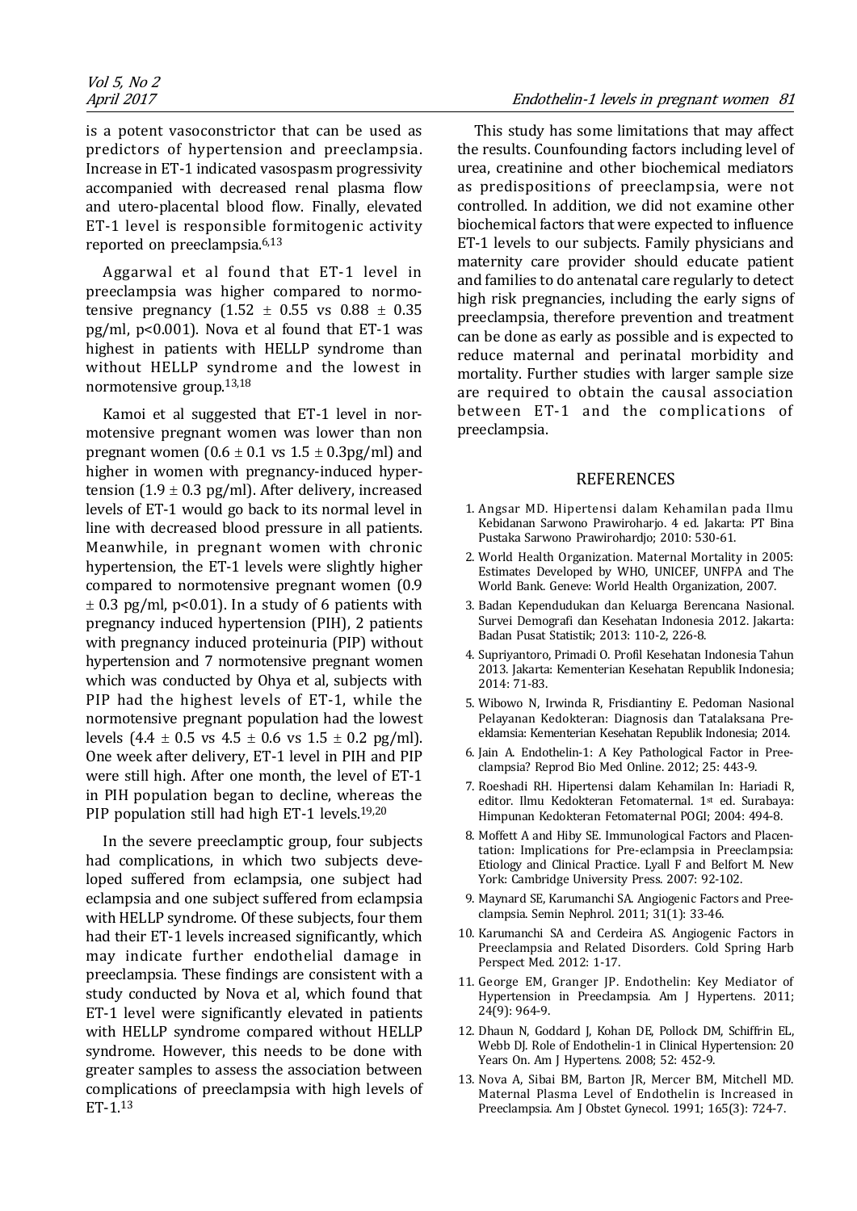is a potent vasoconstrictor that can be used as predictors of hypertension and preeclampsia. Increase in ET-1 indicated vasospasm progressivity accompanied with decreased renal plasma flow and utero-placental blood flow. Finally, elevated ET-1 level is responsible formitogenic activity reported on preeclampsia.[6,13]

Aggarwal et al found that ET-1 level in preeclampsia was higher compared to normotensive pregnancy ($1.52 \pm 0.55$ vs $0.88 \pm 0.35$ pg/ml, $p<0.001$). Nova et al found that ET-1 was highest in patients with HELLP syndrome than without HELLP syndrome and the lowest in normotensive group.[13,18]

Kamoi et al suggested that ET-1 level in normotensive pregnant women was lower than non pregnant women ($0.6 \pm 0.1$ vs $1.5 \pm 0.3$pg/ml) and higher in women with pregnancy-induced hypertension ($1.9 \pm 0.3$ pg/ml). After delivery, increased levels of ET-1 would go back to its normal level in line with decreased blood pressure in all patients. Meanwhile, in pregnant women with chronic hypertension, the ET-1 levels were slightly higher compared to normotensive pregnant women ($0.9 \pm 0.3$ pg/ml, $p<0.01$). In a study of 6 patients with pregnancy induced hypertension (PIH), 2 patients with pregnancy induced proteinuria (PIP) without hypertension and 7 normotensive pregnant women which was conducted by Ohya et al, subjects with PIP had the highest levels of ET-1, while the normotensive pregnant population had the lowest levels ($4.4 \pm 0.5$ vs $4.5 \pm 0.6$ vs $1.5 \pm 0.2$ pg/ml). One week after delivery, ET-1 level in PIH and PIP were still high. After one month, the level of ET-1 in PIH population began to decline, whereas the PIP population still had high ET-1 levels.[19,20]

In the severe preeclamptic group, four subjects had complications, in which two subjects developed suffered from eclampsia, one subject had eclampsia and one subject suffered from eclampsia with HELLP syndrome. Of these subjects, four them had their ET-1 levels increased significantly, which may indicate further endothelial damage in preeclampsia. These findings are consistent with a study conducted by Nova et al, which found that ET-1 level were significantly elevated in patients with HELLP syndrome compared without HELLP syndrome. However, this needs to be done with greater samples to assess the association between complications of preeclampsia with high levels of ET-1.[13]

This study has some limitations that may affect the results. Counfounding factors including level of urea, creatinine and other biochemical mediators as predispositions of preeclampsia, were not controlled. In addition, we did not examine other biochemical factors that were expected to influence ET-1 levels to our subjects. Family physicians and maternity care provider should educate patient and families to do antenatal care regularly to detect high risk pregnancies, including the early signs of preeclampsia, therefore prevention and treatment can be done as early as possible and is expected to reduce maternal and perinatal morbidity and mortality. Further studies with larger sample size are required to obtain the causal association between ET-1 and the complications of preeclampsia.

## REFERENCES

1. Angsar MD. Hipertensi dalam Kehamilan pada Ilmu Kebidanan Sarwono Prawiroharjo. 4 ed. Jakarta: PT Bina Pustaka Sarwono Prawirohardjo; 2010: 530-61.
2. World Health Organization. Maternal Mortality in 2005: Estimates Developed by WHO, UNICEF, UNFPA and The World Bank. Geneve: World Health Organization, 2007.
3. Badan Kependudukan dan Keluarga Berencana Nasional. Survei Demografi dan Kesehatan Indonesia 2012. Jakarta: Badan Pusat Statistik; 2013: 110-2, 226-8.
4. Supriyantoro, Primadi O. Profil Kesehatan Indonesia Tahun 2013. Jakarta: Kementerian Kesehatan Republik Indonesia; 2014: 71-83.
5. Wibowo N, Irwinda R, Frisdiantiny E. Pedoman Nasional Pelayanan Kedokteran: Diagnosis dan Tatalaksana Preeklamsia: Kementerian Kesehatan Republik Indonesia; 2014.
6. Jain A. Endothelin-1: A Key Pathological Factor in Preeclampsia? Reprod Bio Med Online. 2012; 25: 443-9.
7. Roeshadi RH. Hipertensi dalam Kehamilan In: Hariadi R, editor. Ilmu Kedokteran Fetomaternal. 1st ed. Surabaya: Himpunan Kedokteran Fetomaternal POGI; 2004: 494-8.
8. Moffett A and Hiby SE. Immunological Factors and Placentation: Implications for Pre-eclampsia in Preeclampsia: Etiology and Clinical Practice. Lyall F and Belfort M. New York: Cambridge University Press. 2007: 92-102.
9. Maynard SE, Karumanchi SA. Angiogenic Factors and Preeclampsia. Semin Nephrol. 2011; 31(1): 33-46.
10. Karumanchi SA and Cerdeira AS. Angiogenic Factors in Preeclampsia and Related Disorders. Cold Spring Harb Perspect Med. 2012: 1-17.
11. George EM, Granger JP. Endothelin: Key Mediator of Hypertension in Preeclampsia. Am J Hypertens. 2011; 24(9): 964-9.
12. Dhaun N, Goddard J, Kohan DE, Pollock DM, Schiffrin EL, Webb DJ. Role of Endothelin-1 in Clinical Hypertension: 20 Years On. Am J Hypertens. 2008; 52: 452-9.
13. Nova A, Sibai BM, Barton JR, Mercer BM, Mitchell MD. Maternal Plasma Level of Endothelin is Increased in Preeclampsia. Am J Obstet Gynecol. 1991; 165(3): 724-7.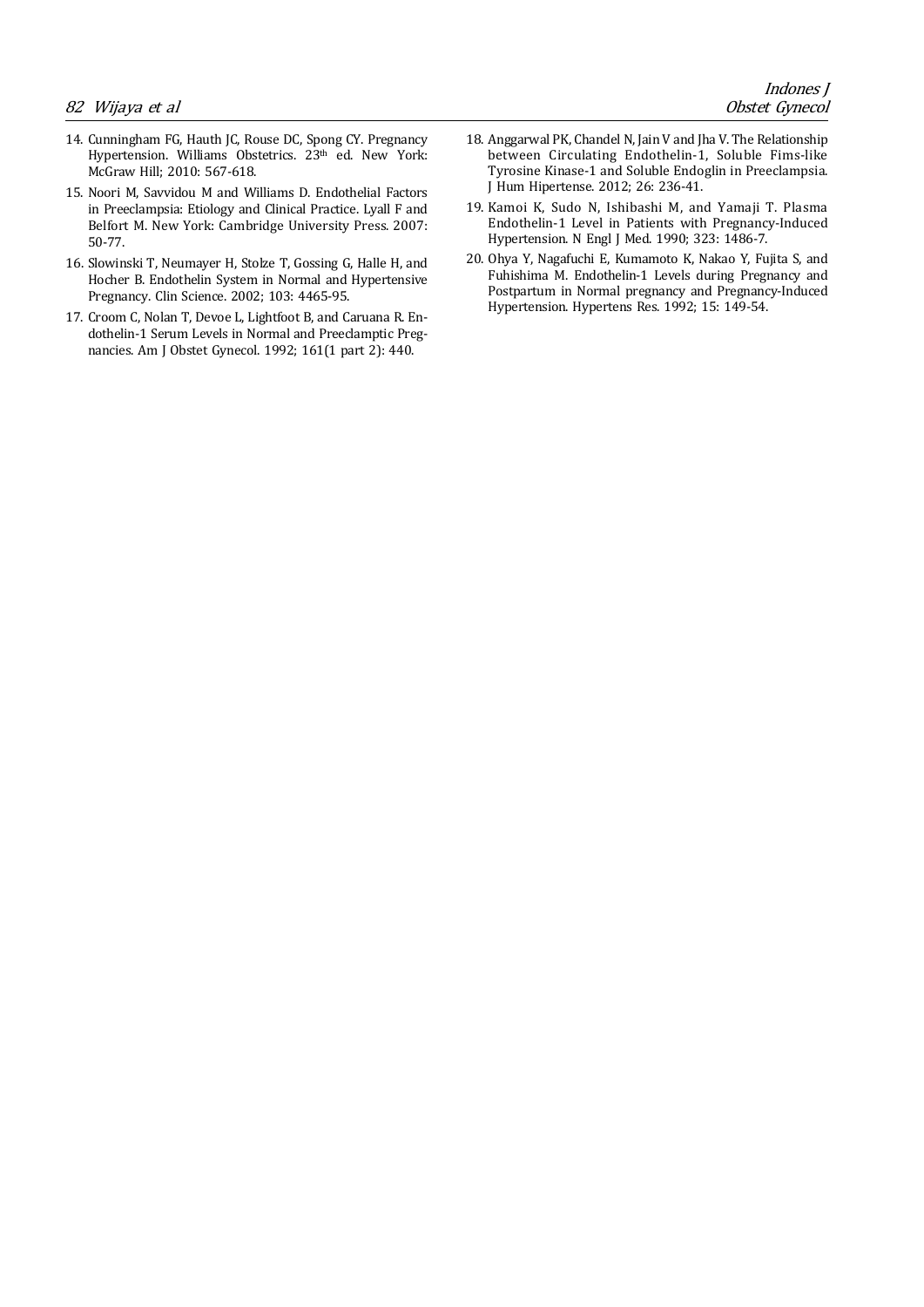14. Cunningham FG, Hauth JC, Rouse DC, Spong CY. Pregnancy Hypertension. Williams Obstetrics. 23th ed. New York: McGraw Hill; 2010: 567-618.
15. Noori M, Savvidou M and Williams D. Endothelial Factors in Preeclampsia: Etiology and Clinical Practice. Lyall F and Belfort M. New York: Cambridge University Press. 2007: 50-77.
16. Slowinski T, Neumayer H, Stolze T, Gossing G, Halle H, and Hocher B. Endothelin System in Normal and Hypertensive Pregnancy. Clin Science. 2002; 103: 4465-95.
17. Croom C, Nolan T, Devoe L, Lightfoot B, and Caruana R. Endothelin-1 Serum Levels in Normal and Preeclamptic Pregnancies. Am J Obstet Gynecol. 1992; 161(1 part 2): 440.
18. Anggarwal PK, Chandel N, Jain V and Jha V. The Relationship between Circulating Endothelin-1, Soluble Fims-like Tyrosine Kinase-1 and Soluble Endoglin in Preeclampsia. J Hum Hipertense. 2012; 26: 236-41.
19. Kamoi K, Sudo N, Ishibashi M, and Yamaji T. Plasma Endothelin-1 Level in Patients with Pregnancy-Induced Hypertension. N Engl J Med. 1990; 323: 1486-7.
20. Ohya Y, Nagafuchi E, Kumamoto K, Nakao Y, Fujita S, and Fuhishima M. Endothelin-1 Levels during Pregnancy and Postpartum in Normal pregnancy and Pregnancy-Induced Hypertension. Hypertens Res. 1992; 15: 149-54.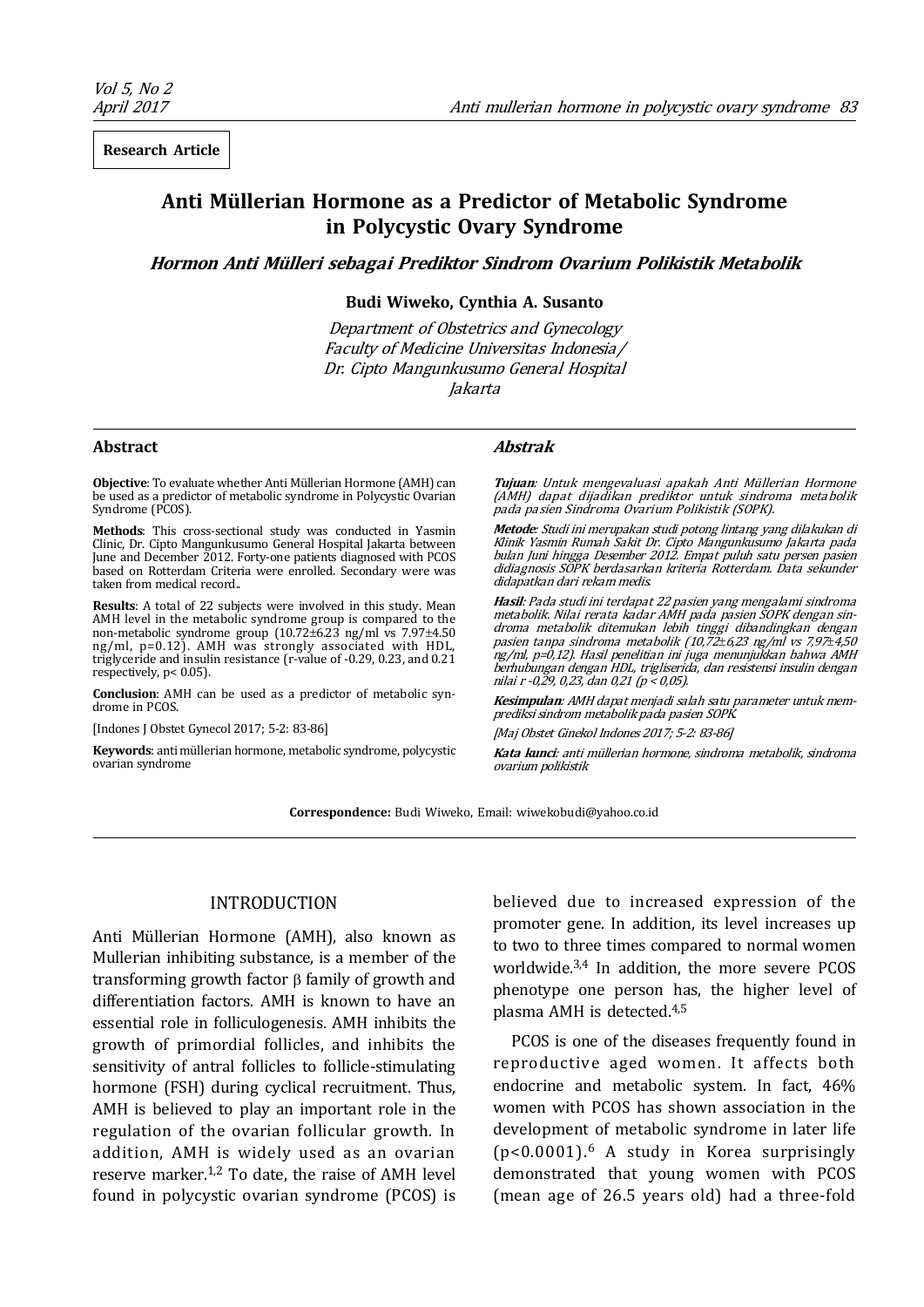**Research Article**

# Anti Müllerian Hormone as a Predictor of Metabolic Syndrome in Polycystic Ovary Syndrome

***Hormon Anti Mülleri sebagai Prediktor Sindrom Ovarium Polikistik Metabolik***

**Budi Wiweko, Cynthia A. Susanto**

*Department of Obstetrics and Gynecology*
*Faculty of Medicine Universitas Indonesia/*
*Dr. Cipto Mangunkusumo General Hospital*
*Jakarta*

## Abstract

**Objective**: To evaluate whether Anti Müllerian Hormone (AMH) can be used as a predictor of metabolic syndrome in Polycystic Ovarian Syndrome (PCOS).

**Methods**: This cross-sectional study was conducted in Yasmin Clinic, Dr. Cipto Mangunkusumo General Hospital Jakarta between June and December 2012. Forty-one patients diagnosed with PCOS based on Rotterdam Criteria were enrolled. Secondary were was taken from medical record..

**Results**: A total of 22 subjects were involved in this study. Mean AMH level in the metabolic syndrome group is compared to the non-metabolic syndrome group (10.72±6.23 ng/ml vs 7.97±4.50 ng/ml, p=0.12). AMH was strongly associated with HDL, triglyceride and insulin resistance (r-value of -0.29, 0.23, and 0.21 respectively, p< 0.05).

**Conclusion**: AMH can be used as a predictor of metabolic syndrome in PCOS.

[Indones J Obstet Gynecol 2017; 5-2: 83-86]

**Keywords**: anti müllerian hormone, metabolic syndrome, polycystic ovarian syndrome

## *Abstrak*

***Tujuan***: *Untuk mengevaluasi apakah Anti Müllerian Hormone (AMH) dapat dijadikan prediktor untuk sindroma metabolik pada pasien Sindroma Ovarium Polikistik (SOPK).*

***Metode***: *Studi ini merupakan studi potong lintang yang dilakukan di Klinik Yasmin Rumah Sakit Dr. Cipto Mangunkusumo Jakarta pada bulan Juni hingga Desember 2012. Empat puluh satu persen pasien didiagnosis SOPK berdasarkan kriteria Rotterdam. Data sekunder didapatkan dari rekam medis.*

***Hasil***: *Pada studi ini terdapat 22 pasien yang mengalami sindroma metabolik. Nilai rerata kadar AMH pada pasien SOPK dengan sindroma metabolik ditemukan lebih tinggi dibandingkan dengan pasien tanpa sindroma metabolik (10,72±6,23 ng/ml vs 7,97±4,50 ng/ml, p=0,12). Hasil penelitian ini juga menunjukkan bahwa AMH berhubungan dengan HDL, trigliserida, dan resistensi insulin dengan nilai r -0,29, 0,23, dan 0,21 (p < 0,05).*

***Kesimpulan***: *AMH dapat menjadi salah satu parameter untuk memprediksi sindrom metabolik pada pasien SOPK.*

*[Maj Obstet Ginekol Indones 2017; 5-2: 83-86]*

***Kata kunci***: *anti müllerian hormone, sindroma metabolik, sindroma ovarium polikistik*

**Correspondence:** Budi Wiweko, Email: wiwekobudi@yahoo.co.id

## INTRODUCTION

Anti Müllerian Hormone (AMH), also known as Mullerian inhibiting substance, is a member of the transforming growth factor β family of growth and differentiation factors. AMH is known to have an essential role in folliculogenesis. AMH inhibits the growth of primordial follicles, and inhibits the sensitivity of antral follicles to follicle-stimulating hormone (FSH) during cyclical recruitment. Thus, AMH is believed to play an important role in the regulation of the ovarian follicular growth. In addition, AMH is widely used as an ovarian reserve marker.[1,2] To date, the raise of AMH level found in polycystic ovarian syndrome (PCOS) is believed due to increased expression of the promoter gene. In addition, its level increases up to two to three times compared to normal women worldwide.[3,4] In addition, the more severe PCOS phenotype one person has, the higher level of plasma AMH is detected.[4,5]

PCOS is one of the diseases frequently found in reproductive aged women. It affects both endocrine and metabolic system. In fact, 46% women with PCOS has shown association in the development of metabolic syndrome in later life ($p<0.0001$).[6] A study in Korea surprisingly demonstrated that young women with PCOS (mean age of 26.5 years old) had a three-fold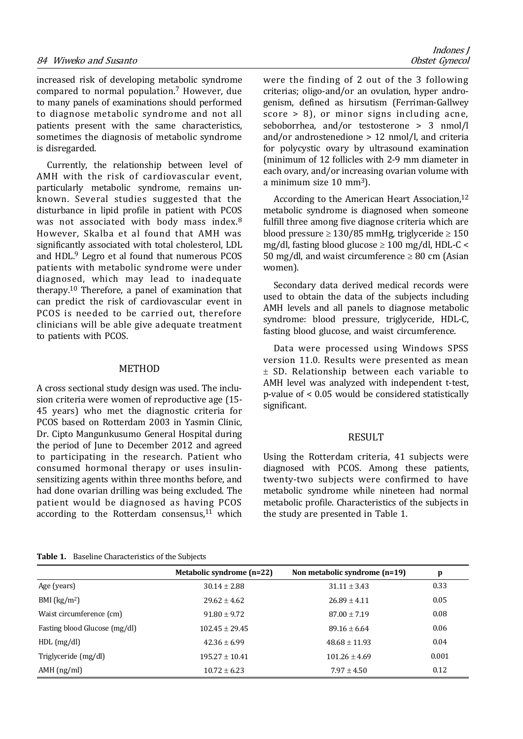increased risk of developing metabolic syndrome compared to normal population.[7] However, due to many panels of examinations should performed to diagnose metabolic syndrome and not all patients present with the same characteristics, sometimes the diagnosis of metabolic syndrome is disregarded.

Currently, the relationship between level of AMH with the risk of cardiovascular event, particularly metabolic syndrome, remains unknown. Several studies suggested that the disturbance in lipid profile in patient with PCOS was not associated with body mass index.[8] However, Skalba et al found that AMH was significantly associated with total cholesterol, LDL and HDL.[9] Legro et al found that numerous PCOS patients with metabolic syndrome were under diagnosed, which may lead to inadequate therapy.[10] Therefore, a panel of examination that can predict the risk of cardiovascular event in PCOS is needed to be carried out, therefore clinicians will be able give adequate treatment to patients with PCOS.

## METHOD

A cross sectional study design was used. The inclusion criteria were women of reproductive age (15-45 years) who met the diagnostic criteria for PCOS based on Rotterdam 2003 in Yasmin Clinic, Dr. Cipto Mangunkusumo General Hospital during the period of June to December 2012 and agreed to participating in the research. Patient who consumed hormonal therapy or uses insulin-sensitizing agents within three months before, and had done ovarian drilling was being excluded. The patient would be diagnosed as having PCOS according to the Rotterdam consensus,[11] which were the finding of 2 out of the 3 following criterias; oligo-and/or an ovulation, hyper androgenism, defined as hirsutism (Ferriman-Gallwey score > 8), or minor signs including acne, seboborrhea, and/or testosterone > 3 nmol/l and/or androstenedione > 12 nmol/l, and criteria for polycystic ovary by ultrasound examination (minimum of 12 follicles with 2-9 mm diameter in each ovary, and/or increasing ovarian volume with a minimum size 10 mm$^3$).

According to the American Heart Association,[12] metabolic syndrome is diagnosed when someone fulfill three among five diagnose criteria which are blood pressure ≥ 130/85 mmHg, triglyceride ≥ 150 mg/dl, fasting blood glucose ≥ 100 mg/dl, HDL-C < 50 mg/dl, and waist circumference ≥ 80 cm (Asian women).

Secondary data derived medical records were used to obtain the data of the subjects including AMH levels and all panels to diagnose metabolic syndrome: blood pressure, triglyceride, HDL-C, fasting blood glucose, and waist circumference.

Data were processed using Windows SPSS version 11.0. Results were presented as mean ± SD. Relationship between each variable to AMH level was analyzed with independent t-test, p-value of < 0.05 would be considered statistically significant.

## RESULT

Using the Rotterdam criteria, 41 subjects were diagnosed with PCOS. Among these patients, twenty-two subjects were confirmed to have metabolic syndrome while nineteen had normal metabolic profile. Characteristics of the subjects in the study are presented in Table 1.

**Table 1.** Baseline Characteristics of the Subjects

| | **Metabolic syndrome (n=22)** | **Non metabolic syndrome (n=19)** | **p** |
|---|---|---|---|
| Age (years) | 30.14 ± 2.88 | 31.11 ± 3.43 | 0.33 |
| BMI (kg/m$^2$) | 29.62 ± 4.62 | 26.89 ± 4.11 | 0.05 |
| Waist circumference (cm) | 91.80 ± 9.72 | 87.00 ± 7.19 | 0.08 |
| Fasting blood Glucose (mg/dl) | 102.45 ± 29.45 | 89.16 ± 6.64 | 0.06 |
| HDL (mg/dl) | 42.36 ± 6.99 | 48.68 ± 11.93 | 0.04 |
| Triglyceride (mg/dl) | 195.27 ± 10.41 | 101.26 ± 4.69 | 0.001 |
| AMH (ng/ml) | 10.72 ± 6.23 | 7.97 ± 4.50 | 0.12 |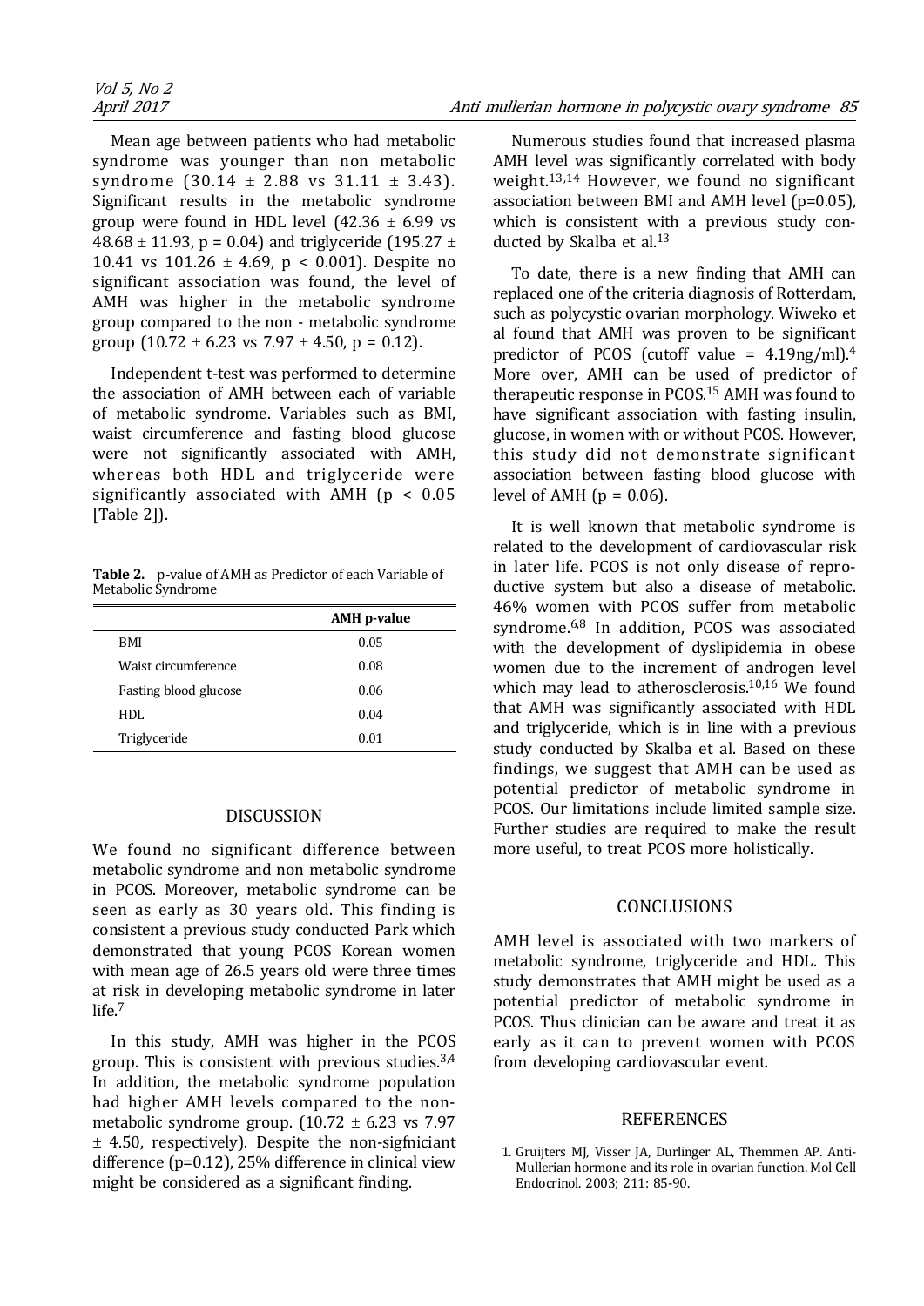Mean age between patients who had metabolic syndrome was younger than non metabolic syndrome ($30.14 \pm 2.88$ vs $31.11 \pm 3.43$). Significant results in the metabolic syndrome group were found in HDL level ($42.36 \pm 6.99$ vs $48.68 \pm 11.93$, $p = 0.04$) and triglyceride ($195.27 \pm 10.41$ vs $101.26 \pm 4.69$, $p < 0.001$). Despite no significant association was found, the level of AMH was higher in the metabolic syndrome group compared to the non - metabolic syndrome group ($10.72 \pm 6.23$ vs $7.97 \pm 4.50$, $p = 0.12$).

Independent t-test was performed to determine the association of AMH between each of variable of metabolic syndrome. Variables such as BMI, waist circumference and fasting blood glucose were not significantly associated with AMH, whereas both HDL and triglyceride were significantly associated with AMH ($p < 0.05$ [Table 2]).

**Table 2.** p-value of AMH as Predictor of each Variable of Metabolic Syndrome

| | AMH p-value |
|---|---|
| BMI | 0.05 |
| Waist circumference | 0.08 |
| Fasting blood glucose | 0.06 |
| HDL | 0.04 |
| Triglyceride | 0.01 |

## DISCUSSION

We found no significant difference between metabolic syndrome and non metabolic syndrome in PCOS. Moreover, metabolic syndrome can be seen as early as 30 years old. This finding is consistent a previous study conducted Park which demonstrated that young PCOS Korean women with mean age of 26.5 years old were three times at risk in developing metabolic syndrome in later life.[7]

In this study, AMH was higher in the PCOS group. This is consistent with previous studies.[3,4] In addition, the metabolic syndrome population had higher AMH levels compared to the non-metabolic syndrome group. ($10.72 \pm 6.23$ vs $7.97 \pm 4.50$, respectively). Despite the non-sigfniciant difference ($p=0.12$), 25% difference in clinical view might be considered as a significant finding.

Numerous studies found that increased plasma AMH level was significantly correlated with body weight.[13,14] However, we found no significant association between BMI and AMH level ($p=0.05$), which is consistent with a previous study conducted by Skalba et al.[13]

To date, there is a new finding that AMH can replaced one of the criteria diagnosis of Rotterdam, such as polycystic ovarian morphology. Wiweko et al found that AMH was proven to be significant predictor of PCOS (cutoff value = 4.19ng/ml).[4] More over, AMH can be used of predictor of therapeutic response in PCOS.[15] AMH was found to have significant association with fasting insulin, glucose, in women with or without PCOS. However, this study did not demonstrate significant association between fasting blood glucose with level of AMH ($p = 0.06$).

It is well known that metabolic syndrome is related to the development of cardiovascular risk in later life. PCOS is not only disease of reproductive system but also a disease of metabolic. 46% women with PCOS suffer from metabolic syndrome.[6,8] In addition, PCOS was associated with the development of dyslipidemia in obese women due to the increment of androgen level which may lead to atherosclerosis.[10,16] We found that AMH was significantly associated with HDL and triglyceride, which is in line with a previous study conducted by Skalba et al. Based on these findings, we suggest that AMH can be used as potential predictor of metabolic syndrome in PCOS. Our limitations include limited sample size. Further studies are required to make the result more useful, to treat PCOS more holistically.

## CONCLUSIONS

AMH level is associated with two markers of metabolic syndrome, triglyceride and HDL. This study demonstrates that AMH might be used as a potential predictor of metabolic syndrome in PCOS. Thus clinician can be aware and treat it as early as it can to prevent women with PCOS from developing cardiovascular event.

## REFERENCES

1. Gruijters MJ, Visser JA, Durlinger AL, Themmen AP. Anti-Mullerian hormone and its role in ovarian function. Mol Cell Endocrinol. 2003; 211: 85-90.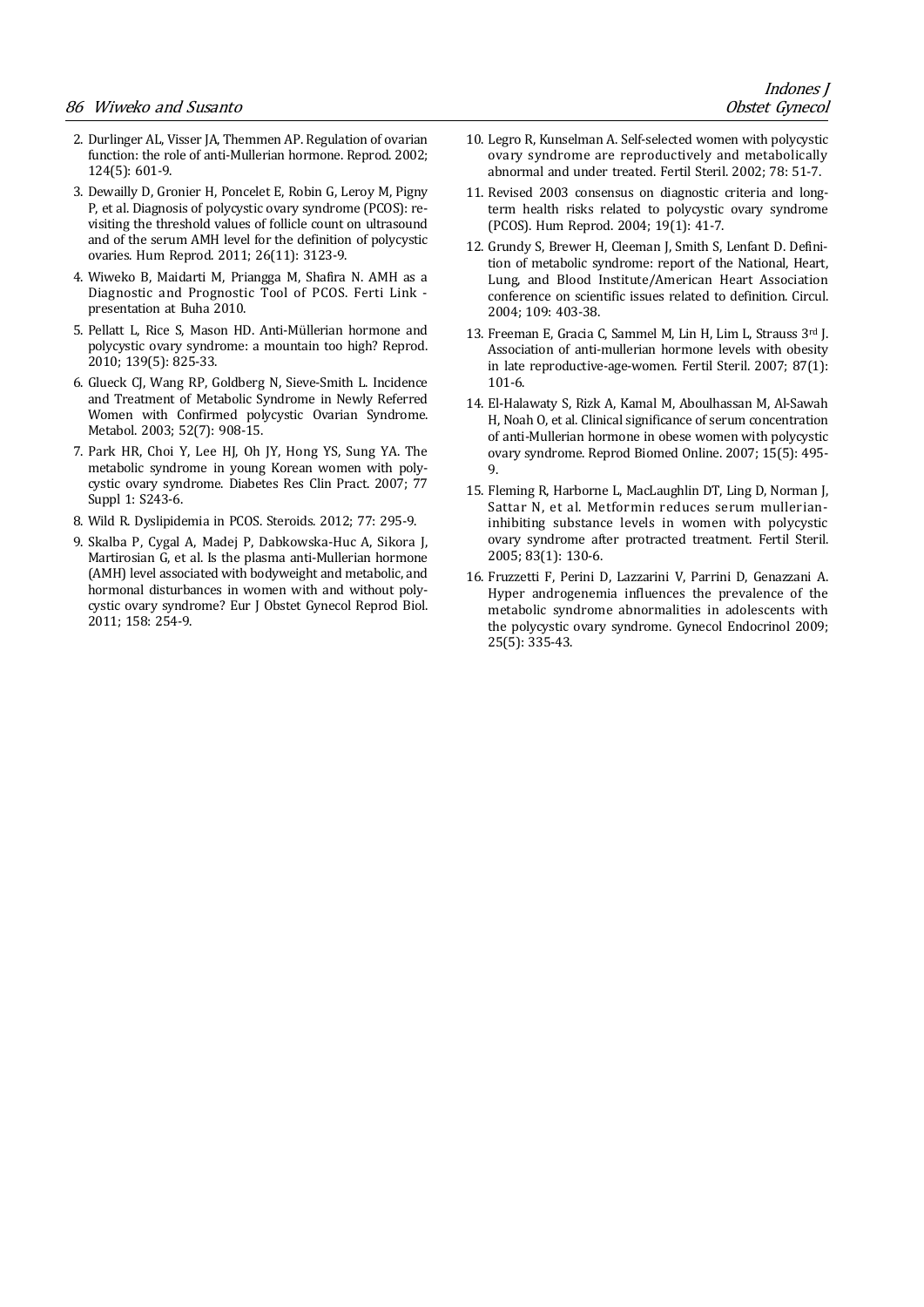2. Durlinger AL, Visser JA, Themmen AP. Regulation of ovarian function: the role of anti-Mullerian hormone. Reprod. 2002; 124(5): 601-9.
3. Dewailly D, Gronier H, Poncelet E, Robin G, Leroy M, Pigny P, et al. Diagnosis of polycystic ovary syndrome (PCOS): revisiting the threshold values of follicle count on ultrasound and of the serum AMH level for the definition of polycystic ovaries. Hum Reprod. 2011; 26(11): 3123-9.
4. Wiweko B, Maidarti M, Priangga M, Shafira N. AMH as a Diagnostic and Prognostic Tool of PCOS. Ferti Link - presentation at Buha 2010.
5. Pellatt L, Rice S, Mason HD. Anti-Müllerian hormone and polycystic ovary syndrome: a mountain too high? Reprod. 2010; 139(5): 825-33.
6. Glueck CJ, Wang RP, Goldberg N, Sieve-Smith L. Incidence and Treatment of Metabolic Syndrome in Newly Referred Women with Confirmed polycystic Ovarian Syndrome. Metabol. 2003; 52(7): 908-15.
7. Park HR, Choi Y, Lee HJ, Oh JY, Hong YS, Sung YA. The metabolic syndrome in young Korean women with polycystic ovary syndrome. Diabetes Res Clin Pract. 2007; 77 Suppl 1: S243-6.
8. Wild R. Dyslipidemia in PCOS. Steroids. 2012; 77: 295-9.
9. Skalba P, Cygal A, Madej P, Dabkowska-Huc A, Sikora J, Martirosian G, et al. Is the plasma anti-Mullerian hormone (AMH) level associated with bodyweight and metabolic, and hormonal disturbances in women with and without polycystic ovary syndrome? Eur J Obstet Gynecol Reprod Biol. 2011; 158: 254-9.
10. Legro R, Kunselman A. Self-selected women with polycystic ovary syndrome are reproductively and metabolically abnormal and under treated. Fertil Steril. 2002; 78: 51-7.
11. Revised 2003 consensus on diagnostic criteria and long-term health risks related to polycystic ovary syndrome (PCOS). Hum Reprod. 2004; 19(1): 41-7.
12. Grundy S, Brewer H, Cleeman J, Smith S, Lenfant D. Definition of metabolic syndrome: report of the National, Heart, Lung, and Blood Institute/American Heart Association conference on scientific issues related to definition. Circul. 2004; 109: 403-38.
13. Freeman E, Gracia C, Sammel M, Lin H, Lim L, Strauss 3rd J. Association of anti-mullerian hormone levels with obesity in late reproductive-age-women. Fertil Steril. 2007; 87(1): 101-6.
14. El-Halawaty S, Rizk A, Kamal M, Aboulhassan M, Al-Sawah H, Noah O, et al. Clinical significance of serum concentration of anti-Mullerian hormone in obese women with polycystic ovary syndrome. Reprod Biomed Online. 2007; 15(5): 495-9.
15. Fleming R, Harborne L, MacLaughlin DT, Ling D, Norman J, Sattar N, et al. Metformin reduces serum mullerian-inhibiting substance levels in women with polycystic ovary syndrome after protracted treatment. Fertil Steril. 2005; 83(1): 130-6.
16. Fruzzetti F, Perini D, Lazzarini V, Parrini D, Genazzani A. Hyper androgenemia influences the prevalence of the metabolic syndrome abnormalities in adolescents with the polycystic ovary syndrome. Gynecol Endocrinol 2009; 25(5): 335-43.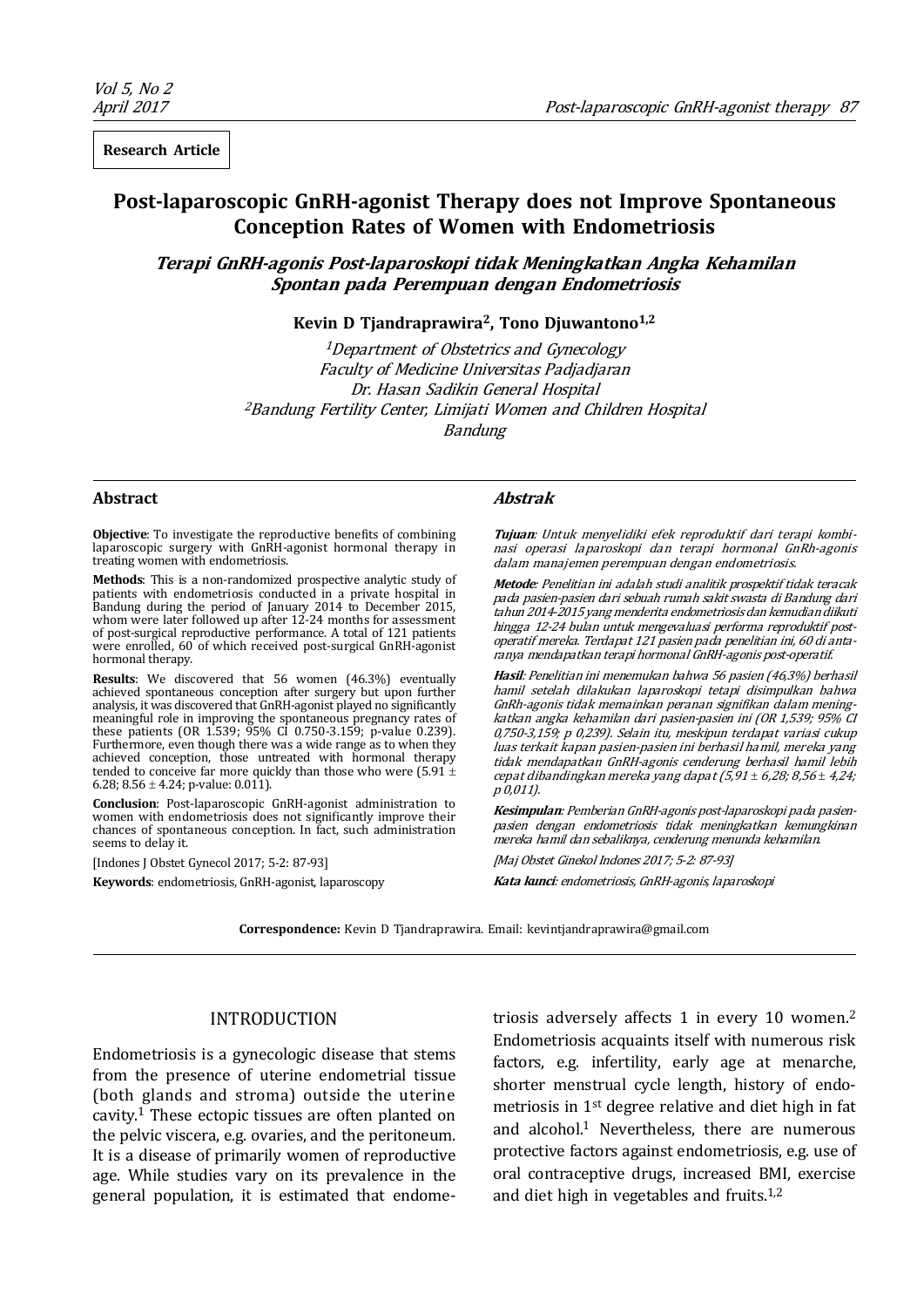**Research Article**

# Post-laparoscopic GnRH-agonist Therapy does not Improve Spontaneous Conception Rates of Women with Endometriosis

***Terapi GnRH-agonis Post-laparoskopi tidak Meningkatkan Angka Kehamilan Spontan pada Perempuan dengan Endometriosis***

**Kevin D Tjandraprawira[2], Tono Djuwantono[1,2]**

*[1]Department of Obstetrics and Gynecology*
*Faculty of Medicine Universitas Padjadjaran*
*Dr. Hasan Sadikin General Hospital*
*[2]Bandung Fertility Center, Limijati Women and Children Hospital*
*Bandung*

## Abstract

**Objective**: To investigate the reproductive benefits of combining laparoscopic surgery with GnRH-agonist hormonal therapy in treating women with endometriosis.

**Methods**: This is a non-randomized prospective analytic study of patients with endometriosis conducted in a private hospital in Bandung during the period of January 2014 to December 2015, whom were later followed up after 12-24 months for assessment of post-surgical reproductive performance. A total of 121 patients were enrolled, 60 of which received post-surgical GnRH-agonist hormonal therapy.

**Results**: We discovered that 56 women (46.3%) eventually achieved spontaneous conception after surgery but upon further analysis, it was discovered that GnRH-agonist played no significantly meaningful role in improving the spontaneous pregnancy rates of these patients (OR 1.539; 95% CI 0.750-3.159; p-value 0.239). Furthermore, even though there was a wide range as to when they achieved conception, those untreated with hormonal therapy tended to conceive far more quickly than those who were ($5.91 \pm 6.28$; $8.56 \pm 4.24$; p-value: 0.011).

**Conclusion**: Post-laparoscopic GnRH-agonist administration to women with endometriosis does not significantly improve their chances of spontaneous conception. In fact, such administration seems to delay it.

[Indones J Obstet Gynecol 2017; 5-2: 87-93]

**Keywords**: endometriosis, GnRH-agonist, laparoscopy

## *Abstrak*

***Tujuan****: Untuk menyelidiki efek reproduktif dari terapi kombinasi operasi laparoskopi dan terapi hormonal GnRh-agonis dalam manajemen perempuan dengan endometriosis.*

***Metode****: Penelitian ini adalah studi analitik prospektif tidak teracak pada pasien-pasien dari sebuah rumah sakit swasta di Bandung dari tahun 2014-2015 yang menderita endometriosis dan kemudian diikuti hingga 12-24 bulan untuk mengevaluasi performa reproduktif post-operatif mereka. Terdapat 121 pasien pada penelitian ini, 60 di antaranya mendapatkan terapi hormonal GnRH-agonis post-operatif.*

***Hasil****: Penelitian ini menemukan bahwa 56 pasien (46,3%) berhasil hamil setelah dilakukan laparoskopi tetapi disimpulkan bahwa GnRh-agonis tidak memainkan peranan signifikan dalam meningkatkan angka kehamilan dari pasien-pasien ini (OR 1,539; 95% CI 0,750-3,159; p 0,239). Selain itu, meskipun terdapat variasi cukup luas terkait kapan pasien-pasien ini berhasil hamil, mereka yang tidak mendapatkan GnRH-agonis cenderung berhasil hamil lebih cepat dibandingkan mereka yang dapat (5,91 ± 6,28; 8,56 ± 4,24; p 0,011).*

***Kesimpulan****: Pemberian GnRH-agonis post-laparoskopi pada pasien-pasien dengan endometriosis tidak meningkatkan kemungkinan mereka hamil dan sebaliknya, cenderung menunda kehamilan.*

*[Maj Obstet Ginekol Indones 2017; 5-2: 87-93]*

***Kata kunci****: endometriosis, GnRH-agonis, laparoskopi*

**Correspondence:** Kevin D Tjandraprawira. Email: kevintjandraprawira@gmail.com

## INTRODUCTION

Endometriosis is a gynecologic disease that stems from the presence of uterine endometrial tissue (both glands and stroma) outside the uterine cavity.[1] These ectopic tissues are often planted on the pelvic viscera, e.g. ovaries, and the peritoneum. It is a disease of primarily women of reproductive age. While studies vary on its prevalence in the general population, it is estimated that endometriosis adversely affects 1 in every 10 women.[2] Endometriosis acquaints itself with numerous risk factors, e.g. infertility, early age at menarche, shorter menstrual cycle length, history of endometriosis in 1st degree relative and diet high in fat and alcohol.[1] Nevertheless, there are numerous protective factors against endometriosis, e.g. use of oral contraceptive drugs, increased BMI, exercise and diet high in vegetables and fruits.[1,2]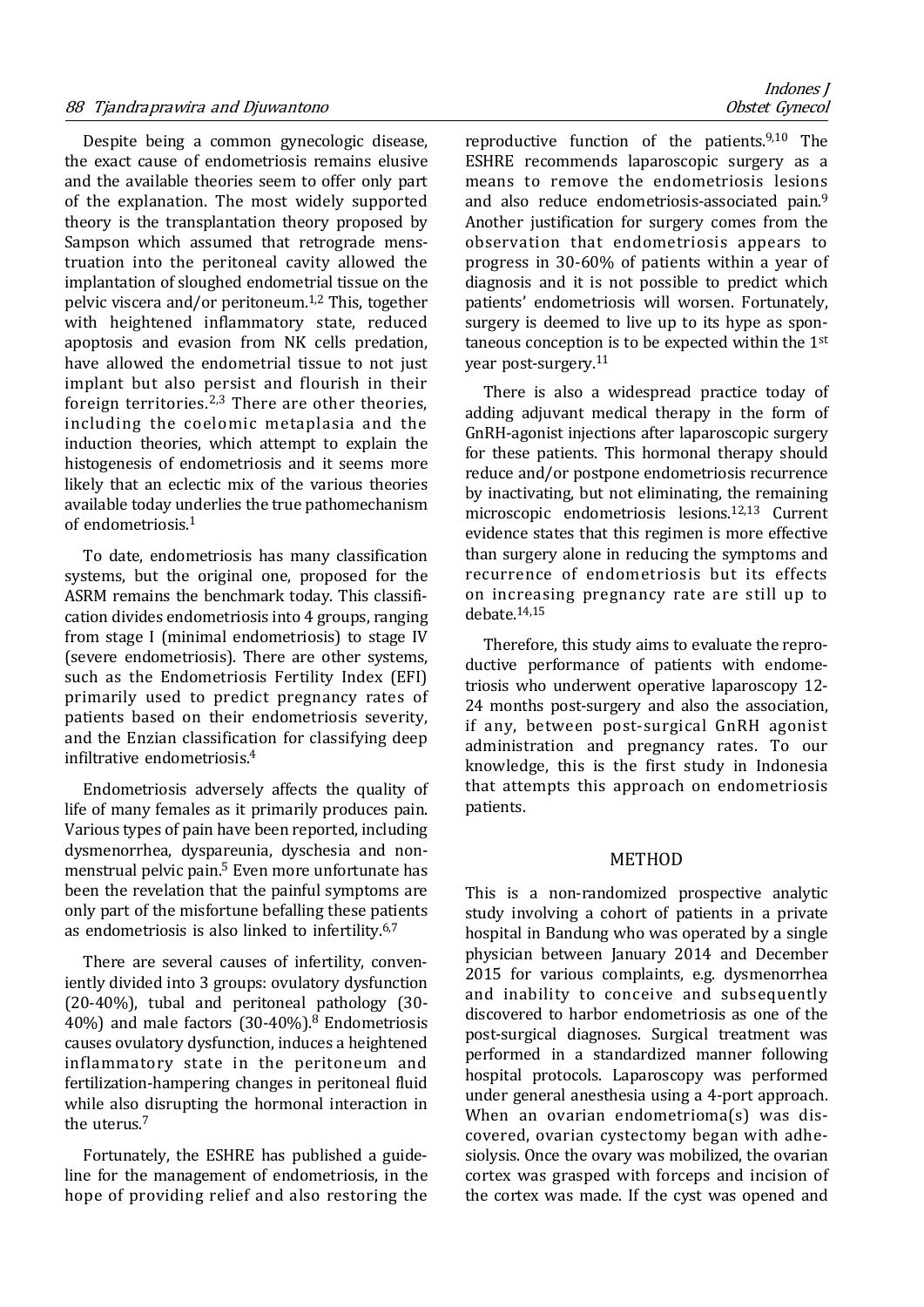Despite being a common gynecologic disease, the exact cause of endometriosis remains elusive and the available theories seem to offer only part of the explanation. The most widely supported theory is the transplantation theory proposed by Sampson which assumed that retrograde menstruation into the peritoneal cavity allowed the implantation of sloughed endometrial tissue on the pelvic viscera and/or peritoneum.[1,2] This, together with heightened inflammatory state, reduced apoptosis and evasion from NK cells predation, have allowed the endometrial tissue to not just implant but also persist and flourish in their foreign territories.[2,3] There are other theories, including the coelomic metaplasia and the induction theories, which attempt to explain the histogenesis of endometriosis and it seems more likely that an eclectic mix of the various theories available today underlies the true pathomechanism of endometriosis.[1]

To date, endometriosis has many classification systems, but the original one, proposed for the ASRM remains the benchmark today. This classification divides endometriosis into 4 groups, ranging from stage I (minimal endometriosis) to stage IV (severe endometriosis). There are other systems, such as the Endometriosis Fertility Index (EFI) primarily used to predict pregnancy rates of patients based on their endometriosis severity, and the Enzian classification for classifying deep infiltrative endometriosis.[4]

Endometriosis adversely affects the quality of life of many females as it primarily produces pain. Various types of pain have been reported, including dysmenorrhea, dyspareunia, dyschesia and nonmenstrual pelvic pain.[5] Even more unfortunate has been the revelation that the painful symptoms are only part of the misfortune befalling these patients as endometriosis is also linked to infertility.[6,7]

There are several causes of infertility, conveniently divided into 3 groups: ovulatory dysfunction (20-40%), tubal and peritoneal pathology (30-40%) and male factors (30-40%).[8] Endometriosis causes ovulatory dysfunction, induces a heightened inflammatory state in the peritoneum and fertilization-hampering changes in peritoneal fluid while also disrupting the hormonal interaction in the uterus.[7]

Fortunately, the ESHRE has published a guideline for the management of endometriosis, in the hope of providing relief and also restoring the reproductive function of the patients.[9,10] The ESHRE recommends laparoscopic surgery as a means to remove the endometriosis lesions and also reduce endometriosis-associated pain.[9] Another justification for surgery comes from the observation that endometriosis appears to progress in 30-60% of patients within a year of diagnosis and it is not possible to predict which patients' endometriosis will worsen. Fortunately, surgery is deemed to live up to its hype as spontaneous conception is to be expected within the 1st year post-surgery.[11]

There is also a widespread practice today of adding adjuvant medical therapy in the form of GnRH-agonist injections after laparoscopic surgery for these patients. This hormonal therapy should reduce and/or postpone endometriosis recurrence by inactivating, but not eliminating, the remaining microscopic endometriosis lesions.[12,13] Current evidence states that this regimen is more effective than surgery alone in reducing the symptoms and recurrence of endometriosis but its effects on increasing pregnancy rate are still up to debate.[14,15]

Therefore, this study aims to evaluate the reproductive performance of patients with endometriosis who underwent operative laparoscopy 12-24 months post-surgery and also the association, if any, between post-surgical GnRH agonist administration and pregnancy rates. To our knowledge, this is the first study in Indonesia that attempts this approach on endometriosis patients.

## METHOD

This is a non-randomized prospective analytic study involving a cohort of patients in a private hospital in Bandung who was operated by a single physician between January 2014 and December 2015 for various complaints, e.g. dysmenorrhea and inability to conceive and subsequently discovered to harbor endometriosis as one of the post-surgical diagnoses. Surgical treatment was performed in a standardized manner following hospital protocols. Laparoscopy was performed under general anesthesia using a 4-port approach. When an ovarian endometrioma(s) was discovered, ovarian cystectomy began with adhesiolysis. Once the ovary was mobilized, the ovarian cortex was grasped with forceps and incision of the cortex was made. If the cyst was opened and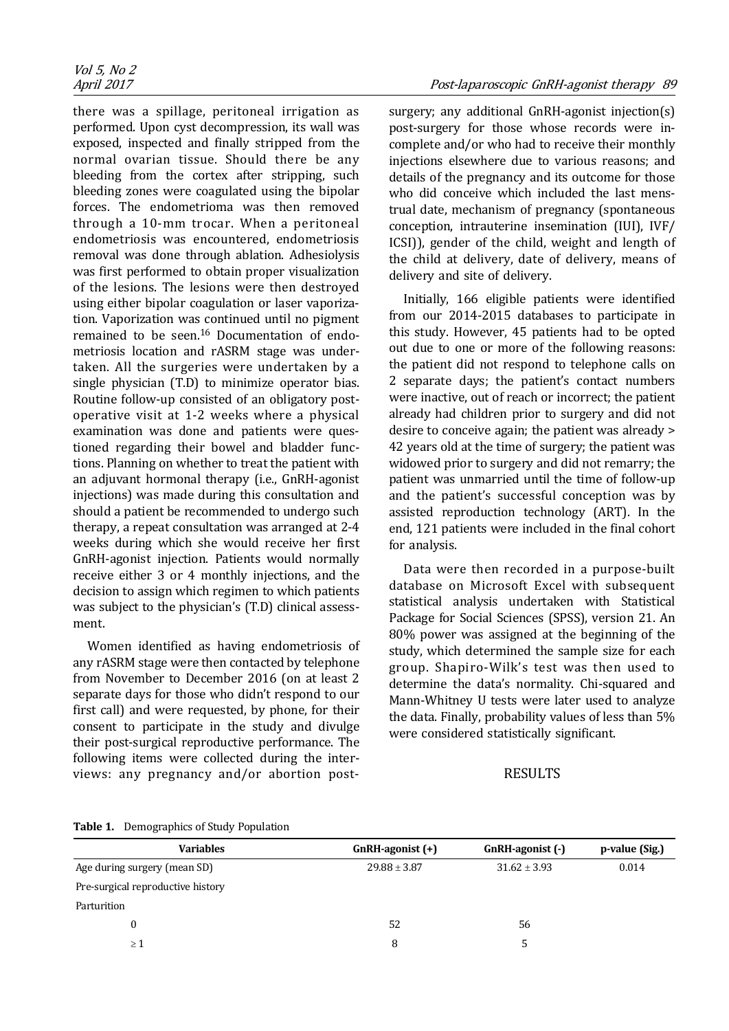there was a spillage, peritoneal irrigation as performed. Upon cyst decompression, its wall was exposed, inspected and finally stripped from the normal ovarian tissue. Should there be any bleeding from the cortex after stripping, such bleeding zones were coagulated using the bipolar forces. The endometrioma was then removed through a 10-mm trocar. When a peritoneal endometriosis was encountered, endometriosis removal was done through ablation. Adhesiolysis was first performed to obtain proper visualization of the lesions. The lesions were then destroyed using either bipolar coagulation or laser vaporization. Vaporization was continued until no pigment remained to be seen.[16] Documentation of endometriosis location and rASRM stage was undertaken. All the surgeries were undertaken by a single physician (T.D) to minimize operator bias. Routine follow-up consisted of an obligatory post-operative visit at 1-2 weeks where a physical examination was done and patients were questioned regarding their bowel and bladder functions. Planning on whether to treat the patient with an adjuvant hormonal therapy (i.e., GnRH-agonist injections) was made during this consultation and should a patient be recommended to undergo such therapy, a repeat consultation was arranged at 2-4 weeks during which she would receive her first GnRH-agonist injection. Patients would normally receive either 3 or 4 monthly injections, and the decision to assign which regimen to which patients was subject to the physician's (T.D) clinical assessment.

Women identified as having endometriosis of any rASRM stage were then contacted by telephone from November to December 2016 (on at least 2 separate days for those who didn't respond to our first call) and were requested, by phone, for their consent to participate in the study and divulge their post-surgical reproductive performance. The following items were collected during the interviews: any pregnancy and/or abortion post-surgery; any additional GnRH-agonist injection(s) post-surgery for those whose records were incomplete and/or who had to receive their monthly injections elsewhere due to various reasons; and details of the pregnancy and its outcome for those who did conceive which included the last menstrual date, mechanism of pregnancy (spontaneous conception, intrauterine insemination (IUI), IVF/ICSI)), gender of the child, weight and length of the child at delivery, date of delivery, means of delivery and site of delivery.

Initially, 166 eligible patients were identified from our 2014-2015 databases to participate in this study. However, 45 patients had to be opted out due to one or more of the following reasons: the patient did not respond to telephone calls on 2 separate days; the patient's contact numbers were inactive, out of reach or incorrect; the patient already had children prior to surgery and did not desire to conceive again; the patient was already > 42 years old at the time of surgery; the patient was widowed prior to surgery and did not remarry; the patient was unmarried until the time of follow-up and the patient's successful conception was by assisted reproduction technology (ART). In the end, 121 patients were included in the final cohort for analysis.

Data were then recorded in a purpose-built database on Microsoft Excel with subsequent statistical analysis undertaken with Statistical Package for Social Sciences (SPSS), version 21. An 80% power was assigned at the beginning of the study, which determined the sample size for each group. Shapiro-Wilk's test was then used to determine the data's normality. Chi-squared and Mann-Whitney U tests were later used to analyze the data. Finally, probability values of less than 5% were considered statistically significant.

## RESULTS

**Table 1.** Demographics of Study Population

| Variables | GnRH-agonist (+) | GnRH-agonist (-) | p-value (Sig.) |
|---|---|---|---|
| Age during surgery (mean SD) | $29.88 \pm 3.87$ | $31.62 \pm 3.93$ | 0.014 |
| Pre-surgical reproductive history | | | |
| Parturition | | | |
| 0 | 52 | 56 | |
| $\geq 1$ | 8 | 5 | |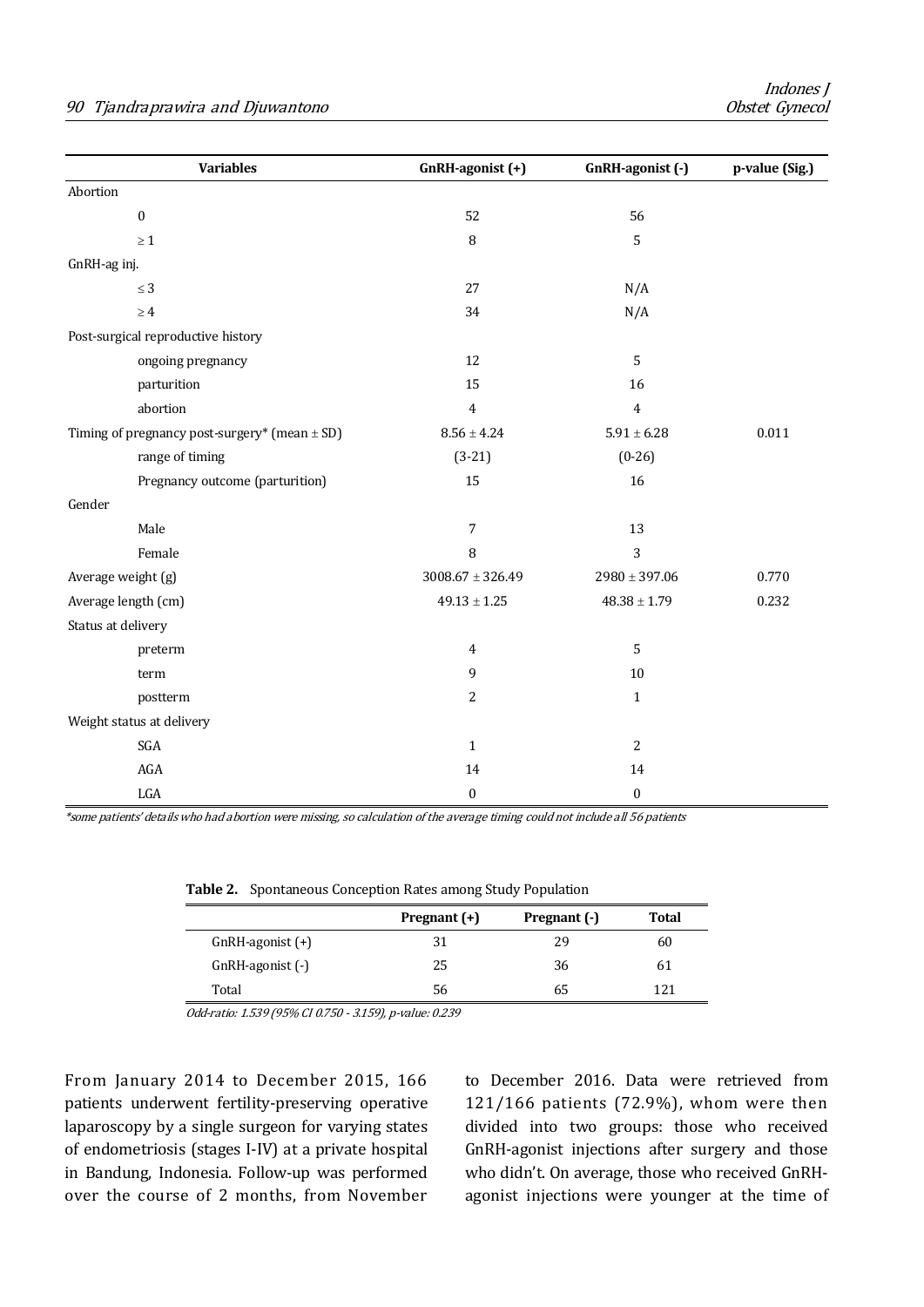| Variables | GnRH-agonist (+) | GnRH-agonist (-) | p-value (Sig.) |
|---|---|---|---|
| Abortion | | | |
| 0 | 52 | 56 | |
| ≥ 1 | 8 | 5 | |
| GnRH-ag inj. | | | |
| ≤ 3 | 27 | N/A | |
| ≥ 4 | 34 | N/A | |
| Post-surgical reproductive history | | | |
| ongoing pregnancy | 12 | 5 | |
| parturition | 15 | 16 | |
| abortion | 4 | 4 | |
| Timing of pregnancy post-surgery* (mean ± SD) | 8.56 ± 4.24 | 5.91 ± 6.28 | 0.011 |
| range of timing | (3-21) | (0-26) | |
| Pregnancy outcome (parturition) | 15 | 16 | |
| Gender | | | |
| Male | 7 | 13 | |
| Female | 8 | 3 | |
| Average weight (g) | 3008.67 ± 326.49 | 2980 ± 397.06 | 0.770 |
| Average length (cm) | 49.13 ± 1.25 | 48.38 ± 1.79 | 0.232 |
| Status at delivery | | | |
| preterm | 4 | 5 | |
| term | 9 | 10 | |
| postterm | 2 | 1 | |
| Weight status at delivery | | | |
| SGA | 1 | 2 | |
| AGA | 14 | 14 | |
| LGA | 0 | 0 | |

*\*some patients' details who had abortion were missing, so calculation of the average timing could not include all 56 patients*

**Table 2.** Spontaneous Conception Rates among Study Population

| | Pregnant (+) | Pregnant (-) | Total |
|---|---|---|---|
| GnRH-agonist (+) | 31 | 29 | 60 |
| GnRH-agonist (-) | 25 | 36 | 61 |
| Total | 56 | 65 | 121 |

*Odd-ratio: 1.539 (95% CI 0.750 - 3.159), p-value: 0.239*

From January 2014 to December 2015, 166 patients underwent fertility-preserving operative laparoscopy by a single surgeon for varying states of endometriosis (stages I-IV) at a private hospital in Bandung, Indonesia. Follow-up was performed over the course of 2 months, from November to December 2016. Data were retrieved from 121/166 patients (72.9%), whom were then divided into two groups: those who received GnRH-agonist injections after surgery and those who didn't. On average, those who received GnRH-agonist injections were younger at the time of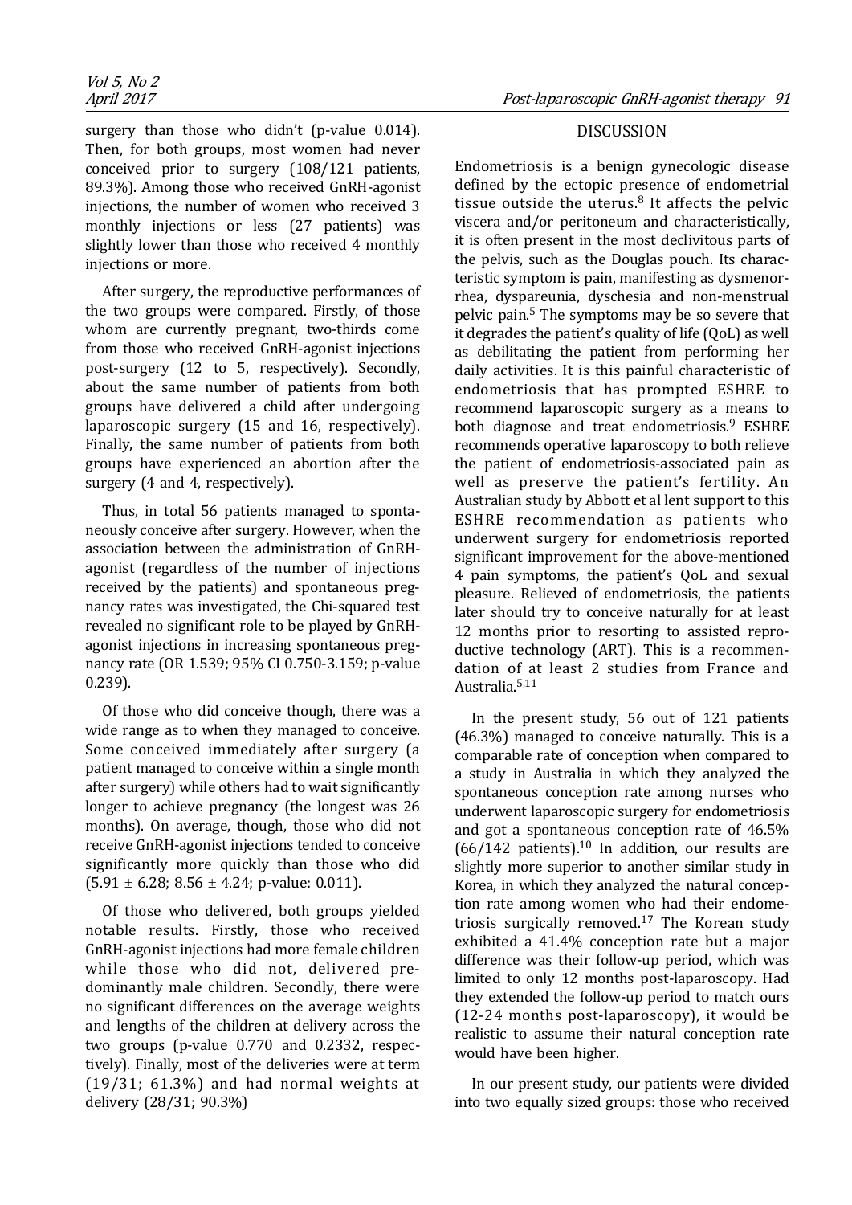surgery than those who didn't (p-value 0.014). Then, for both groups, most women had never conceived prior to surgery (108/121 patients, 89.3%). Among those who received GnRH-agonist injections, the number of women who received 3 monthly injections or less (27 patients) was slightly lower than those who received 4 monthly injections or more.

After surgery, the reproductive performances of the two groups were compared. Firstly, of those whom are currently pregnant, two-thirds come from those who received GnRH-agonist injections post-surgery (12 to 5, respectively). Secondly, about the same number of patients from both groups have delivered a child after undergoing laparoscopic surgery (15 and 16, respectively). Finally, the same number of patients from both groups have experienced an abortion after the surgery (4 and 4, respectively).

Thus, in total 56 patients managed to spontaneously conceive after surgery. However, when the association between the administration of GnRH-agonist (regardless of the number of injections received by the patients) and spontaneous pregnancy rates was investigated, the Chi-squared test revealed no significant role to be played by GnRH-agonist injections in increasing spontaneous pregnancy rate (OR 1.539; 95% CI 0.750-3.159; p-value 0.239).

Of those who did conceive though, there was a wide range as to when they managed to conceive. Some conceived immediately after surgery (a patient managed to conceive within a single month after surgery) while others had to wait significantly longer to achieve pregnancy (the longest was 26 months). On average, though, those who did not receive GnRH-agonist injections tended to conceive significantly more quickly than those who did ($5.91 \pm 6.28$; $8.56 \pm 4.24$; p-value: 0.011).

Of those who delivered, both groups yielded notable results. Firstly, those who received GnRH-agonist injections had more female children while those who did not, delivered predominantly male children. Secondly, there were no significant differences on the average weights and lengths of the children at delivery across the two groups (p-value 0.770 and 0.2332, respectively). Finally, most of the deliveries were at term (19/31; 61.3%) and had normal weights at delivery (28/31; 90.3%)

## DISCUSSION

Endometriosis is a benign gynecologic disease defined by the ectopic presence of endometrial tissue outside the uterus.[8] It affects the pelvic viscera and/or peritoneum and characteristically, it is often present in the most declivitous parts of the pelvis, such as the Douglas pouch. Its characteristic symptom is pain, manifesting as dysmenorrhea, dyspareunia, dyschesia and non-menstrual pelvic pain.[5] The symptoms may be so severe that it degrades the patient's quality of life (QoL) as well as debilitating the patient from performing her daily activities. It is this painful characteristic of endometriosis that has prompted ESHRE to recommend laparoscopic surgery as a means to both diagnose and treat endometriosis.[9] ESHRE recommends operative laparoscopy to both relieve the patient of endometriosis-associated pain as well as preserve the patient's fertility. An Australian study by Abbott et al lent support to this ESHRE recommendation as patients who underwent surgery for endometriosis reported significant improvement for the above-mentioned 4 pain symptoms, the patient's QoL and sexual pleasure. Relieved of endometriosis, the patients later should try to conceive naturally for at least 12 months prior to resorting to assisted reproductive technology (ART). This is a recommendation of at least 2 studies from France and Australia.[5,11]

In the present study, 56 out of 121 patients (46.3%) managed to conceive naturally. This is a comparable rate of conception when compared to a study in Australia in which they analyzed the spontaneous conception rate among nurses who underwent laparoscopic surgery for endometriosis and got a spontaneous conception rate of 46.5% (66/142 patients).[10] In addition, our results are slightly more superior to another similar study in Korea, in which they analyzed the natural conception rate among women who had their endometriosis surgically removed.[17] The Korean study exhibited a 41.4% conception rate but a major difference was their follow-up period, which was limited to only 12 months post-laparoscopy. Had they extended the follow-up period to match ours (12-24 months post-laparoscopy), it would be realistic to assume their natural conception rate would have been higher.

In our present study, our patients were divided into two equally sized groups: those who received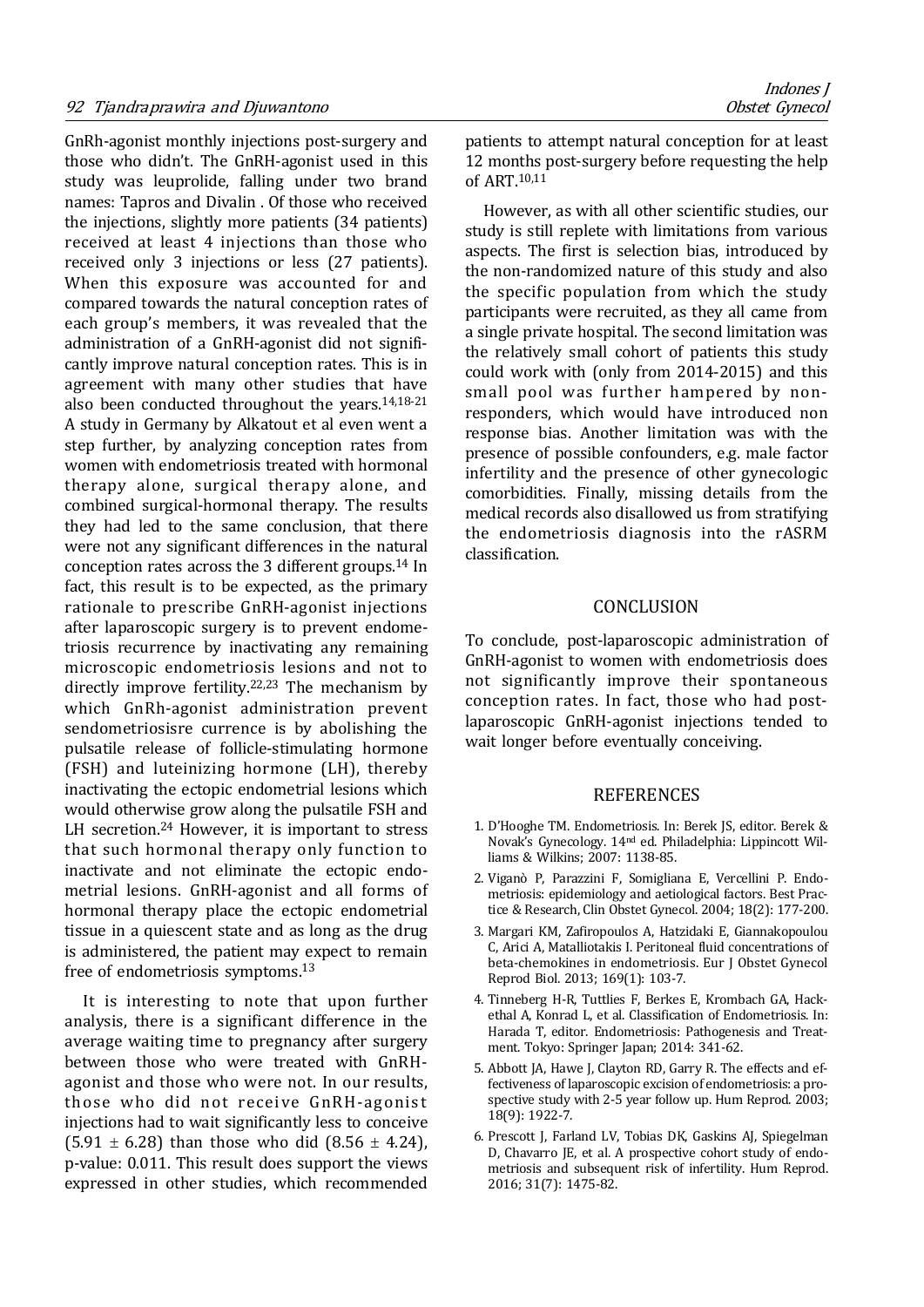GnRh-agonist monthly injections post-surgery and those who didn't. The GnRH-agonist used in this study was leuprolide, falling under two brand names: Tapros and Divalin . Of those who received the injections, slightly more patients (34 patients) received at least 4 injections than those who received only 3 injections or less (27 patients). When this exposure was accounted for and compared towards the natural conception rates of each group's members, it was revealed that the administration of a GnRH-agonist did not significantly improve natural conception rates. This is in agreement with many other studies that have also been conducted throughout the years.[14,18-21] A study in Germany by Alkatout et al even went a step further, by analyzing conception rates from women with endometriosis treated with hormonal therapy alone, surgical therapy alone, and combined surgical-hormonal therapy. The results they had led to the same conclusion, that there were not any significant differences in the natural conception rates across the 3 different groups.[14] In fact, this result is to be expected, as the primary rationale to prescribe GnRH-agonist injections after laparoscopic surgery is to prevent endometriosis recurrence by inactivating any remaining microscopic endometriosis lesions and not to directly improve fertility.[22,23] The mechanism by which GnRh-agonist administration prevent sendometriosisre currence is by abolishing the pulsatile release of follicle-stimulating hormone (FSH) and luteinizing hormone (LH), thereby inactivating the ectopic endometrial lesions which would otherwise grow along the pulsatile FSH and LH secretion.[24] However, it is important to stress that such hormonal therapy only function to inactivate and not eliminate the ectopic endometrial lesions. GnRH-agonist and all forms of hormonal therapy place the ectopic endometrial tissue in a quiescent state and as long as the drug is administered, the patient may expect to remain free of endometriosis symptoms.[13]

It is interesting to note that upon further analysis, there is a significant difference in the average waiting time to pregnancy after surgery between those who were treated with GnRH-agonist and those who were not. In our results, those who did not receive GnRH-agonist injections had to wait significantly less to conceive ($5.91 \pm 6.28$) than those who did ($8.56 \pm 4.24$), p-value: 0.011. This result does support the views expressed in other studies, which recommended patients to attempt natural conception for at least 12 months post-surgery before requesting the help of ART.[10,11]

However, as with all other scientific studies, our study is still replete with limitations from various aspects. The first is selection bias, introduced by the non-randomized nature of this study and also the specific population from which the study participants were recruited, as they all came from a single private hospital. The second limitation was the relatively small cohort of patients this study could work with (only from 2014-2015) and this small pool was further hampered by non-responders, which would have introduced non response bias. Another limitation was with the presence of possible confounders, e.g. male factor infertility and the presence of other gynecologic comorbidities. Finally, missing details from the medical records also disallowed us from stratifying the endometriosis diagnosis into the rASRM classification.

## CONCLUSION

To conclude, post-laparoscopic administration of GnRH-agonist to women with endometriosis does not significantly improve their spontaneous conception rates. In fact, those who had post-laparoscopic GnRH-agonist injections tended to wait longer before eventually conceiving.

## REFERENCES

1. D'Hooghe TM. Endometriosis. In: Berek JS, editor. Berek & Novak's Gynecology. 14nd ed. Philadelphia: Lippincott Williams & Wilkins; 2007: 1138-85.
2. Viganò P, Parazzini F, Somigliana E, Vercellini P. Endometriosis: epidemiology and aetiological factors. Best Practice & Research, Clin Obstet Gynecol. 2004; 18(2): 177-200.
3. Margari KM, Zafiropoulos A, Hatzidaki E, Giannakopoulou C, Arici A, Matalliotakis I. Peritoneal fluid concentrations of beta-chemokines in endometriosis. Eur J Obstet Gynecol Reprod Biol. 2013; 169(1): 103-7.
4. Tinneberg H-R, Tuttlies F, Berkes E, Krombach GA, Hackethal A, Konrad L, et al. Classification of Endometriosis. In: Harada T, editor. Endometriosis: Pathogenesis and Treatment. Tokyo: Springer Japan; 2014: 341-62.
5. Abbott JA, Hawe J, Clayton RD, Garry R. The effects and effectiveness of laparoscopic excision of endometriosis: a prospective study with 2-5 year follow up. Hum Reprod. 2003; 18(9): 1922-7.
6. Prescott J, Farland LV, Tobias DK, Gaskins AJ, Spiegelman D, Chavarro JE, et al. A prospective cohort study of endometriosis and subsequent risk of infertility. Hum Reprod. 2016; 31(7): 1475-82.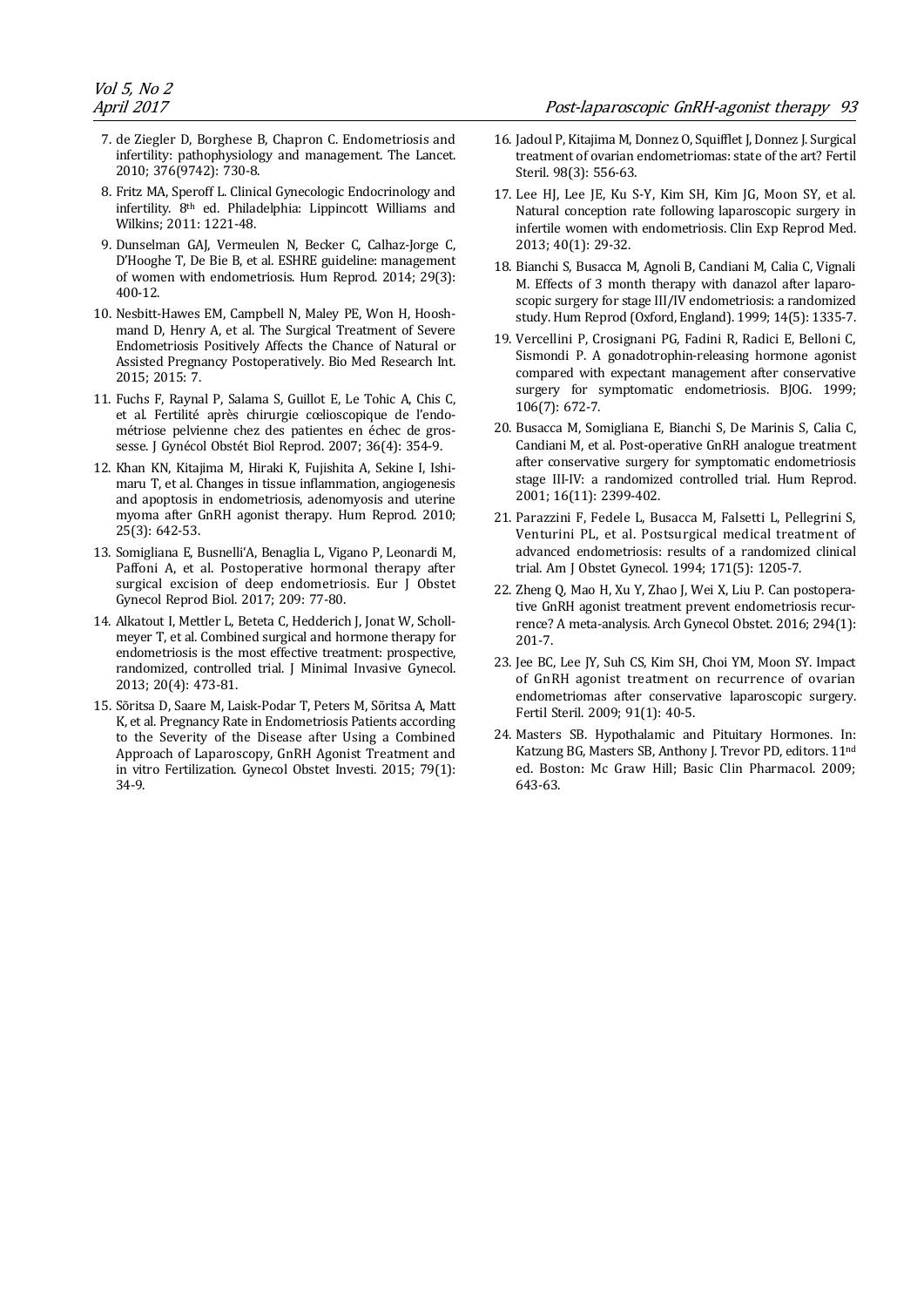7. de Ziegler D, Borghese B, Chapron C. Endometriosis and infertility: pathophysiology and management. The Lancet. 2010; 376(9742): 730-8.
8. Fritz MA, Speroff L. Clinical Gynecologic Endocrinology and infertility. 8th ed. Philadelphia: Lippincott Williams and Wilkins; 2011: 1221-48.
9. Dunselman GAJ, Vermeulen N, Becker C, Calhaz-Jorge C, D'Hooghe T, De Bie B, et al. ESHRE guideline: management of women with endometriosis. Hum Reprod. 2014; 29(3): 400-12.
10. Nesbitt-Hawes EM, Campbell N, Maley PE, Won H, Hooshmand D, Henry A, et al. The Surgical Treatment of Severe Endometriosis Positively Affects the Chance of Natural or Assisted Pregnancy Postoperatively. Bio Med Research Int. 2015; 2015: 7.
11. Fuchs F, Raynal P, Salama S, Guillot E, Le Tohic A, Chis C, et al. Fertilité après chirurgie cœlioscopique de l'endométriose pelvienne chez des patientes en échec de grossesse. J Gynécol Obstét Biol Reprod. 2007; 36(4): 354-9.
12. Khan KN, Kitajima M, Hiraki K, Fujishita A, Sekine I, Ishimaru T, et al. Changes in tissue inflammation, angiogenesis and apoptosis in endometriosis, adenomyosis and uterine myoma after GnRH agonist therapy. Hum Reprod. 2010; 25(3): 642-53.
13. Somigliana E, Busnelli'A, Benaglia L, Vigano P, Leonardi M, Paffoni A, et al. Postoperative hormonal therapy after surgical excision of deep endometriosis. Eur J Obstet Gynecol Reprod Biol. 2017; 209: 77-80.
14. Alkatout I, Mettler L, Beteta C, Hedderich J, Jonat W, Schollmeyer T, et al. Combined surgical and hormone therapy for endometriosis is the most effective treatment: prospective, randomized, controlled trial. J Minimal Invasive Gynecol. 2013; 20(4): 473-81.
15. Sõritsa D, Saare M, Laisk-Podar T, Peters M, Sõritsa A, Matt K, et al. Pregnancy Rate in Endometriosis Patients according to the Severity of the Disease after Using a Combined Approach of Laparoscopy, GnRH Agonist Treatment and in vitro Fertilization. Gynecol Obstet Investi. 2015; 79(1): 34-9.
16. Jadoul P, Kitajima M, Donnez O, Squifflet J, Donnez J. Surgical treatment of ovarian endometriomas: state of the art? Fertil Steril. 98(3): 556-63.
17. Lee HJ, Lee JE, Ku S-Y, Kim SH, Kim JG, Moon SY, et al. Natural conception rate following laparoscopic surgery in infertile women with endometriosis. Clin Exp Reprod Med. 2013; 40(1): 29-32.
18. Bianchi S, Busacca M, Agnoli B, Candiani M, Calia C, Vignali M. Effects of 3 month therapy with danazol after laparoscopic surgery for stage III/IV endometriosis: a randomized study. Hum Reprod (Oxford, England). 1999; 14(5): 1335-7.
19. Vercellini P, Crosignani PG, Fadini R, Radici E, Belloni C, Sismondi P. A gonadotrophin-releasing hormone agonist compared with expectant management after conservative surgery for symptomatic endometriosis. BJOG. 1999; 106(7): 672-7.
20. Busacca M, Somigliana E, Bianchi S, De Marinis S, Calia C, Candiani M, et al. Post-operative GnRH analogue treatment after conservative surgery for symptomatic endometriosis stage III-IV: a randomized controlled trial. Hum Reprod. 2001; 16(11): 2399-402.
21. Parazzini F, Fedele L, Busacca M, Falsetti L, Pellegrini S, Venturini PL, et al. Postsurgical medical treatment of advanced endometriosis: results of a randomized clinical trial. Am J Obstet Gynecol. 1994; 171(5): 1205-7.
22. Zheng Q, Mao H, Xu Y, Zhao J, Wei X, Liu P. Can postoperative GnRH agonist treatment prevent endometriosis recurrence? A meta-analysis. Arch Gynecol Obstet. 2016; 294(1): 201-7.
23. Jee BC, Lee JY, Suh CS, Kim SH, Choi YM, Moon SY. Impact of GnRH agonist treatment on recurrence of ovarian endometriomas after conservative laparoscopic surgery. Fertil Steril. 2009; 91(1): 40-5.
24. Masters SB. Hypothalamic and Pituitary Hormones. In: Katzung BG, Masters SB, Anthony J. Trevor PD, editors. 11nd ed. Boston: Mc Graw Hill; Basic Clin Pharmacol. 2009; 643-63.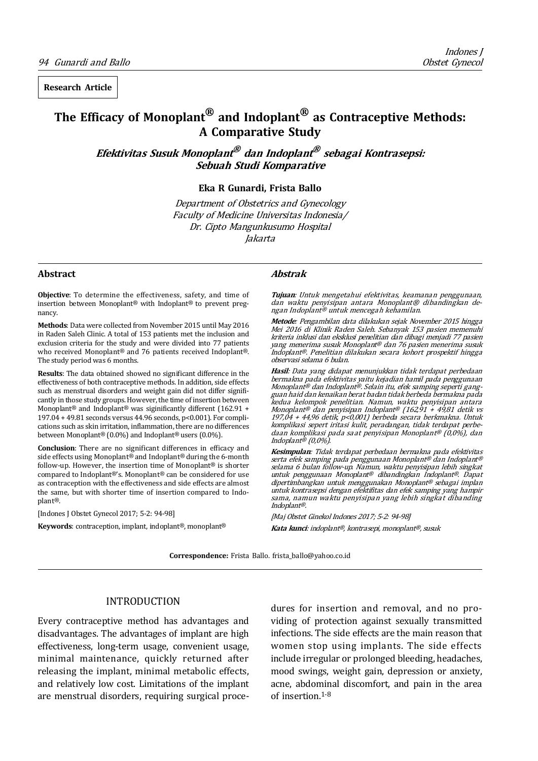**Research Article**

# The Efficacy of Monoplant® and Indoplant® as Contraceptive Methods: A Comparative Study

## *Efektivitas Susuk Monoplant® dan Indoplant® sebagai Kontrasepsi: Sebuah Studi Komparative*

**Eka R Gunardi, Frista Ballo**

*Department of Obstetrics and Gynecology*
*Faculty of Medicine Universitas Indonesia/*
*Dr. Cipto Mangunkusumo Hospital*
*Jakarta*

### Abstract

**Objective**: To determine the effectiveness, safety, and time of insertion between Monoplant® with Indoplant® to prevent pregnancy.

**Methods**: Data were collected from November 2015 until May 2016 in Raden Saleh Clinic. A total of 153 patients met the inclusion and exclusion criteria for the study and were divided into 77 patients who received Monoplant® and 76 patients received Indoplant®. The study period was 6 months.

**Results**: The data obtained showed no significant difference in the effectiveness of both contraceptive methods. In addition, side effects such as menstrual disorders and weight gain did not differ significantly in those study groups. However, the time of insertion between Monoplant® and Indoplant® was siginificantly different (162.91 + 197.04 + 49.81 seconds versus 44.96 seconds, $p<0.001$). For complications such as skin irritation, inflammation, there are no differences between Monoplant® (0.0%) and Indoplant® users (0.0%).

**Conclusion**: There are no significant differences in efficacy and side effects using Monoplant® and Indoplant® during the 6-month follow-up. However, the insertion time of Monoplant® is shorter compared to Indoplant®'s. Monoplant® can be considered for use as contraception with the effectiveness and side effects are almost the same, but with shorter time of insertion compared to Indoplant®.

[Indones J Obstet Gynecol 2017; 5-2: 94-98]

**Keywords**: contraception, implant, indoplant®, monoplant®

### *Abstrak*

***Tujuan***: *Untuk mengetahui efektivitas, keamanan penggunaan, dan waktu penyisipan antara Monoplant® dibandingkan dengan Indoplant® untuk mencegah kehamilan.*

***Metode***: *Pengambilan data dilakukan sejak November 2015 hingga Mei 2016 di Klinik Raden Saleh. Sebanyak 153 pasien memenuhi kriteria inklusi dan eksklusi penelitian dan dibagi menjadi 77 pasien yang menerima susuk Monoplant® dan 76 pasien menerima susuk Indoplant®. Penelitian dilakukan secara kohort prospektif hingga observasi selama 6 bulan.*

***Hasil***: *Data yang didapat menunjukkan tidak terdapat perbedaan bermakna pada efektivitas yaitu kejadian hamil pada penggunaan Monoplant® dan Indoplant®. Selain itu, efek samping seperti gangguan haid dan kenaikan berat badan tidak berbeda bermakna pada kedua kelompok penelitian. Namun, waktu penyisipan antara Monoplant® dan penyisipan Indoplant® (162,91 + 49,81 detik vs 197,04 + 44,96 detik, p<0,001) berbeda secara berkmakna. Untuk komplikasi sepert iritasi kulit, peradangan, tidak terdapat perbedaan komplikasi pada saat penyisipan Monoplant® (0,0%), dan Indoplant® (0,0%).*

***Kesimpulan***: *Tidak terdapat perbedaan bermakna pada efektivitas serta efek samping pada penggunaan Monoplant® dan Indoplant® selama 6 bulan follow-up. Namun, waktu penyisipan lebih singkat untuk penggunaan Monoplant® dibandingkan Indoplant®. Dapat dipertimbangkan untuk menggunakan Monoplant® sebagai implan untuk kontrasepsi dengan efektifitas dan efek samping yang hampir sama, namun waktu penyisipan yang lebih singkat dibanding Indoplant®.*

*[Maj Obstet Ginekol Indones 2017; 5-2: 94-98]*

***Kata kunci***: *indoplant®, kontrasepi, monoplant®, susuk*

**Correspondence:** Frista Ballo. frista_ballo@yahoo.co.id

## INTRODUCTION

Every contraceptive method has advantages and disadvantages. The advantages of implant are high effectiveness, long-term usage, convenient usage, minimal maintenance, quickly returned after releasing the implant, minimal metabolic effects, and relatively low cost. Limitations of the implant are menstrual disorders, requiring surgical procedures for insertion and removal, and no providing of protection against sexually transmitted infections. The side effects are the main reason that women stop using implants. The side effects include irregular or prolonged bleeding, headaches, mood swings, weight gain, depression or anxiety, acne, abdominal discomfort, and pain in the area of insertion.[1-8]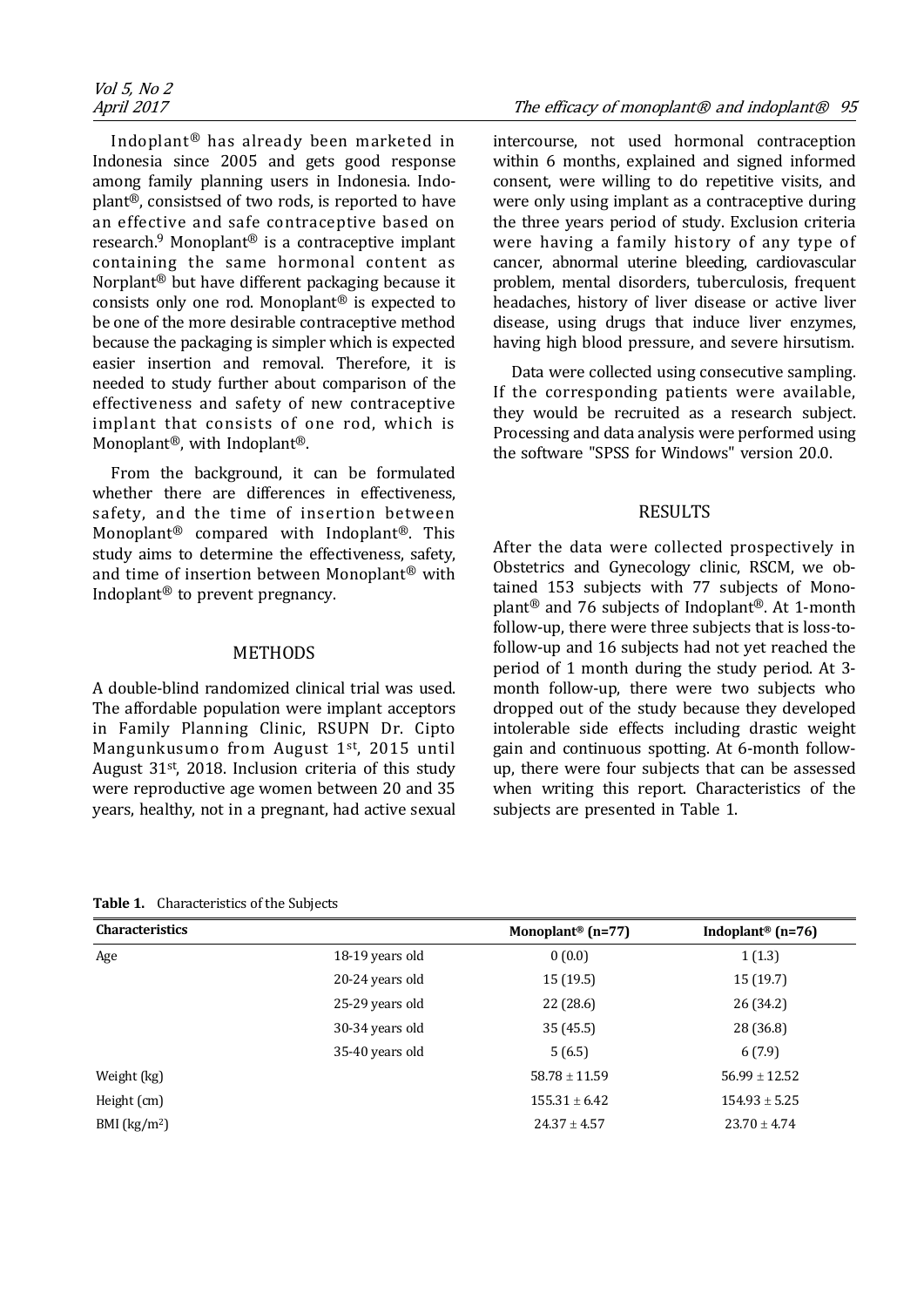Indoplant® has already been marketed in Indonesia since 2005 and gets good response among family planning users in Indonesia. Indoplant®, consistsed of two rods, is reported to have an effective and safe contraceptive based on research.[9] Monoplant® is a contraceptive implant containing the same hormonal content as Norplant® but have different packaging because it consists only one rod. Monoplant® is expected to be one of the more desirable contraceptive method because the packaging is simpler which is expected easier insertion and removal. Therefore, it is needed to study further about comparison of the effectiveness and safety of new contraceptive implant that consists of one rod, which is Monoplant®, with Indoplant®.

From the background, it can be formulated whether there are differences in effectiveness, safety, and the time of insertion between Monoplant® compared with Indoplant®. This study aims to determine the effectiveness, safety, and time of insertion between Monoplant® with Indoplant® to prevent pregnancy.

## METHODS

A double-blind randomized clinical trial was used. The affordable population were implant acceptors in Family Planning Clinic, RSUPN Dr. Cipto Mangunkusumo from August 1st, 2015 until August 31st, 2018. Inclusion criteria of this study were reproductive age women between 20 and 35 years, healthy, not in a pregnant, had active sexual intercourse, not used hormonal contraception within 6 months, explained and signed informed consent, were willing to do repetitive visits, and were only using implant as a contraceptive during the three years period of study. Exclusion criteria were having a family history of any type of cancer, abnormal uterine bleeding, cardiovascular problem, mental disorders, tuberculosis, frequent headaches, history of liver disease or active liver disease, using drugs that induce liver enzymes, having high blood pressure, and severe hirsutism.

Data were collected using consecutive sampling. If the corresponding patients were available, they would be recruited as a research subject. Processing and data analysis were performed using the software "SPSS for Windows" version 20.0.

## RESULTS

After the data were collected prospectively in Obstetrics and Gynecology clinic, RSCM, we obtained 153 subjects with 77 subjects of Monoplant® and 76 subjects of Indoplant®. At 1-month follow-up, there were three subjects that is loss-to-follow-up and 16 subjects had not yet reached the period of 1 month during the study period. At 3-month follow-up, there were two subjects who dropped out of the study because they developed intolerable side effects including drastic weight gain and continuous spotting. At 6-month follow-up, there were four subjects that can be assessed when writing this report. Characteristics of the subjects are presented in Table 1.

**Table 1.** Characteristics of the Subjects

| Characteristics | | Monoplant® (n=77) | Indoplant® (n=76) |
|---|---|---|---|
| Age | 18-19 years old | 0 (0.0) | 1 (1.3) |
| | 20-24 years old | 15 (19.5) | 15 (19.7) |
| | 25-29 years old | 22 (28.6) | 26 (34.2) |
| | 30-34 years old | 35 (45.5) | 28 (36.8) |
| | 35-40 years old | 5 (6.5) | 6 (7.9) |
| Weight (kg) | | 58.78 ± 11.59 | 56.99 ± 12.52 |
| Height (cm) | | 155.31 ± 6.42 | 154.93 ± 5.25 |
| BMI ($kg/m^2$) | | 24.37 ± 4.57 | 23.70 ± 4.74 |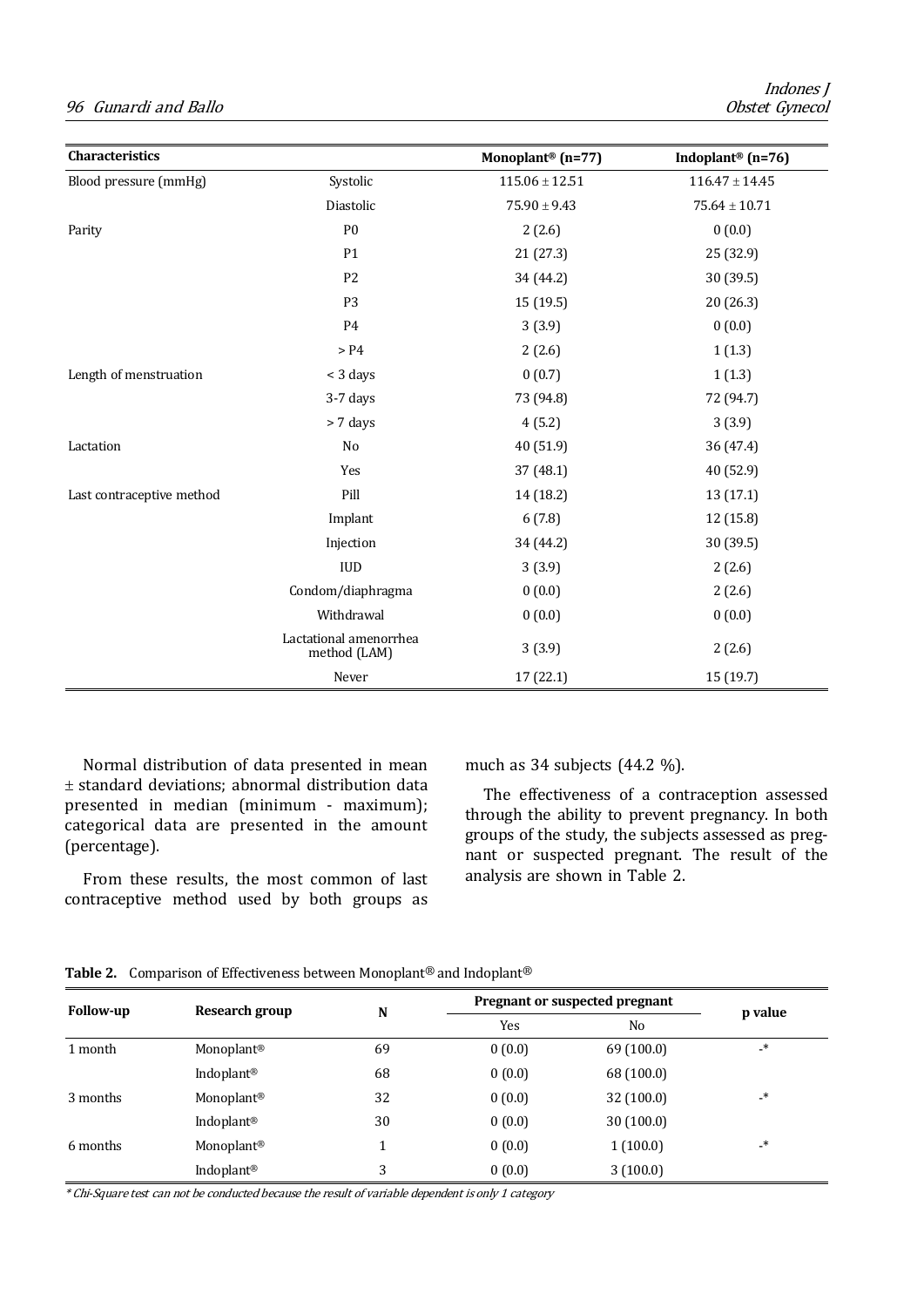| Characteristics | | Monoplant® (n=77) | Indoplant® (n=76) |
|---|---|---|---|
| Blood pressure (mmHg) | Systolic | 115.06 ± 12.51 | 116.47 ± 14.45 |
| | Diastolic | 75.90 ± 9.43 | 75.64 ± 10.71 |
| Parity | P0 | 2 (2.6) | 0 (0.0) |
| | P1 | 21 (27.3) | 25 (32.9) |
| | P2 | 34 (44.2) | 30 (39.5) |
| | P3 | 15 (19.5) | 20 (26.3) |
| | P4 | 3 (3.9) | 0 (0.0) |
| | > P4 | 2 (2.6) | 1 (1.3) |
| Length of menstruation | < 3 days | 0 (0.7) | 1 (1.3) |
| | 3-7 days | 73 (94.8) | 72 (94.7) |
| | > 7 days | 4 (5.2) | 3 (3.9) |
| Lactation | No | 40 (51.9) | 36 (47.4) |
| | Yes | 37 (48.1) | 40 (52.9) |
| Last contraceptive method | Pill | 14 (18.2) | 13 (17.1) |
| | Implant | 6 (7.8) | 12 (15.8) |
| | Injection | 34 (44.2) | 30 (39.5) |
| | IUD | 3 (3.9) | 2 (2.6) |
| | Condom/diaphragma | 0 (0.0) | 2 (2.6) |
| | Withdrawal | 0 (0.0) | 0 (0.0) |
| | Lactational amenorrhea method (LAM) | 3 (3.9) | 2 (2.6) |
| | Never | 17 (22.1) | 15 (19.7) |

Normal distribution of data presented in mean ± standard deviations; abnormal distribution data presented in median (minimum - maximum); categorical data are presented in the amount (percentage).

From these results, the most common of last contraceptive method used by both groups as much as 34 subjects (44.2 %).

The effectiveness of a contraception assessed through the ability to prevent pregnancy. In both groups of the study, the subjects assessed as pregnant or suspected pregnant. The result of the analysis are shown in Table 2.

**Table 2.** Comparison of Effectiveness between Monoplant® and Indoplant®

| Follow-up | Research group | N | Pregnant or suspected pregnant | | p value |
|---|---|---|---|---|---|
| | | | Yes | No | |
| 1 month | Monoplant® | 69 | 0 (0.0) | 69 (100.0) | -* |
| | Indoplant® | 68 | 0 (0.0) | 68 (100.0) | |
| 3 months | Monoplant® | 32 | 0 (0.0) | 32 (100.0) | -* |
| | Indoplant® | 30 | 0 (0.0) | 30 (100.0) | |
| 6 months | Monoplant® | 1 | 0 (0.0) | 1 (100.0) | -* |
| | Indoplant® | 3 | 0 (0.0) | 3 (100.0) | |

*\* Chi-Square test can not be conducted because the result of variable dependent is only 1 category*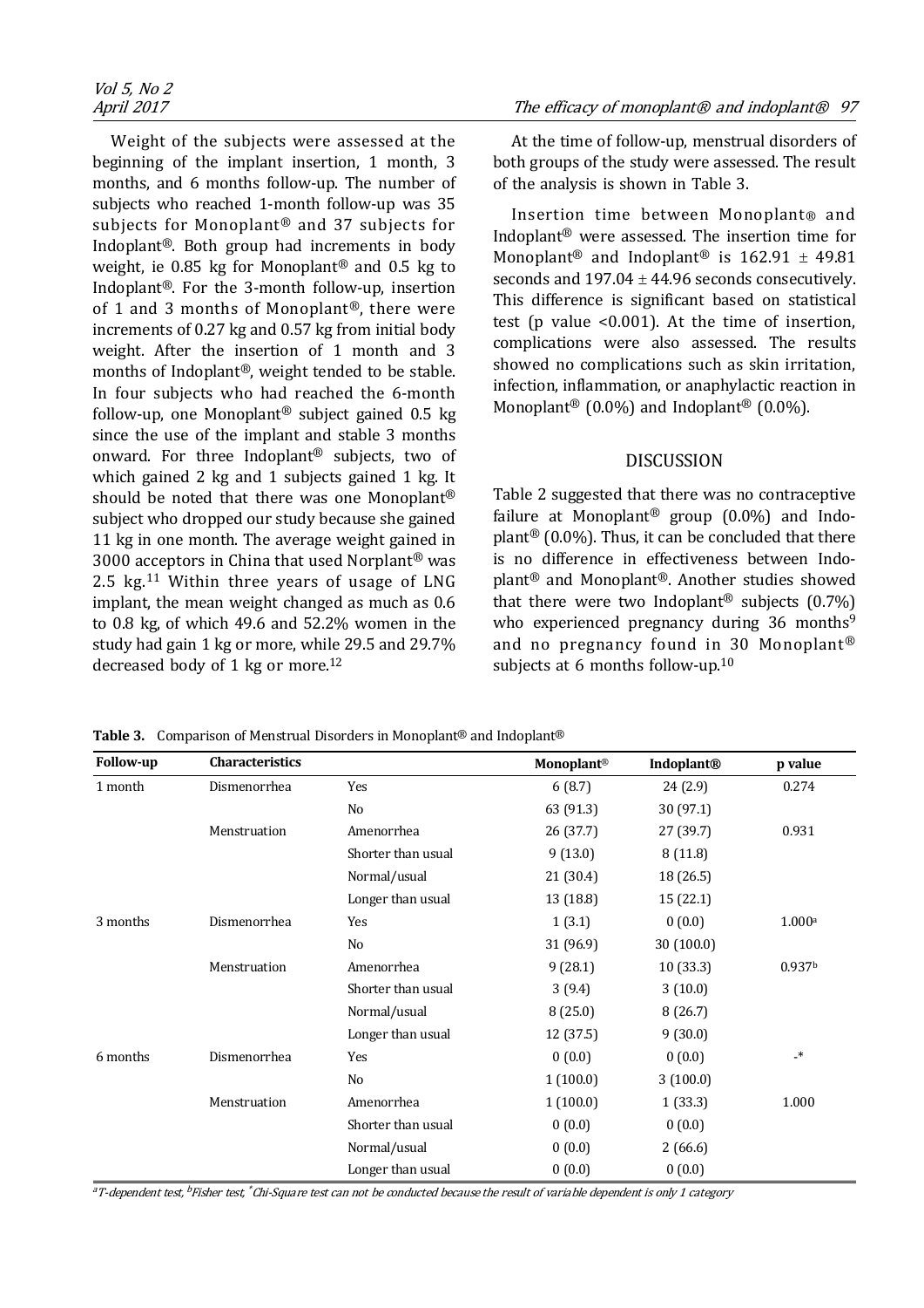Weight of the subjects were assessed at the beginning of the implant insertion, 1 month, 3 months, and 6 months follow-up. The number of subjects who reached 1-month follow-up was 35 subjects for Monoplant® and 37 subjects for Indoplant®. Both group had increments in body weight, ie 0.85 kg for Monoplant® and 0.5 kg to Indoplant®. For the 3-month follow-up, insertion of 1 and 3 months of Monoplant®, there were increments of 0.27 kg and 0.57 kg from initial body weight. After the insertion of 1 month and 3 months of Indoplant®, weight tended to be stable. In four subjects who had reached the 6-month follow-up, one Monoplant® subject gained 0.5 kg since the use of the implant and stable 3 months onward. For three Indoplant® subjects, two of which gained 2 kg and 1 subjects gained 1 kg. It should be noted that there was one Monoplant® subject who dropped our study because she gained 11 kg in one month. The average weight gained in 3000 acceptors in China that used Norplant® was 2.5 kg.[11] Within three years of usage of LNG implant, the mean weight changed as much as 0.6 to 0.8 kg, of which 49.6 and 52.2% women in the study had gain 1 kg or more, while 29.5 and 29.7% decreased body of 1 kg or more.[12]

At the time of follow-up, menstrual disorders of both groups of the study were assessed. The result of the analysis is shown in Table 3.

Insertion time between Monoplant® and Indoplant® were assessed. The insertion time for Monoplant® and Indoplant® is 162.91 ± 49.81 seconds and 197.04 ± 44.96 seconds consecutively. This difference is significant based on statistical test (p value <0.001). At the time of insertion, complications were also assessed. The results showed no complications such as skin irritation, infection, inflammation, or anaphylactic reaction in Monoplant® (0.0%) and Indoplant® (0.0%).

## DISCUSSION

Table 2 suggested that there was no contraceptive failure at Monoplant® group (0.0%) and Indoplant® (0.0%). Thus, it can be concluded that there is no difference in effectiveness between Indoplant® and Monoplant®. Another studies showed that there were two Indoplant® subjects (0.7%) who experienced pregnancy during 36 months[9] and no pregnancy found in 30 Monoplant® subjects at 6 months follow-up.[10]

**Table 3.** Comparison of Menstrual Disorders in Monoplant® and Indoplant®

| Follow-up | Characteristics | | Monoplant® | Indoplant® | p value |
|---|---|---|---|---|---|
| 1 month | Dismenorrhea | Yes | 6 (8.7) | 24 (2.9) | 0.274 |
| | | No | 63 (91.3) | 30 (97.1) | |
| | Menstruation | Amenorrhea | 26 (37.7) | 27 (39.7) | 0.931 |
| | | Shorter than usual | 9 (13.0) | 8 (11.8) | |
| | | Normal/usual | 21 (30.4) | 18 (26.5) | |
| | | Longer than usual | 13 (18.8) | 15 (22.1) | |
| 3 months | Dismenorrhea | Yes | 1 (3.1) | 0 (0.0) | 1.000[a] |
| | | No | 31 (96.9) | 30 (100.0) | |
| | Menstruation | Amenorrhea | 9 (28.1) | 10 (33.3) | 0.937[b] |
| | | Shorter than usual | 3 (9.4) | 3 (10.0) | |
| | | Normal/usual | 8 (25.0) | 8 (26.7) | |
| | | Longer than usual | 12 (37.5) | 9 (30.0) | |
| 6 months | Dismenorrhea | Yes | 0 (0.0) | 0 (0.0) | -* |
| | | No | 1 (100.0) | 3 (100.0) | |
| | Menstruation | Amenorrhea | 1 (100.0) | 1 (33.3) | 1.000 |
| | | Shorter than usual | 0 (0.0) | 0 (0.0) | |
| | | Normal/usual | 0 (0.0) | 2 (66.6) | |
| | | Longer than usual | 0 (0.0) | 0 (0.0) | |

*[a]T-dependent test, [b]Fisher test, *Chi-Square test can not be conducted because the result of variable dependent is only 1 category*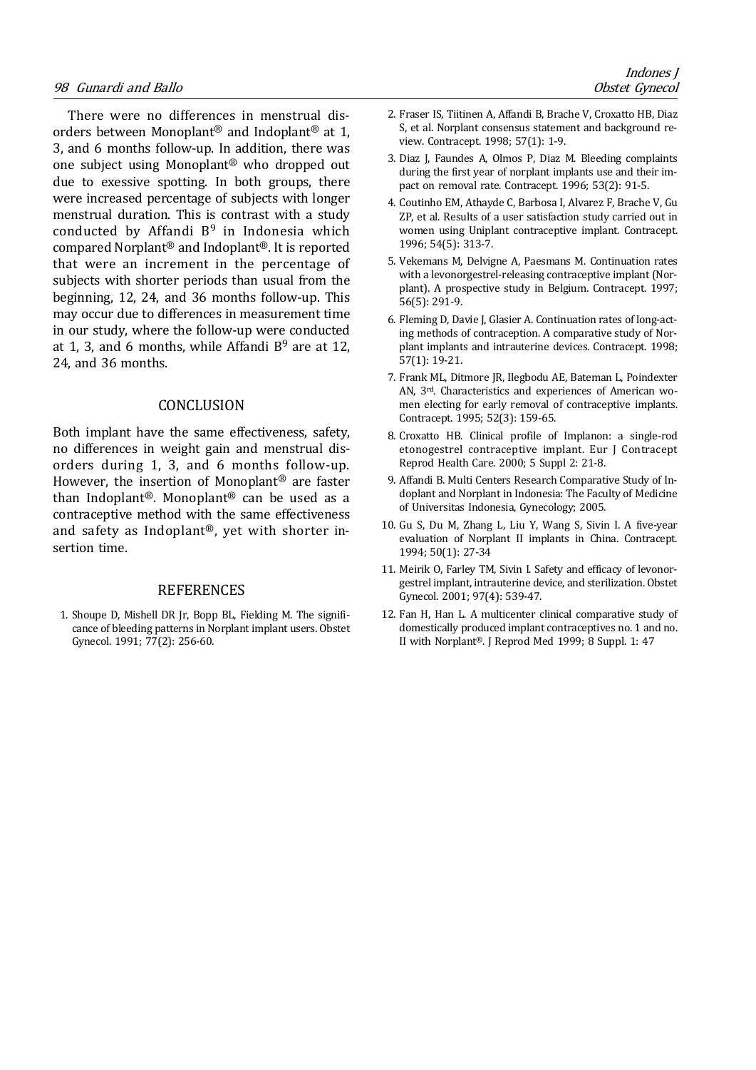There were no differences in menstrual disorders between Monoplant® and Indoplant® at 1, 3, and 6 months follow-up. In addition, there was one subject using Monoplant® who dropped out due to exessive spotting. In both groups, there were increased percentage of subjects with longer menstrual duration. This is contrast with a study conducted by Affandi B[9] in Indonesia which compared Norplant® and Indoplant®. It is reported that were an increment in the percentage of subjects with shorter periods than usual from the beginning, 12, 24, and 36 months follow-up. This may occur due to differences in measurement time in our study, where the follow-up were conducted at 1, 3, and 6 months, while Affandi B[9] are at 12, 24, and 36 months.

## CONCLUSION

Both implant have the same effectiveness, safety, no differences in weight gain and menstrual disorders during 1, 3, and 6 months follow-up. However, the insertion of Monoplant® are faster than Indoplant®. Monoplant® can be used as a contraceptive method with the same effectiveness and safety as Indoplant®, yet with shorter insertion time.

## REFERENCES

1. Shoupe D, Mishell DR Jr, Bopp BL, Fielding M. The significance of bleeding patterns in Norplant implant users. Obstet Gynecol. 1991; 77(2): 256-60.
2. Fraser IS, Tiitinen A, Affandi B, Brache V, Croxatto HB, Diaz S, et al. Norplant consensus statement and background review. Contracept. 1998; 57(1): 1-9.
3. Diaz J, Faundes A, Olmos P, Diaz M. Bleeding complaints during the first year of norplant implants use and their impact on removal rate. Contracept. 1996; 53(2): 91-5.
4. Coutinho EM, Athayde C, Barbosa I, Alvarez F, Brache V, Gu ZP, et al. Results of a user satisfaction study carried out in women using Uniplant contraceptive implant. Contracept. 1996; 54(5): 313-7.
5. Vekemans M, Delvigne A, Paesmans M. Continuation rates with a levonorgestrel-releasing contraceptive implant (Norplant). A prospective study in Belgium. Contracept. 1997; 56(5): 291-9.
6. Fleming D, Davie J, Glasier A. Continuation rates of long-acting methods of contraception. A comparative study of Norplant implants and intrauterine devices. Contracept. 1998; 57(1): 19-21.
7. Frank ML, Ditmore JR, Ilegbodu AE, Bateman L, Poindexter AN, 3rd. Characteristics and experiences of American women electing for early removal of contraceptive implants. Contracept. 1995; 52(3): 159-65.
8. Croxatto HB. Clinical profile of Implanon: a single-rod etonogestrel contraceptive implant. Eur J Contracept Reprod Health Care. 2000; 5 Suppl 2: 21-8.
9. Affandi B. Multi Centers Research Comparative Study of Indoplant and Norplant in Indonesia: The Faculty of Medicine of Universitas Indonesia, Gynecology; 2005.
10. Gu S, Du M, Zhang L, Liu Y, Wang S, Sivin I. A five-year evaluation of Norplant II implants in China. Contracept. 1994; 50(1): 27-34
11. Meirik O, Farley TM, Sivin I. Safety and efficacy of levonorgestrel implant, intrauterine device, and sterilization. Obstet Gynecol. 2001; 97(4): 539-47.
12. Fan H, Han L. A multicenter clinical comparative study of domestically produced implant contraceptives no. 1 and no. II with Norplant®. J Reprod Med 1999; 8 Suppl. 1: 47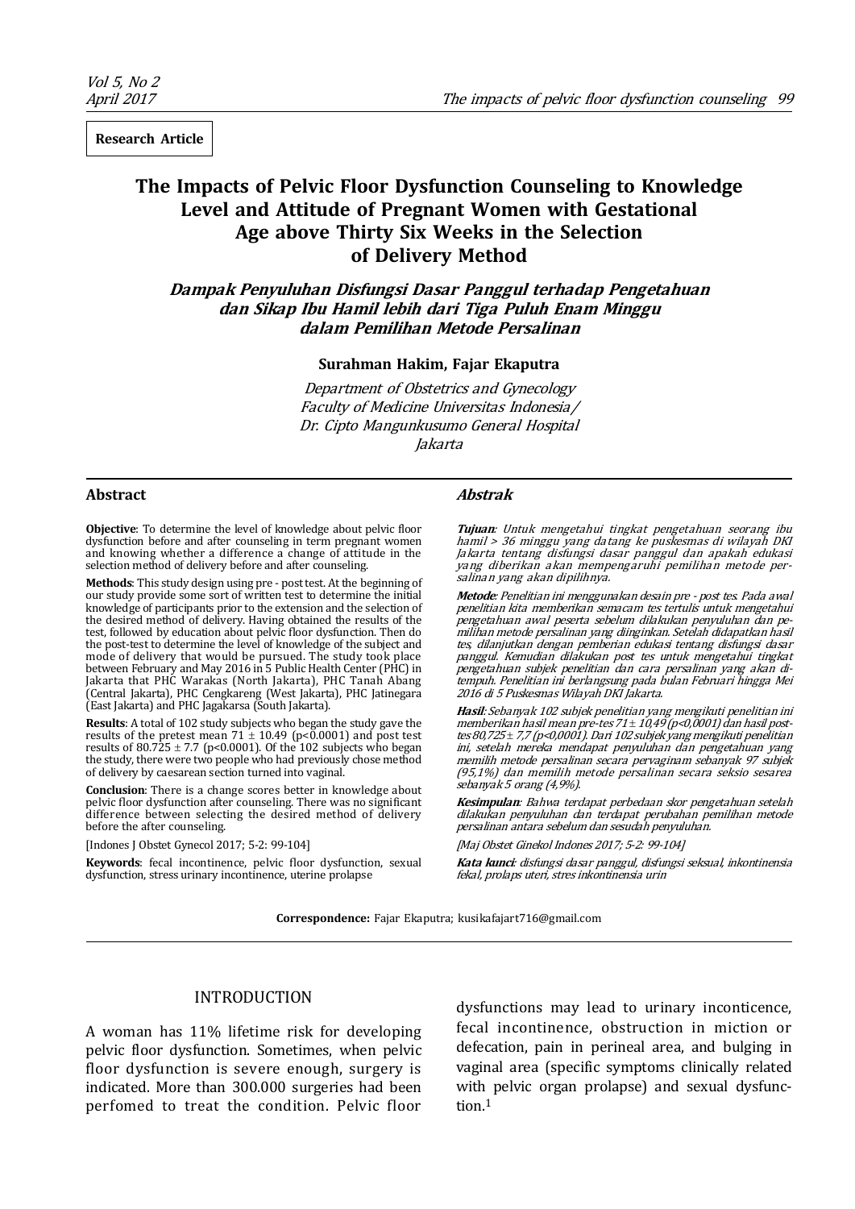**Research Article**

# The Impacts of Pelvic Floor Dysfunction Counseling to Knowledge Level and Attitude of Pregnant Women with Gestational Age above Thirty Six Weeks in the Selection of Delivery Method

## *Dampak Penyuluhan Disfungsi Dasar Panggul terhadap Pengetahuan dan Sikap Ibu Hamil lebih dari Tiga Puluh Enam Minggu dalam Pemilihan Metode Persalinan*

**Surahman Hakim, Fajar Ekaputra**

*Department of Obstetrics and Gynecology*
*Faculty of Medicine Universitas Indonesia/*
*Dr. Cipto Mangunkusumo General Hospital*
*Jakarta*

### Abstract

**Objective**: To determine the level of knowledge about pelvic floor dysfunction before and after counseling in term pregnant women and knowing whether a difference a change of attitude in the selection method of delivery before and after counseling.

**Methods**: This study design using pre - post test. At the beginning of our study provide some sort of written test to determine the initial knowledge of participants prior to the extension and the selection of the desired method of delivery. Having obtained the results of the test, followed by education about pelvic floor dysfunction. Then do the post-test to determine the level of knowledge of the subject and mode of delivery that would be pursued. The study took place between February and May 2016 in 5 Public Health Center (PHC) in Jakarta that PHC Warakas (North Jakarta), PHC Tanah Abang (Central Jakarta), PHC Cengkareng (West Jakarta), PHC Jatinegara (East Jakarta) and PHC Jagakarsa (South Jakarta).

**Results**: A total of 102 study subjects who began the study gave the results of the pretest mean $71 \pm 10.49$ ($p<0.0001$) and post test results of $80.725 \pm 7.7$ ($p<0.0001$). Of the 102 subjects who began the study, there were two people who had previously chose method of delivery by caesarean section turned into vaginal.

**Conclusion**: There is a change scores better in knowledge about pelvic floor dysfunction after counseling. There was no significant difference between selecting the desired method of delivery before the after counseling.

[Indones J Obstet Gynecol 2017; 5-2: 99-104]

**Keywords**: fecal incontinence, pelvic floor dysfunction, sexual dysfunction, stress urinary incontinence, uterine prolapse

### *Abstrak*

***Tujuan***: *Untuk mengetahui tingkat pengetahuan seorang ibu hamil > 36 minggu yang datang ke puskesmas di wilayah DKI Jakarta tentang disfungsi dasar panggul dan apakah edukasi yang diberikan akan mempengaruhi pemilihan metode persalinan yang akan dipilihnya.*

***Metode***: *Penelitian ini menggunakan desain pre - post tes. Pada awal penelitian kita memberikan semacam tes tertulis untuk mengetahui pengetahuan awal peserta sebelum dilakukan penyuluhan dan pemilihan metode persalinan yang diinginkan. Setelah didapatkan hasil tes, dilanjutkan dengan pemberian edukasi tentang disfungsi dasar panggul. Kemudian dilakukan post tes untuk mengetahui tingkat pengetahuan subjek penelitian dan cara persalinan yang akan ditempuh. Penelitian ini berlangsung pada bulan Februari hingga Mei 2016 di 5 Puskesmas Wilayah DKI Jakarta.*

***Hasil***: *Sebanyak 102 subjek penelitian yang mengikuti penelitian ini memberikan hasil mean pre-tes 71 ± 10,49 (p<0,0001) dan hasil post-tes 80,725 ± 7,7 (p<0,0001). Dari 102 subjek yang mengikuti penelitian ini, setelah mereka mendapat penyuluhan dan pengetahuan yang memilih metode persalinan secara pervaginam sebanyak 97 subjek (95,1%) dan memilih metode persalinan secara seksio sesarea sebanyak 5 orang (4,9%).*

***Kesimpulan***: *Bahwa terdapat perbedaan skor pengetahuan setelah dilakukan penyuluhan dan terdapat perubahan pemilihan metode persalinan antara sebelum dan sesudah penyuluhan.*

*[Maj Obstet Ginekol Indones 2017; 5-2: 99-104]*

***Kata kunci***: *disfungsi dasar panggul, disfungsi seksual, inkontinensia fekal, prolaps uteri, stres inkontinensia urin*

**Correspondence:** Fajar Ekaputra; kusikafajart716@gmail.com

## INTRODUCTION

A woman has 11% lifetime risk for developing pelvic floor dysfunction. Sometimes, when pelvic floor dysfunction is severe enough, surgery is indicated. More than 300.000 surgeries had been perfomed to treat the condition. Pelvic floor dysfunctions may lead to urinary inconticence, fecal incontinence, obstruction in miction or defecation, pain in perineal area, and bulging in vaginal area (specific symptoms clinically related with pelvic organ prolapse) and sexual dysfunction.[1]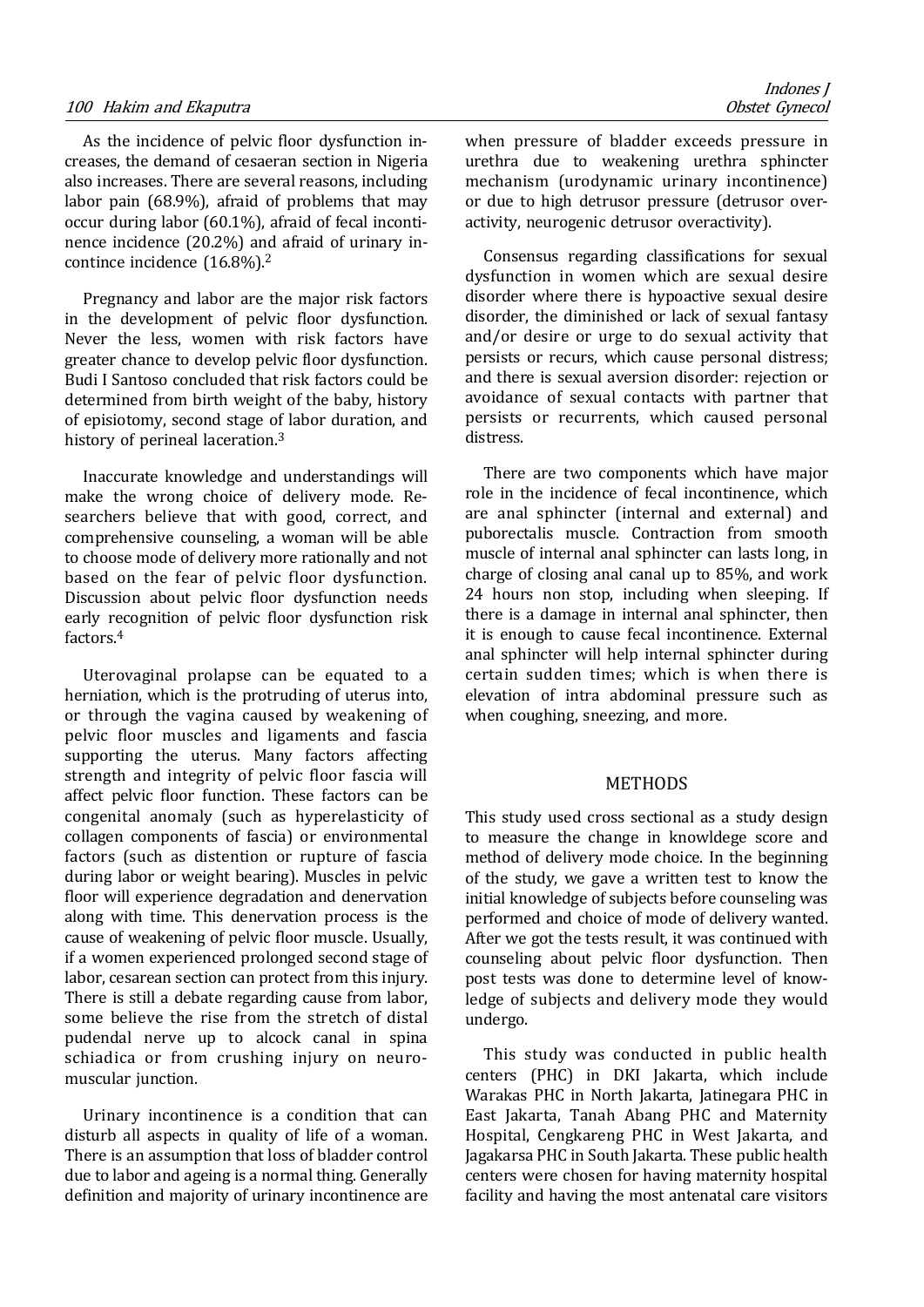As the incidence of pelvic floor dysfunction increases, the demand of cesaeran section in Nigeria also increases. There are several reasons, including labor pain (68.9%), afraid of problems that may occur during labor (60.1%), afraid of fecal incontinence incidence (20.2%) and afraid of urinary incontince incidence (16.8%).[2]

Pregnancy and labor are the major risk factors in the development of pelvic floor dysfunction. Never the less, women with risk factors have greater chance to develop pelvic floor dysfunction. Budi I Santoso concluded that risk factors could be determined from birth weight of the baby, history of episiotomy, second stage of labor duration, and history of perineal laceration.[3]

Inaccurate knowledge and understandings will make the wrong choice of delivery mode. Researchers believe that with good, correct, and comprehensive counseling, a woman will be able to choose mode of delivery more rationally and not based on the fear of pelvic floor dysfunction. Discussion about pelvic floor dysfunction needs early recognition of pelvic floor dysfunction risk factors.[4]

Uterovaginal prolapse can be equated to a herniation, which is the protruding of uterus into, or through the vagina caused by weakening of pelvic floor muscles and ligaments and fascia supporting the uterus. Many factors affecting strength and integrity of pelvic floor fascia will affect pelvic floor function. These factors can be congenital anomaly (such as hyperelasticity of collagen components of fascia) or environmental factors (such as distention or rupture of fascia during labor or weight bearing). Muscles in pelvic floor will experience degradation and denervation along with time. This denervation process is the cause of weakening of pelvic floor muscle. Usually, if a women experienced prolonged second stage of labor, cesarean section can protect from this injury. There is still a debate regarding cause from labor, some believe the rise from the stretch of distal pudendal nerve up to alcock canal in spina schiadica or from crushing injury on neuromuscular junction.

Urinary incontinence is a condition that can disturb all aspects in quality of life of a woman. There is an assumption that loss of bladder control due to labor and ageing is a normal thing. Generally definition and majority of urinary incontinence are when pressure of bladder exceeds pressure in urethra due to weakening urethra sphincter mechanism (urodynamic urinary incontinence) or due to high detrusor pressure (detrusor overactivity, neurogenic detrusor overactivity).

Consensus regarding classifications for sexual dysfunction in women which are sexual desire disorder where there is hypoactive sexual desire disorder, the diminished or lack of sexual fantasy and/or desire or urge to do sexual activity that persists or recurs, which cause personal distress; and there is sexual aversion disorder: rejection or avoidance of sexual contacts with partner that persists or recurrents, which caused personal distress.

There are two components which have major role in the incidence of fecal incontinence, which are anal sphincter (internal and external) and puborectalis muscle. Contraction from smooth muscle of internal anal sphincter can lasts long, in charge of closing anal canal up to 85%, and work 24 hours non stop, including when sleeping. If there is a damage in internal anal sphincter, then it is enough to cause fecal incontinence. External anal sphincter will help internal sphincter during certain sudden times; which is when there is elevation of intra abdominal pressure such as when coughing, sneezing, and more.

## METHODS

This study used cross sectional as a study design to measure the change in knowldege score and method of delivery mode choice. In the beginning of the study, we gave a written test to know the initial knowledge of subjects before counseling was performed and choice of mode of delivery wanted. After we got the tests result, it was continued with counseling about pelvic floor dysfunction. Then post tests was done to determine level of knowledge of subjects and delivery mode they would undergo.

This study was conducted in public health centers (PHC) in DKI Jakarta, which include Warakas PHC in North Jakarta, Jatinegara PHC in East Jakarta, Tanah Abang PHC and Maternity Hospital, Cengkareng PHC in West Jakarta, and Jagakarsa PHC in South Jakarta. These public health centers were chosen for having maternity hospital facility and having the most antenatal care visitors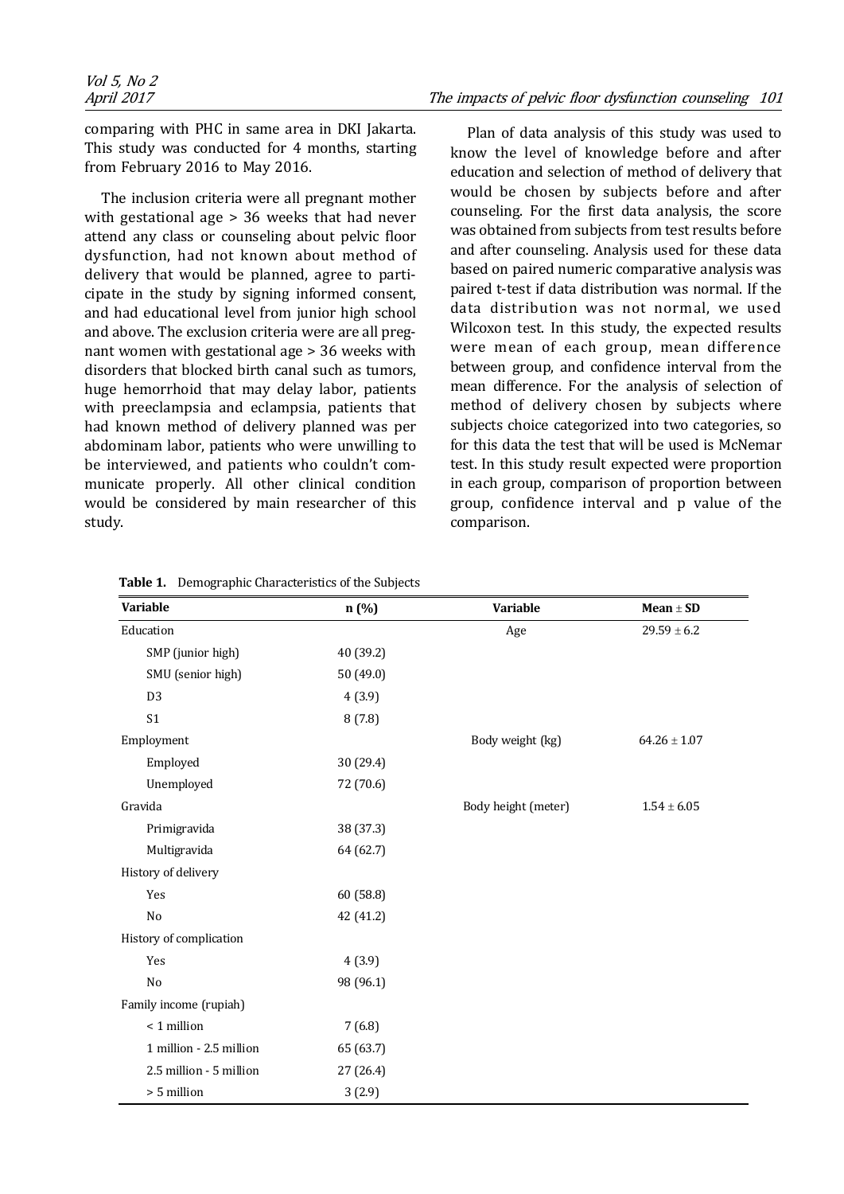comparing with PHC in same area in DKI Jakarta. This study was conducted for 4 months, starting from February 2016 to May 2016.

The inclusion criteria were all pregnant mother with gestational age > 36 weeks that had never attend any class or counseling about pelvic floor dysfunction, had not known about method of delivery that would be planned, agree to participate in the study by signing informed consent, and had educational level from junior high school and above. The exclusion criteria were are all pregnant women with gestational age > 36 weeks with disorders that blocked birth canal such as tumors, huge hemorrhoid that may delay labor, patients with preeclampsia and eclampsia, patients that had known method of delivery planned was per abdominam labor, patients who were unwilling to be interviewed, and patients who couldn't communicate properly. All other clinical condition would be considered by main researcher of this study.

Plan of data analysis of this study was used to know the level of knowledge before and after education and selection of method of delivery that would be chosen by subjects before and after counseling. For the first data analysis, the score was obtained from subjects from test results before and after counseling. Analysis used for these data based on paired numeric comparative analysis was paired t-test if data distribution was normal. If the data distribution was not normal, we used Wilcoxon test. In this study, the expected results were mean of each group, mean difference between group, and confidence interval from the mean difference. For the analysis of selection of method of delivery chosen by subjects where subjects choice categorized into two categories, so for this data the test that will be used is McNemar test. In this study result expected were proportion in each group, comparison of proportion between group, confidence interval and p value of the comparison.

**Table 1.** Demographic Characteristics of the Subjects

| Variable | n (%) | Variable | Mean ± SD |
|---|---|---|---|
| Education | | Age | 29.59 ± 6.2 |
| SMP (junior high) | 40 (39.2) | | |
| SMU (senior high) | 50 (49.0) | | |
| D3 | 4 (3.9) | | |
| S1 | 8 (7.8) | | |
| Employment | | Body weight (kg) | 64.26 ± 1.07 |
| Employed | 30 (29.4) | | |
| Unemployed | 72 (70.6) | | |
| Gravida | | Body height (meter) | 1.54 ± 6.05 |
| Primigravida | 38 (37.3) | | |
| Multigravida | 64 (62.7) | | |
| History of delivery | | | |
| Yes | 60 (58.8) | | |
| No | 42 (41.2) | | |
| History of complication | | | |
| Yes | 4 (3.9) | | |
| No | 98 (96.1) | | |
| Family income (rupiah) | | | |
| < 1 million | 7 (6.8) | | |
| 1 million - 2.5 million | 65 (63.7) | | |
| 2.5 million - 5 million | 27 (26.4) | | |
| > 5 million | 3 (2.9) | | |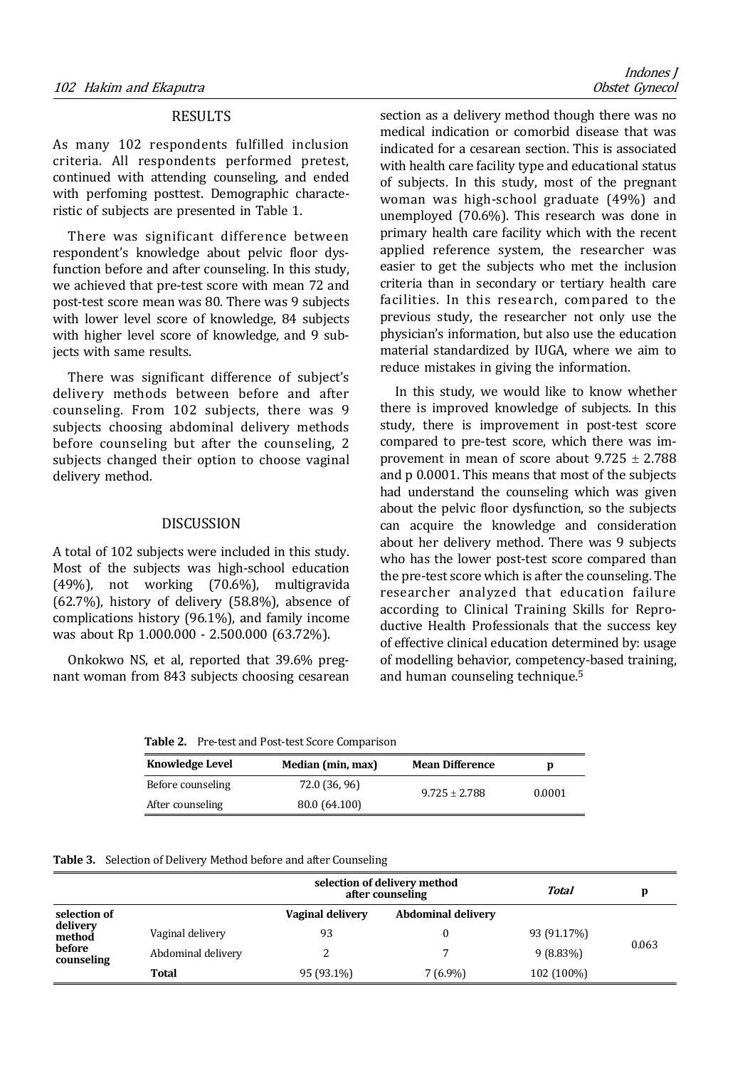## RESULTS

As many 102 respondents fulfilled inclusion criteria. All respondents performed pretest, continued with attending counseling, and ended with perfoming posttest. Demographic characteristic of subjects are presented in Table 1.

There was significant difference between respondent's knowledge about pelvic floor dysfunction before and after counseling. In this study, we achieved that pre-test score with mean 72 and post-test score mean was 80. There was 9 subjects with lower level score of knowledge, 84 subjects with higher level score of knowledge, and 9 subjects with same results.

There was significant difference of subject's delivery methods between before and after counseling. From 102 subjects, there was 9 subjects choosing abdominal delivery methods before counseling but after the counseling, 2 subjects changed their option to choose vaginal delivery method.

## DISCUSSION

A total of 102 subjects were included in this study. Most of the subjects was high-school education (49%), not working (70.6%), multigravida (62.7%), history of delivery (58.8%), absence of complications history (96.1%), and family income was about Rp 1.000.000 - 2.500.000 (63.72%).

Onkokwo NS, et al, reported that 39.6% pregnant woman from 843 subjects choosing cesarean section as a delivery method though there was no medical indication or comorbid disease that was indicated for a cesarean section. This is associated with health care facility type and educational status of subjects. In this study, most of the pregnant woman was high-school graduate (49%) and unemployed (70.6%). This research was done in primary health care facility which with the recent applied reference system, the researcher was easier to get the subjects who met the inclusion criteria than in secondary or tertiary health care facilities. In this research, compared to the previous study, the researcher not only use the physician's information, but also use the education material standardized by IUGA, where we aim to reduce mistakes in giving the information.

In this study, we would like to know whether there is improved knowledge of subjects. In this study, there is improvement in post-test score compared to pre-test score, which there was improvement in mean of score about $9.725 \pm 2.788$ and p 0.0001. This means that most of the subjects had understand the counseling which was given about the pelvic floor dysfunction, so the subjects can acquire the knowledge and consideration about her delivery method. There was 9 subjects who has the lower post-test score compared than the pre-test score which is after the counseling. The researcher analyzed that education failure according to Clinical Training Skills for Reproductive Health Professionals that the success key of effective clinical education determined by: usage of modelling behavior, competency-based training, and human counseling technique.[5]

**Table 2.** Pre-test and Post-test Score Comparison

| Knowledge Level | Median (min, max) | Mean Difference | p |
|---|---|---|---|
| Before counseling | 72.0 (36, 96) | $9.725 \pm 2.788$ | 0.0001 |
| After counseling | 80.0 (64.100) | | |

**Table 3.** Selection of Delivery Method before and after Counseling

| | | selection of delivery method after counseling | | *Total* | p |
|---|---|---|---|---|---|
| | | Vaginal delivery | Abdominal delivery | | |
| selection of delivery method before counseling | Vaginal delivery | 93 | 0 | 93 (91.17%) | 0.063 |
| | Abdominal delivery | 2 | 7 | 9 (8.83%) | |
| | **Total** | 95 (93.1%) | 7 (6.9%) | 102 (100%) | |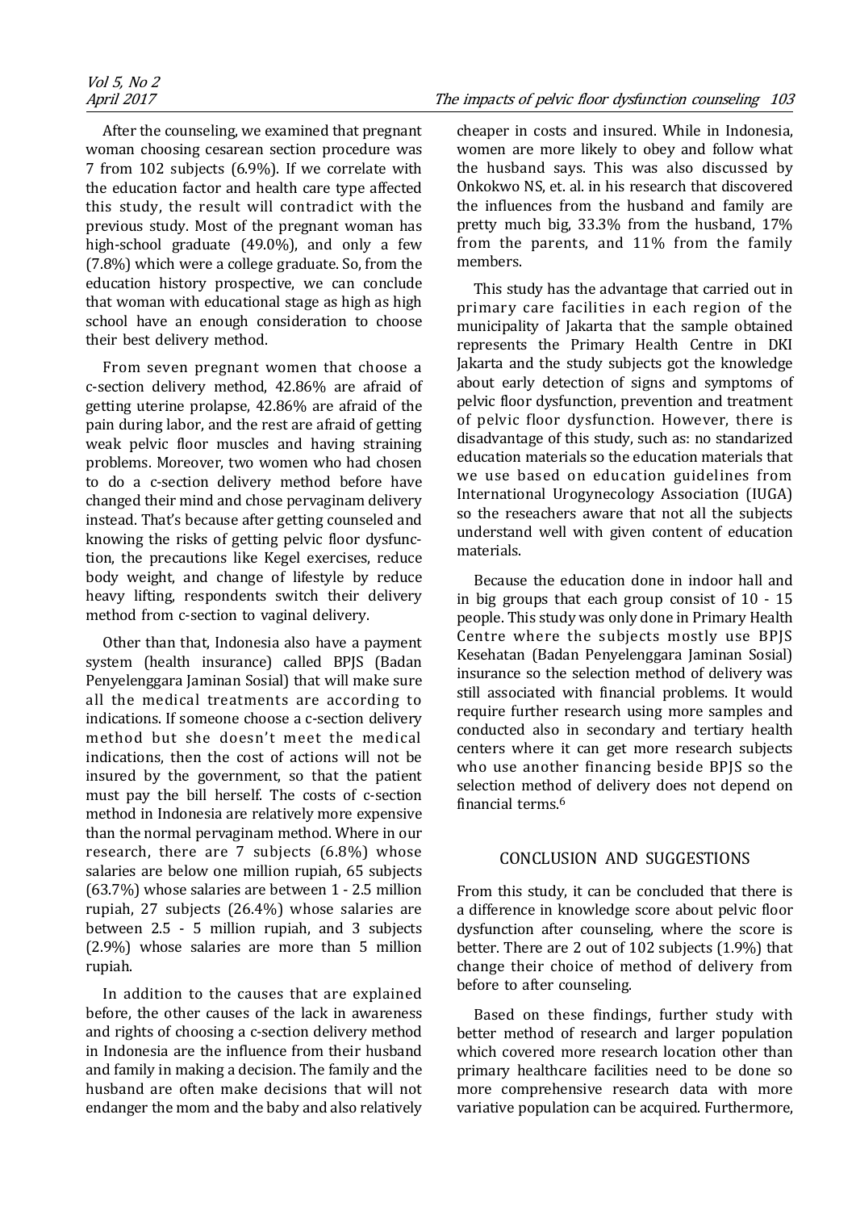After the counseling, we examined that pregnant woman choosing cesarean section procedure was 7 from 102 subjects (6.9%). If we correlate with the education factor and health care type affected this study, the result will contradict with the previous study. Most of the pregnant woman has high-school graduate (49.0%), and only a few (7.8%) which were a college graduate. So, from the education history prospective, we can conclude that woman with educational stage as high as high school have an enough consideration to choose their best delivery method.

From seven pregnant women that choose a c-section delivery method, 42.86% are afraid of getting uterine prolapse, 42.86% are afraid of the pain during labor, and the rest are afraid of getting weak pelvic floor muscles and having straining problems. Moreover, two women who had chosen to do a c-section delivery method before have changed their mind and chose pervaginam delivery instead. That's because after getting counseled and knowing the risks of getting pelvic floor dysfunction, the precautions like Kegel exercises, reduce body weight, and change of lifestyle by reduce heavy lifting, respondents switch their delivery method from c-section to vaginal delivery.

Other than that, Indonesia also have a payment system (health insurance) called BPJS (Badan Penyelenggara Jaminan Sosial) that will make sure all the medical treatments are according to indications. If someone choose a c-section delivery method but she doesn't meet the medical indications, then the cost of actions will not be insured by the government, so that the patient must pay the bill herself. The costs of c-section method in Indonesia are relatively more expensive than the normal pervaginam method. Where in our research, there are 7 subjects (6.8%) whose salaries are below one million rupiah, 65 subjects (63.7%) whose salaries are between 1 - 2.5 million rupiah, 27 subjects (26.4%) whose salaries are between 2.5 - 5 million rupiah, and 3 subjects (2.9%) whose salaries are more than 5 million rupiah.

In addition to the causes that are explained before, the other causes of the lack in awareness and rights of choosing a c-section delivery method in Indonesia are the influence from their husband and family in making a decision. The family and the husband are often make decisions that will not endanger the mom and the baby and also relatively cheaper in costs and insured. While in Indonesia, women are more likely to obey and follow what the husband says. This was also discussed by Onkokwo NS, et. al. in his research that discovered the influences from the husband and family are pretty much big, 33.3% from the husband, 17% from the parents, and 11% from the family members.

This study has the advantage that carried out in primary care facilities in each region of the municipality of Jakarta that the sample obtained represents the Primary Health Centre in DKI Jakarta and the study subjects got the knowledge about early detection of signs and symptoms of pelvic floor dysfunction, prevention and treatment of pelvic floor dysfunction. However, there is disadvantage of this study, such as: no standarized education materials so the education materials that we use based on education guidelines from International Urogynecology Association (IUGA) so the reseachers aware that not all the subjects understand well with given content of education materials.

Because the education done in indoor hall and in big groups that each group consist of 10 - 15 people. This study was only done in Primary Health Centre where the subjects mostly use BPJS Kesehatan (Badan Penyelenggara Jaminan Sosial) insurance so the selection method of delivery was still associated with financial problems. It would require further research using more samples and conducted also in secondary and tertiary health centers where it can get more research subjects who use another financing beside BPJS so the selection method of delivery does not depend on financial terms.[6]

## CONCLUSION AND SUGGESTIONS

From this study, it can be concluded that there is a difference in knowledge score about pelvic floor dysfunction after counseling, where the score is better. There are 2 out of 102 subjects (1.9%) that change their choice of method of delivery from before to after counseling.

Based on these findings, further study with better method of research and larger population which covered more research location other than primary healthcare facilities need to be done so more comprehensive research data with more variative population can be acquired. Furthermore,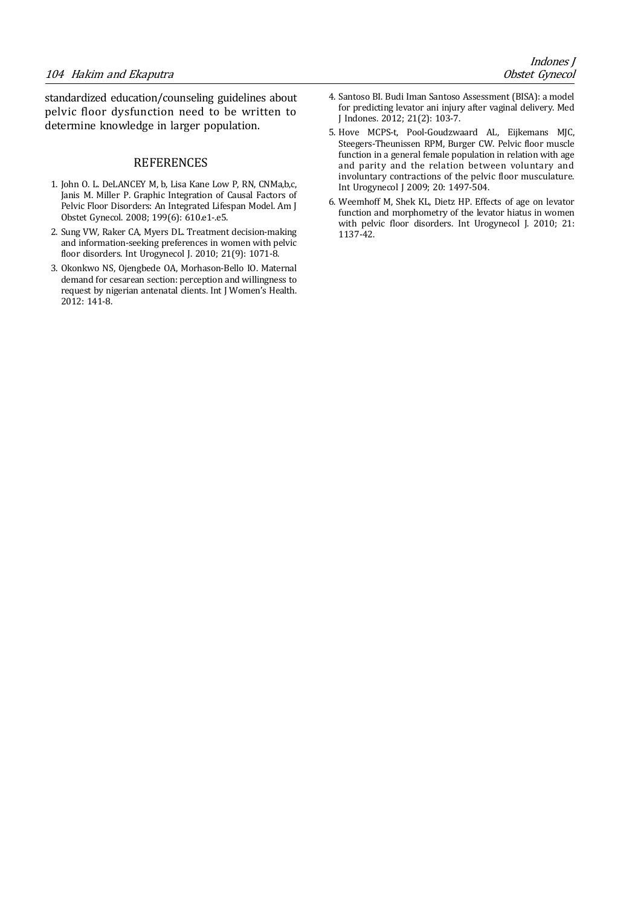standardized education/counseling guidelines about pelvic floor dysfunction need to be written to determine knowledge in larger population.

## REFERENCES

1. John O. L. DeLANCEY M, b, Lisa Kane Low P, RN, CNMa,b,c, Janis M. Miller P. Graphic Integration of Causal Factors of Pelvic Floor Disorders: An Integrated Lifespan Model. Am J Obstet Gynecol. 2008; 199(6): 610.e1-.e5.
2. Sung VW, Raker CA, Myers DL. Treatment decision-making and information-seeking preferences in women with pelvic floor disorders. Int Urogynecol J. 2010; 21(9): 1071-8.
3. Okonkwo NS, Ojengbede OA, Morhason-Bello IO. Maternal demand for cesarean section: perception and willingness to request by nigerian antenatal clients. Int J Women's Health. 2012: 141-8.
4. Santoso BI. Budi Iman Santoso Assessment (BISA): a model for predicting levator ani injury after vaginal delivery. Med J Indones. 2012; 21(2): 103-7.
5. Hove MCPS-t, Pool-Goudzwaard AL, Eijkemans MJC, Steegers-Theunissen RPM, Burger CW. Pelvic floor muscle function in a general female population in relation with age and parity and the relation between voluntary and involuntary contractions of the pelvic floor musculature. Int Urogynecol J 2009; 20: 1497-504.
6. Weemhoff M, Shek KL, Dietz HP. Effects of age on levator function and morphometry of the levator hiatus in women with pelvic floor disorders. Int Urogynecol J. 2010; 21: 1137-42.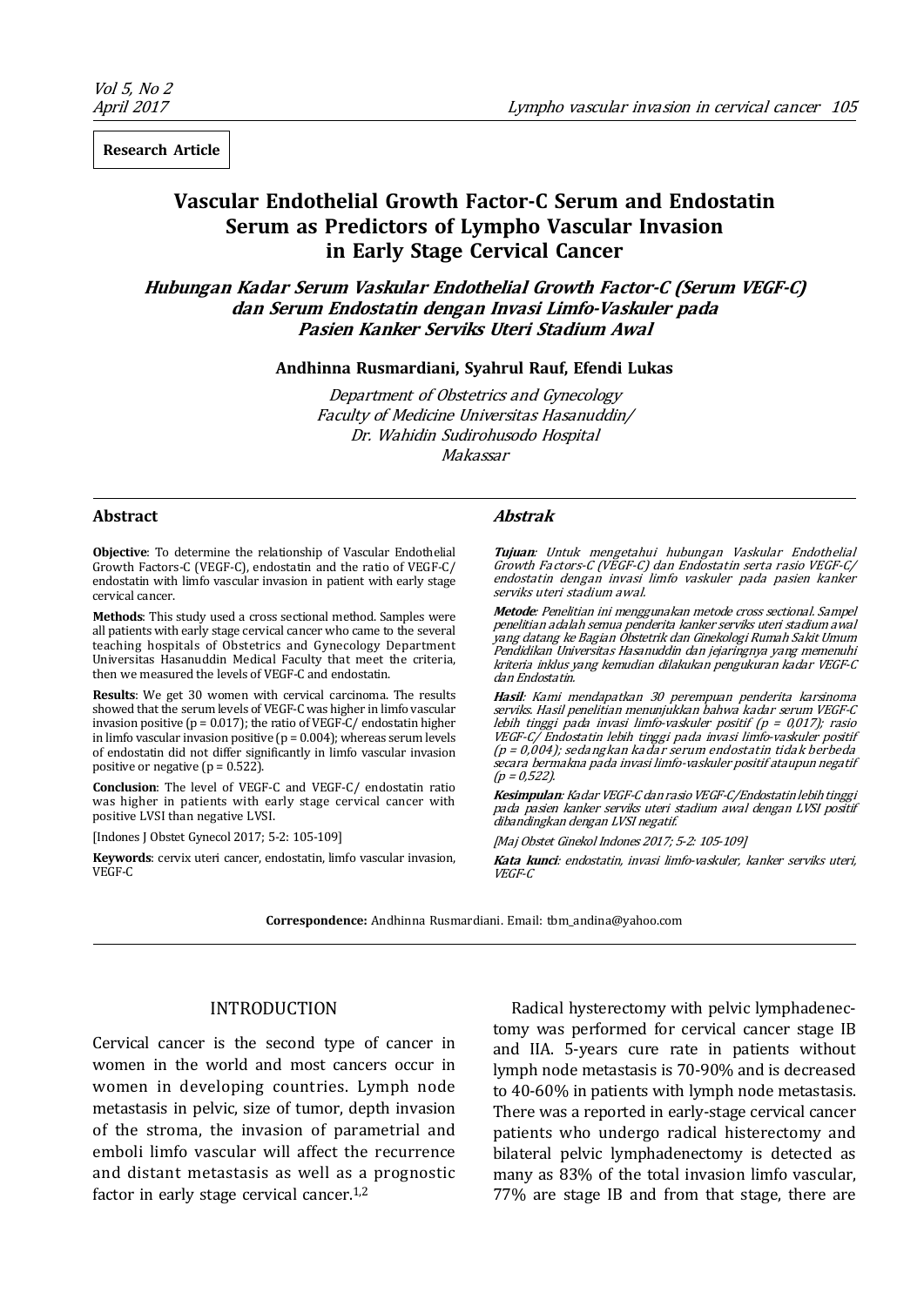**Research Article**

# Vascular Endothelial Growth Factor-C Serum and Endostatin Serum as Predictors of Lympho Vascular Invasion in Early Stage Cervical Cancer

## *Hubungan Kadar Serum Vaskular Endothelial Growth Factor-C (Serum VEGF-C) dan Serum Endostatin dengan Invasi Limfo-Vaskuler pada Pasien Kanker Serviks Uteri Stadium Awal*

**Andhinna Rusmardiani, Syahrul Rauf, Efendi Lukas**

*Department of Obstetrics and Gynecology*
*Faculty of Medicine Universitas Hasanuddin/*
*Dr. Wahidin Sudirohusodo Hospital*
*Makassar*

### Abstract

**Objective**: To determine the relationship of Vascular Endothelial Growth Factors-C (VEGF-C), endostatin and the ratio of VEGF-C/ endostatin with limfo vascular invasion in patient with early stage cervical cancer.

**Methods**: This study used a cross sectional method. Samples were all patients with early stage cervical cancer who came to the several teaching hospitals of Obstetrics and Gynecology Department Universitas Hasanuddin Medical Faculty that meet the criteria, then we measured the levels of VEGF-C and endostatin.

**Results**: We get 30 women with cervical carcinoma. The results showed that the serum levels of VEGF-C was higher in limfo vascular invasion positive ($p = 0.017$); the ratio of VEGF-C/ endostatin higher in limfo vascular invasion positive ($p = 0.004$); whereas serum levels of endostatin did not differ significantly in limfo vascular invasion positive or negative ($p = 0.522$).

**Conclusion**: The level of VEGF-C and VEGF-C/ endostatin ratio was higher in patients with early stage cervical cancer with positive LVSI than negative LVSI.

[Indones J Obstet Gynecol 2017; 5-2: 105-109]

**Keywords**: cervix uteri cancer, endostatin, limfo vascular invasion, VEGF-C

### *Abstrak*

***Tujuan***: *Untuk mengetahui hubungan Vaskular Endothelial Growth Factors-C (VEGF-C) dan Endostatin serta rasio VEGF-C/ endostatin dengan invasi limfo vaskuler pada pasien kanker serviks uteri stadium awal.*

***Metode***: *Penelitian ini menggunakan metode cross sectional. Sampel penelitian adalah semua penderita kanker serviks uteri stadium awal yang datang ke Bagian Obstetrik dan Ginekologi Rumah Sakit Umum Pendidikan Universitas Hasanuddin dan jejaringnya yang memenuhi kriteria inklus yang kemudian dilakukan pengukuran kadar VEGF-C dan Endostatin.*

***Hasil***: *Kami mendapatkan 30 perempuan penderita karsinoma serviks. Hasil penelitian menunjukkan bahwa kadar serum VEGF-C lebih tinggi pada invasi limfo-vaskuler positif ($p = 0,017$); rasio VEGF-C/ Endostatin lebih tinggi pada invasi limfo-vaskuler positif ($p = 0,004$); sedangkan kadar serum endostatin tidak berbeda secara bermakna pada invasi limfo-vaskuler positif ataupun negatif ($p = 0,522$).*

***Kesimpulan***: *Kadar VEGF-C dan rasio VEGF-C/Endostatin lebih tinggi pada pasien kanker serviks uteri stadium awal dengan LVSI positif dibandingkan dengan LVSI negatif.*

*[Maj Obstet Ginekol Indones 2017; 5-2: 105-109]*

***Kata kunci***: *endostatin, invasi limfo-vaskuler, kanker serviks uteri, VEGF-C*

**Correspondence:** Andhinna Rusmardiani. Email: tbm_andina@yahoo.com

## INTRODUCTION

Cervical cancer is the second type of cancer in women in the world and most cancers occur in women in developing countries. Lymph node metastasis in pelvic, size of tumor, depth invasion of the stroma, the invasion of parametrial and emboli limfo vascular will affect the recurrence and distant metastasis as well as a prognostic factor in early stage cervical cancer.[1,2]

Radical hysterectomy with pelvic lymphadenectomy was performed for cervical cancer stage IB and IIA. 5-years cure rate in patients without lymph node metastasis is 70-90% and is decreased to 40-60% in patients with lymph node metastasis. There was a reported in early-stage cervical cancer patients who undergo radical histerectomy and bilateral pelvic lymphadenectomy is detected as many as 83% of the total invasion limfo vascular, 77% are stage IB and from that stage, there are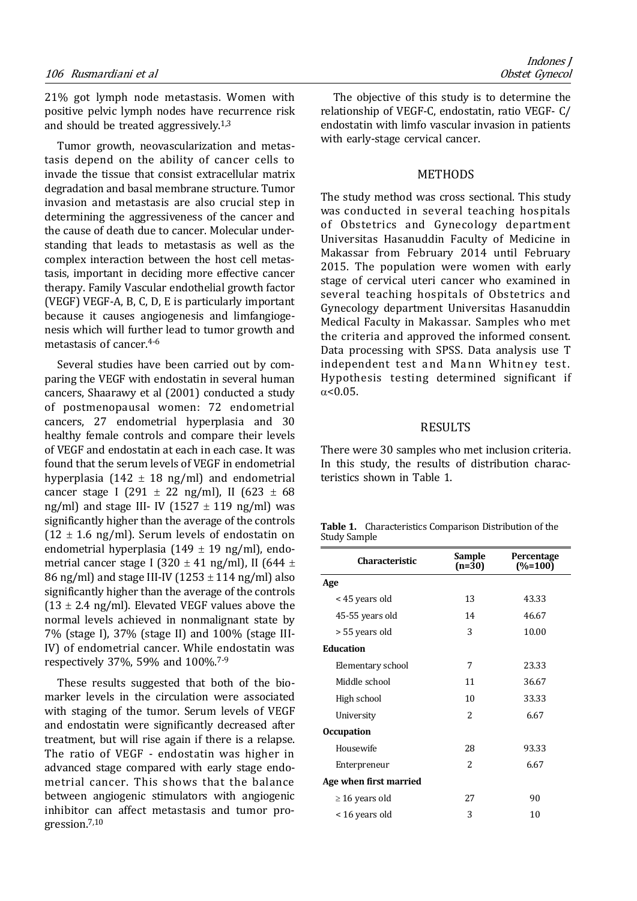21% got lymph node metastasis. Women with positive pelvic lymph nodes have recurrence risk and should be treated aggressively.[1,3]

Tumor growth, neovascularization and metastasis depend on the ability of cancer cells to invade the tissue that consist extracellular matrix degradation and basal membrane structure. Tumor invasion and metastasis are also crucial step in determining the aggressiveness of the cancer and the cause of death due to cancer. Molecular understanding that leads to metastasis as well as the complex interaction between the host cell metastasis, important in deciding more effective cancer therapy. Family Vascular endothelial growth factor (VEGF) VEGF-A, B, C, D, E is particularly important because it causes angiogenesis and limfangiogenesis which will further lead to tumor growth and metastasis of cancer.[4-6]

Several studies have been carried out by comparing the VEGF with endostatin in several human cancers, Shaarawy et al (2001) conducted a study of postmenopausal women: 72 endometrial cancers, 27 endometrial hyperplasia and 30 healthy female controls and compare their levels of VEGF and endostatin at each in each case. It was found that the serum levels of VEGF in endometrial hyperplasia (142 ± 18 ng/ml) and endometrial cancer stage I (291 ± 22 ng/ml), II (623 ± 68 ng/ml) and stage III- IV (1527 ± 119 ng/ml) was significantly higher than the average of the controls (12 ± 1.6 ng/ml). Serum levels of endostatin on endometrial hyperplasia (149 ± 19 ng/ml), endometrial cancer stage I (320 ± 41 ng/ml), II (644 ± 86 ng/ml) and stage III-IV (1253 ± 114 ng/ml) also significantly higher than the average of the controls (13 ± 2.4 ng/ml). Elevated VEGF values above the normal levels achieved in nonmalignant state by 7% (stage I), 37% (stage II) and 100% (stage III-IV) of endometrial cancer. While endostatin was respectively 37%, 59% and 100%.[7-9]

These results suggested that both of the biomarker levels in the circulation were associated with staging of the tumor. Serum levels of VEGF and endostatin were significantly decreased after treatment, but will rise again if there is a relapse. The ratio of VEGF - endostatin was higher in advanced stage compared with early stage endometrial cancer. This shows that the balance between angiogenic stimulators with angiogenic inhibitor can affect metastasis and tumor progression.[7,10]

The objective of this study is to determine the relationship of VEGF-C, endostatin, ratio VEGF- C/ endostatin with limfo vascular invasion in patients with early-stage cervical cancer.

## METHODS

The study method was cross sectional. This study was conducted in several teaching hospitals of Obstetrics and Gynecology department Universitas Hasanuddin Faculty of Medicine in Makassar from February 2014 until February 2015. The population were women with early stage of cervical uteri cancer who examined in several teaching hospitals of Obstetrics and Gynecology department Universitas Hasanuddin Medical Faculty in Makassar. Samples who met the criteria and approved the informed consent. Data processing with SPSS. Data analysis use T independent test and Mann Whitney test. Hypothesis testing determined significant if $\alpha<0.05$.

## RESULTS

There were 30 samples who met inclusion criteria. In this study, the results of distribution characteristics shown in Table 1.

**Table 1.** Characteristics Comparison Distribution of the Study Sample

| Characteristic | Sample (n=30) | Percentage (%=100) |
|---|---|---|
| **Age** | | |
| < 45 years old | 13 | 43.33 |
| 45-55 years old | 14 | 46.67 |
| > 55 years old | 3 | 10.00 |
| **Education** | | |
| Elementary school | 7 | 23.33 |
| Middle school | 11 | 36.67 |
| High school | 10 | 33.33 |
| University | 2 | 6.67 |
| **Occupation** | | |
| Housewife | 28 | 93.33 |
| Enterpreneur | 2 | 6.67 |
| **Age when first married** | | |
| ≥ 16 years old | 27 | 90 |
| < 16 years old | 3 | 10 |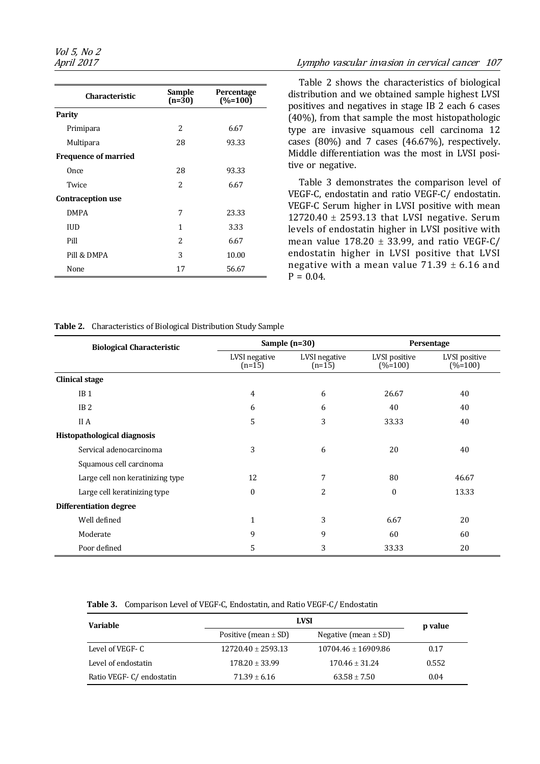| Characteristic | Sample (n=30) | Percentage (%=100) |
|---|---|---|
| **Parity** | | |
| Primipara | 2 | 6.67 |
| Multipara | 28 | 93.33 |
| **Frequence of married** | | |
| Once | 28 | 93.33 |
| Twice | 2 | 6.67 |
| **Contraception use** | | |
| DMPA | 7 | 23.33 |
| IUD | 1 | 3.33 |
| Pill | 2 | 6.67 |
| Pill & DMPA | 3 | 10.00 |
| None | 17 | 56.67 |

Table 2 shows the characteristics of biological distribution and we obtained sample highest LVSI positives and negatives in stage IB 2 each 6 cases (40%), from that sample the most histopathologic type are invasive squamous cell carcinoma 12 cases (80%) and 7 cases (46.67%), respectively. Middle differentiation was the most in LVSI positive or negative.

Table 3 demonstrates the comparison level of VEGF-C, endostatin and ratio VEGF-C/ endostatin. VEGF-C Serum higher in LVSI positive with mean 12720.40 ± 2593.13 that LVSI negative. Serum levels of endostatin higher in LVSI positive with mean value 178.20 ± 33.99, and ratio VEGF-C/ endostatin higher in LVSI positive that LVSI negative with a mean value 71.39 ± 6.16 and P = 0.04.

**Table 2.** Characteristics of Biological Distribution Study Sample

| Biological Characteristic | Sample (n=30) | | Persentage | |
|---|---|---|---|---|
| | LVSI negative (n=15) | LVSI negative (n=15) | LVSI positive (%=100) | LVSI positive (%=100) |
| **Clinical stage** | | | | |
| IB 1 | 4 | 6 | 26.67 | 40 |
| IB 2 | 6 | 6 | 40 | 40 |
| II A | 5 | 3 | 33.33 | 40 |
| **Histopathological diagnosis** | | | | |
| Servical adenocarcinoma | 3 | 6 | 20 | 40 |
| Squamous cell carcinoma | | | | |
| Large cell non keratinizing type | 12 | 7 | 80 | 46.67 |
| Large cell keratinizing type | 0 | 2 | 0 | 13.33 |
| **Differentiation degree** | | | | |
| Well defined | 1 | 3 | 6.67 | 20 |
| Moderate | 9 | 9 | 60 | 60 |
| Poor defined | 5 | 3 | 33.33 | 20 |

**Table 3.** Comparison Level of VEGF-C, Endostatin, and Ratio VEGF-C/ Endostatin

| Variable | LVSI | | p value |
|---|---|---|---|
| | Positive (mean ± SD) | Negative (mean ± SD) | |
| Level of VEGF- C | 12720.40 ± 2593.13 | 10704.46 ± 16909.86 | 0.17 |
| Level of endostatin | 178.20 ± 33.99 | 170.46 ± 31.24 | 0.552 |
| Ratio VEGF- C/ endostatin | 71.39 ± 6.16 | 63.58 ± 7.50 | 0.04 |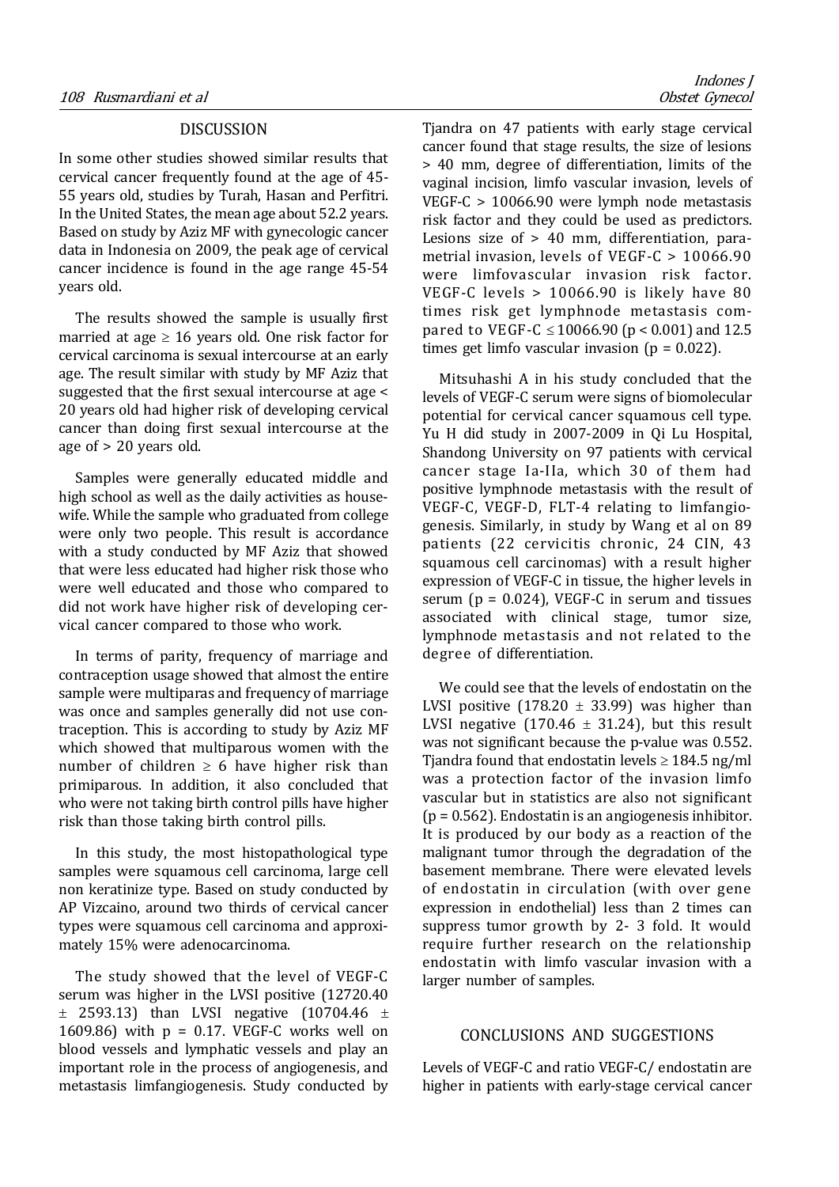## DISCUSSION

In some other studies showed similar results that cervical cancer frequently found at the age of 45-55 years old, studies by Turah, Hasan and Perfitri. In the United States, the mean age about 52.2 years. Based on study by Aziz MF with gynecologic cancer data in Indonesia on 2009, the peak age of cervical cancer incidence is found in the age range 45-54 years old.

The results showed the sample is usually first married at age $\geq$ 16 years old. One risk factor for cervical carcinoma is sexual intercourse at an early age. The result similar with study by MF Aziz that suggested that the first sexual intercourse at age < 20 years old had higher risk of developing cervical cancer than doing first sexual intercourse at the age of > 20 years old.

Samples were generally educated middle and high school as well as the daily activities as housewife. While the sample who graduated from college were only two people. This result is accordance with a study conducted by MF Aziz that showed that were less educated had higher risk those who were well educated and those who compared to did not work have higher risk of developing cervical cancer compared to those who work.

In terms of parity, frequency of marriage and contraception usage showed that almost the entire sample were multiparas and frequency of marriage was once and samples generally did not use contraception. This is according to study by Aziz MF which showed that multiparous women with the number of children $\geq$ 6 have higher risk than primiparous. In addition, it also concluded that who were not taking birth control pills have higher risk than those taking birth control pills.

In this study, the most histopathological type samples were squamous cell carcinoma, large cell non keratinize type. Based on study conducted by AP Vizcaino, around two thirds of cervical cancer types were squamous cell carcinoma and approximately 15% were adenocarcinoma.

The study showed that the level of VEGF-C serum was higher in the LVSI positive (12720.40 $\pm$ 2593.13) than LVSI negative (10704.46 $\pm$ 1609.86) with p = 0.17. VEGF-C works well on blood vessels and lymphatic vessels and play an important role in the process of angiogenesis, and metastasis limfangiogenesis. Study conducted by Tjandra on 47 patients with early stage cervical cancer found that stage results, the size of lesions > 40 mm, degree of differentiation, limits of the vaginal incision, limfo vascular invasion, levels of VEGF-C > 10066.90 were lymph node metastasis risk factor and they could be used as predictors. Lesions size of > 40 mm, differentiation, parametrial invasion, levels of VEGF-C > 10066.90 were limfovascular invasion risk factor. VEGF-C levels > 10066.90 is likely have 80 times risk get lymphnode metastasis compared to VEGF-C $\leq$ 10066.90 (p < 0.001) and 12.5 times get limfo vascular invasion (p = 0.022).

Mitsuhashi A in his study concluded that the levels of VEGF-C serum were signs of biomolecular potential for cervical cancer squamous cell type. Yu H did study in 2007-2009 in Qi Lu Hospital, Shandong University on 97 patients with cervical cancer stage Ia-IIa, which 30 of them had positive lymphnode metastasis with the result of VEGF-C, VEGF-D, FLT-4 relating to limfangiogenesis. Similarly, in study by Wang et al on 89 patients (22 cervicitis chronic, 24 CIN, 43 squamous cell carcinomas) with a result higher expression of VEGF-C in tissue, the higher levels in serum (p = 0.024), VEGF-C in serum and tissues associated with clinical stage, tumor size, lymphnode metastasis and not related to the degree of differentiation.

We could see that the levels of endostatin on the LVSI positive (178.20 $\pm$ 33.99) was higher than LVSI negative (170.46 $\pm$ 31.24), but this result was not significant because the p-value was 0.552. Tjandra found that endostatin levels $\geq$ 184.5 ng/ml was a protection factor of the invasion limfo vascular but in statistics are also not significant (p = 0.562). Endostatin is an angiogenesis inhibitor. It is produced by our body as a reaction of the malignant tumor through the degradation of the basement membrane. There were elevated levels of endostatin in circulation (with over gene expression in endothelial) less than 2 times can suppress tumor growth by 2- 3 fold. It would require further research on the relationship endostatin with limfo vascular invasion with a larger number of samples.

## CONCLUSIONS AND SUGGESTIONS

Levels of VEGF-C and ratio VEGF-C/ endostatin are higher in patients with early-stage cervical cancer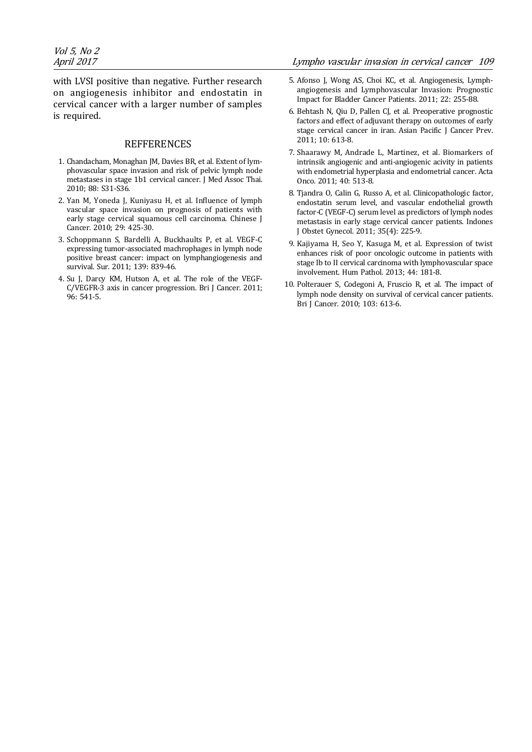with LVSI positive than negative. Further research on angiogenesis inhibitor and endostatin in cervical cancer with a larger number of samples is required.

## REFFERENCES

1. Chandacham, Monaghan JM, Davies BR, et al. Extent of lymphovascular space invasion and risk of pelvic lymph node metastases in stage 1b1 cervical cancer. J Med Assoc Thai. 2010; 88: S31-S36.
2. Yan M, Yoneda J, Kuniyasu H, et al. Influence of lymph vascular space invasion on prognosis of patients with early stage cervical squamous cell carcinoma. Chinese J Cancer. 2010; 29: 425-30.
3. Schoppmann S, Bardelli A, Buckhaults P, et al. VEGF-C expressing tumor-associated machrophages in lymph node positive breast cancer: impact on lymphangiogenesis and survival. Sur. 2011; 139: 839-46.
4. Su J, Darcy KM, Hutson A, et al. The role of the VEGF-C/VEGFR-3 axis in cancer progression. Bri J Cancer. 2011; 96: 541-5.
5. Afonso J, Wong AS, Choi KC, et al. Angiogenesis, Lymph-angiogenesis and Lymphovascular Invasion: Prognostic Impact for Bladder Cancer Patients. 2011; 22: 255-88.
6. Behtash N, Qiu D, Pallen CJ, et al. Preoperative prognostic factors and effect of adjuvant therapy on outcomes of early stage cervical cancer in iran. Asian Pacific J Cancer Prev. 2011; 10: 613-8.
7. Shaarawy M, Andrade L, Martinez, et al. Biomarkers of intrinsik angiogenic and anti-angiogenic acivity in patients with endometrial hyperplasia and endometrial cancer. Acta Onco. 2011; 40: 513-8.
8. Tjandra O, Calin G, Russo A, et al. Clinicopathologic factor, endostatin serum level, and vascular endothelial growth factor-C (VEGF-C) serum level as predictors of lymph nodes metastasis in early stage cervical cancer patients. Indones J Obstet Gynecol. 2011; 35(4): 225-9.
9. Kajiyama H, Seo Y, Kasuga M, et al. Expression of twist enhances risk of poor oncologic outcome in patients with stage Ib to II cervical carcinoma with lymphovascular space involvement. Hum Pathol. 2013; 44: 181-8.
10. Polterauer S, Codegoni A, Fruscio R, et al. The impact of lymph node density on survival of cervical cancer patients. Bri J Cancer. 2010; 103: 613-6.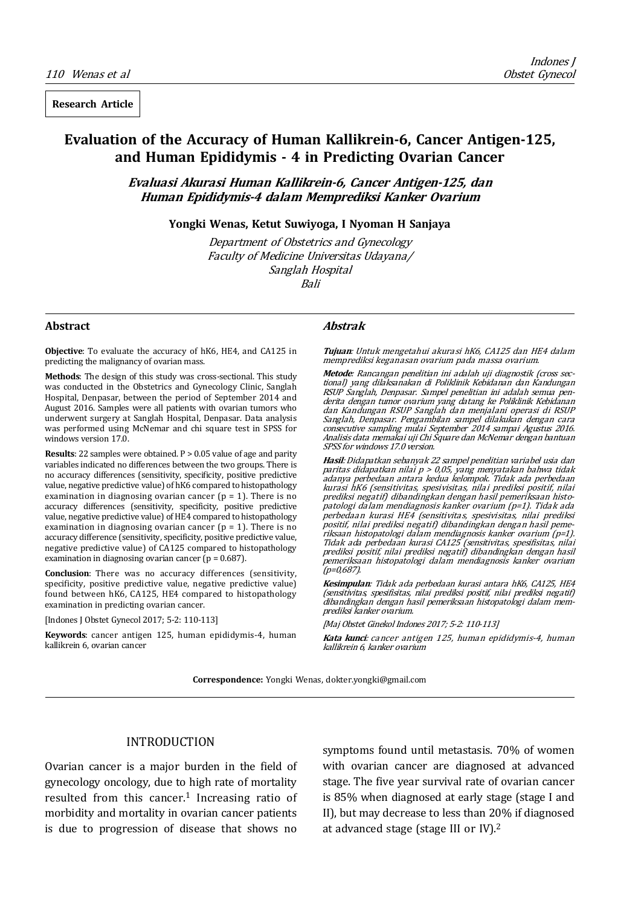**Research Article**

# Evaluation of the Accuracy of Human Kallikrein-6, Cancer Antigen-125, and Human Epididymis - 4 in Predicting Ovarian Cancer

## *Evaluasi Akurasi Human Kallikrein-6, Cancer Antigen-125, dan Human Epididymis-4 dalam Memprediksi Kanker Ovarium*

**Yongki Wenas, Ketut Suwiyoga, I Nyoman H Sanjaya**

*Department of Obstetrics and Gynecology*
*Faculty of Medicine Universitas Udayana/*
*Sanglah Hospital*
*Bali*

### Abstract

**Objective**: To evaluate the accuracy of hK6, HE4, and CA125 in predicting the malignancy of ovarian mass.

**Methods**: The design of this study was cross-sectional. This study was conducted in the Obstetrics and Gynecology Clinic, Sanglah Hospital, Denpasar, between the period of September 2014 and August 2016. Samples were all patients with ovarian tumors who underwent surgery at Sanglah Hospital, Denpasar. Data analysis was performed using McNemar and chi square test in SPSS for windows version 17.0.

**Results**: 22 samples were obtained. P > 0.05 value of age and parity variables indicated no differences between the two groups. There is no accuracy differences (sensitivity, specificity, positive predictive value, negative predictive value) of hK6 compared to histopathology examination in diagnosing ovarian cancer (p = 1). There is no accuracy differences (sensitivity, specificity, positive predictive value, negative predictive value) of HE4 compared to histopathology examination in diagnosing ovarian cancer (p = 1). There is no accuracy difference (sensitivity, specificity, positive predictive value, negative predictive value) of CA125 compared to histopathology examination in diagnosing ovarian cancer (p = 0.687).

**Conclusion**: There was no accuracy differences (sensitivity, specificity, positive predictive value, negative predictive value) found between hK6, CA125, HE4 compared to histopathology examination in predicting ovarian cancer.

[Indones J Obstet Gynecol 2017; 5-2: 110-113]

**Keywords**: cancer antigen 125, human epididymis-4, human kallikrein 6, ovarian cancer

### *Abstrak*

***Tujuan***: *Untuk mengetahui akurasi hK6, CA125 dan HE4 dalam memprediksi keganasan ovarium pada massa ovarium.*

***Metode***: *Rancangan penelitian ini adalah uji diagnostik (cross sectional) yang dilaksanakan di Poliklinik Kebidanan dan Kandungan RSUP Sanglah, Denpasar. Sampel penelitian ini adalah semua penderita dengan tumor ovarium yang datang ke Poliklinik Kebidanan dan Kandungan RSUP Sanglah dan menjalani operasi di RSUP Sanglah, Denpasar. Pengambilan sampel dilakukan dengan cara consecutive sampling mulai September 2014 sampai Agustus 2016. Analisis data memakai uji Chi Square dan McNemar dengan bantuan SPSS for windows 17.0 version.*

***Hasil***: *Didapatkan sebanyak 22 sampel penelitian variabel usia dan paritas didapatkan nilai p > 0,05, yang menyatakan bahwa tidak adanya perbedaan antara kedua kelompok. Tidak ada perbedaan kurasi hK6 (sensitivitas, spesivisitas, nilai prediksi positif, nilai prediksi negatif) dibandingkan dengan hasil pemeriksaan histopatologi dalam mendiagnosis kanker ovarium (p=1). Tidak ada perbedaan kurasi HE4 (sensitivitas, spesivisitas, nilai prediksi positif, nilai prediksi negatif) dibandingkan dengan hasil pemeriksaan histopatologi dalam mendiagnosis kanker ovarium (p=1). Tidak ada perbedaan kurasi CA125 (sensitivitas, spesifisitas, nilai prediksi positif, nilai prediksi negatif) dibandingkan dengan hasil pemeriksaan histopatologi dalam mendiagnosis kanker ovarium (p=0,687).*

***Kesimpulan***: *Tidak ada perbedaan kurasi antara hK6, CA125, HE4 (sensitivitas, spesifisitas, nilai prediksi positif, nilai prediksi negatif) dibandingkan dengan hasil pemeriksaan histopatologi dalam memprediksi kanker ovarium.*

*[Maj Obstet Ginekol Indones 2017; 5-2: 110-113]*

***Kata kunci***: *cancer antigen 125, human epididymis-4, human kallikrein 6, kanker ovarium*

**Correspondence:** Yongki Wenas, dokter.yongki@gmail.com

## INTRODUCTION

Ovarian cancer is a major burden in the field of gynecology oncology, due to high rate of mortality resulted from this cancer.[1] Increasing ratio of morbidity and mortality in ovarian cancer patients is due to progression of disease that shows no symptoms found until metastasis. 70% of women with ovarian cancer are diagnosed at advanced stage. The five year survival rate of ovarian cancer is 85% when diagnosed at early stage (stage I and II), but may decrease to less than 20% if diagnosed at advanced stage (stage III or IV).[2]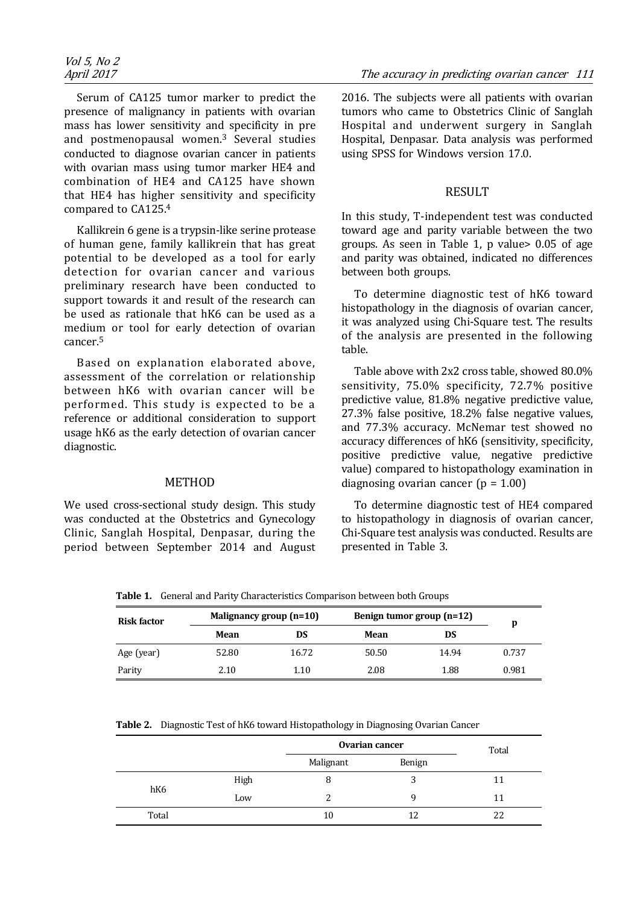Serum of CA125 tumor marker to predict the presence of malignancy in patients with ovarian mass has lower sensitivity and specificity in pre and postmenopausal women.[3] Several studies conducted to diagnose ovarian cancer in patients with ovarian mass using tumor marker HE4 and combination of HE4 and CA125 have shown that HE4 has higher sensitivity and specificity compared to CA125.[4]

Kallikrein 6 gene is a trypsin-like serine protease of human gene, family kallikrein that has great potential to be developed as a tool for early detection for ovarian cancer and various preliminary research have been conducted to support towards it and result of the research can be used as rationale that hK6 can be used as a medium or tool for early detection of ovarian cancer.[5]

Based on explanation elaborated above, assessment of the correlation or relationship between hK6 with ovarian cancer will be performed. This study is expected to be a reference or additional consideration to support usage hK6 as the early detection of ovarian cancer diagnostic.

## METHOD

We used cross-sectional study design. This study was conducted at the Obstetrics and Gynecology Clinic, Sanglah Hospital, Denpasar, during the period between September 2014 and August 2016. The subjects were all patients with ovarian tumors who came to Obstetrics Clinic of Sanglah Hospital and underwent surgery in Sanglah Hospital, Denpasar. Data analysis was performed using SPSS for Windows version 17.0.

## RESULT

In this study, T-independent test was conducted toward age and parity variable between the two groups. As seen in Table 1, p value> 0.05 of age and parity was obtained, indicated no differences between both groups.

To determine diagnostic test of hK6 toward histopathology in the diagnosis of ovarian cancer, it was analyzed using Chi-Square test. The results of the analysis are presented in the following table.

Table above with 2x2 cross table, showed 80.0% sensitivity, 75.0% specificity, 72.7% positive predictive value, 81.8% negative predictive value, 27.3% false positive, 18.2% false negative values, and 77.3% accuracy. McNemar test showed no accuracy differences of hK6 (sensitivity, specificity, positive predictive value, negative predictive value) compared to histopathology examination in diagnosing ovarian cancer (p = 1.00)

To determine diagnostic test of HE4 compared to histopathology in diagnosis of ovarian cancer, Chi-Square test analysis was conducted. Results are presented in Table 3.

**Table 1.** General and Parity Characteristics Comparison between both Groups

| Risk factor | Malignancy group (n=10) | | Benign tumor group (n=12) | | p |
|---|---|---|---|---|---|
| | **Mean** | **DS** | **Mean** | **DS** | |
| Age (year) | 52.80 | 16.72 | 50.50 | 14.94 | 0.737 |
| Parity | 2.10 | 1.10 | 2.08 | 1.88 | 0.981 |

**Table 2.** Diagnostic Test of hK6 toward Histopathology in Diagnosing Ovarian Cancer

| | | Ovarian cancer | | Total |
|---|---|---|---|---|
| | | Malignant | Benign | |
| hK6 | High | 8 | 3 | 11 |
| | Low | 2 | 9 | 11 |
| Total | | 10 | 12 | 22 |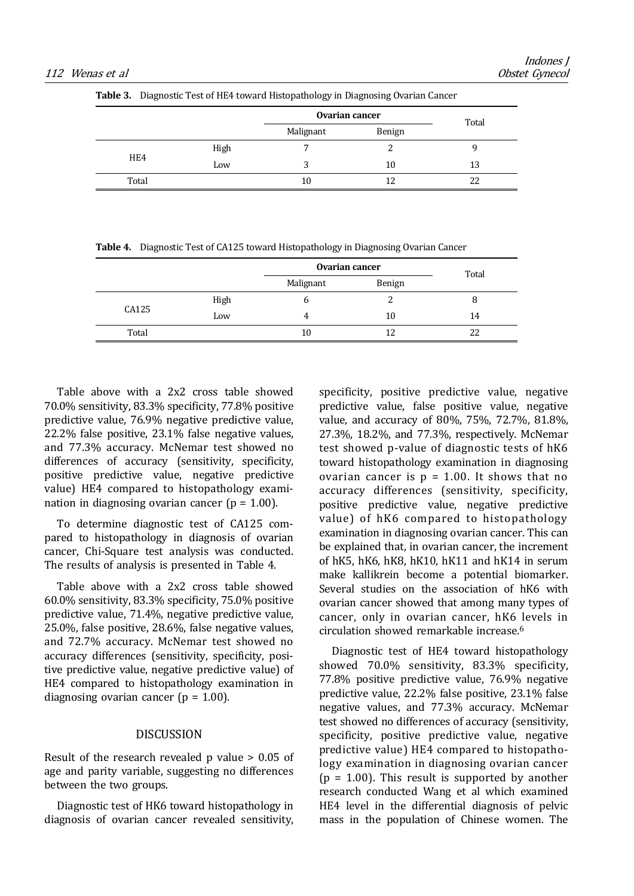**Table 3.** Diagnostic Test of HE4 toward Histopathology in Diagnosing Ovarian Cancer

| | | Ovarian cancer | | Total |
|---|---|---|---|---|
| | | Malignant | Benign | |
| HE4 | High | 7 | 2 | 9 |
| | Low | 3 | 10 | 13 |
| Total | | 10 | 12 | 22 |

**Table 4.** Diagnostic Test of CA125 toward Histopathology in Diagnosing Ovarian Cancer

| | | Ovarian cancer | | Total |
|---|---|---|---|---|
| | | Malignant | Benign | |
| CA125 | High | 6 | 2 | 8 |
| | Low | 4 | 10 | 14 |
| Total | | 10 | 12 | 22 |

Table above with a 2x2 cross table showed 70.0% sensitivity, 83.3% specificity, 77.8% positive predictive value, 76.9% negative predictive value, 22.2% false positive, 23.1% false negative values, and 77.3% accuracy. McNemar test showed no differences of accuracy (sensitivity, specificity, positive predictive value, negative predictive value) HE4 compared to histopathology examination in diagnosing ovarian cancer (p = 1.00).

To determine diagnostic test of CA125 compared to histopathology in diagnosis of ovarian cancer, Chi-Square test analysis was conducted. The results of analysis is presented in Table 4.

Table above with a 2x2 cross table showed 60.0% sensitivity, 83.3% specificity, 75.0% positive predictive value, 71.4%, negative predictive value, 25.0%, false positive, 28.6%, false negative values, and 72.7% accuracy. McNemar test showed no accuracy differences (sensitivity, specificity, positive predictive value, negative predictive value) of HE4 compared to histopathology examination in diagnosing ovarian cancer (p = 1.00).

## DISCUSSION

Result of the research revealed p value > 0.05 of age and parity variable, suggesting no differences between the two groups.

Diagnostic test of HK6 toward histopathology in diagnosis of ovarian cancer revealed sensitivity, specificity, positive predictive value, negative predictive value, false positive value, negative value, and accuracy of 80%, 75%, 72.7%, 81.8%, 27.3%, 18.2%, and 77.3%, respectively. McNemar test showed p-value of diagnostic tests of hK6 toward histopathology examination in diagnosing ovarian cancer is p = 1.00. It shows that no accuracy differences (sensitivity, specificity, positive predictive value, negative predictive value) of hK6 compared to histopathology examination in diagnosing ovarian cancer. This can be explained that, in ovarian cancer, the increment of hK5, hK6, hK8, hK10, hK11 and hK14 in serum make kallikrein become a potential biomarker. Several studies on the association of hK6 with ovarian cancer showed that among many types of cancer, only in ovarian cancer, hK6 levels in circulation showed remarkable increase.[6]

Diagnostic test of HE4 toward histopathology showed 70.0% sensitivity, 83.3% specificity, 77.8% positive predictive value, 76.9% negative predictive value, 22.2% false positive, 23.1% false negative values, and 77.3% accuracy. McNemar test showed no differences of accuracy (sensitivity, specificity, positive predictive value, negative predictive value) HE4 compared to histopathology examination in diagnosing ovarian cancer (p = 1.00). This result is supported by another research conducted Wang et al which examined HE4 level in the differential diagnosis of pelvic mass in the population of Chinese women. The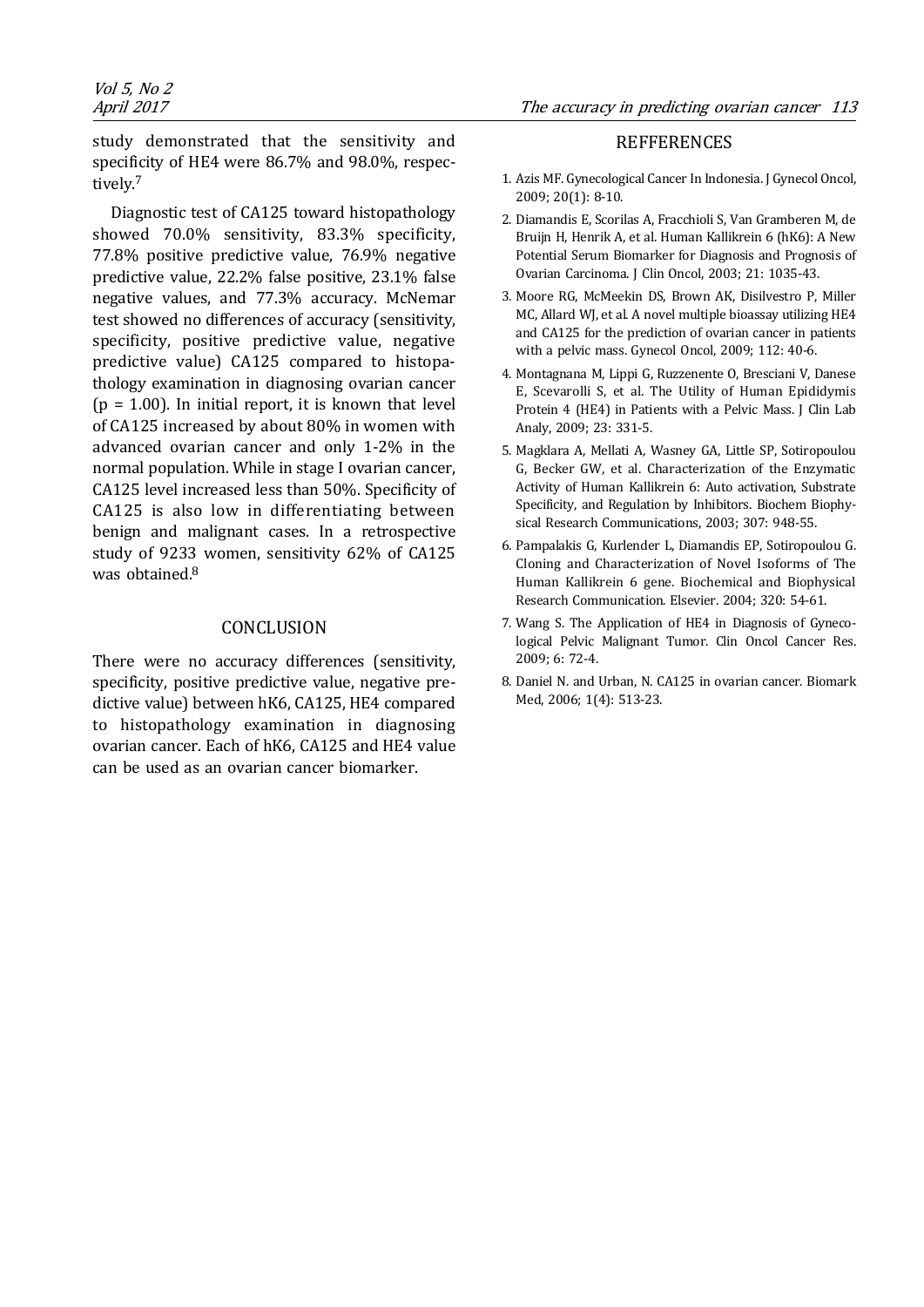study demonstrated that the sensitivity and specificity of HE4 were 86.7% and 98.0%, respectively.[7]

Diagnostic test of CA125 toward histopathology showed 70.0% sensitivity, 83.3% specificity, 77.8% positive predictive value, 76.9% negative predictive value, 22.2% false positive, 23.1% false negative values, and 77.3% accuracy. McNemar test showed no differences of accuracy (sensitivity, specificity, positive predictive value, negative predictive value) CA125 compared to histopathology examination in diagnosing ovarian cancer ($p = 1.00$). In initial report, it is known that level of CA125 increased by about 80% in women with advanced ovarian cancer and only 1-2% in the normal population. While in stage I ovarian cancer, CA125 level increased less than 50%. Specificity of CA125 is also low in differentiating between benign and malignant cases. In a retrospective study of 9233 women, sensitivity 62% of CA125 was obtained.[8]

## CONCLUSION

There were no accuracy differences (sensitivity, specificity, positive predictive value, negative predictive value) between hK6, CA125, HE4 compared to histopathology examination in diagnosing ovarian cancer. Each of hK6, CA125 and HE4 value can be used as an ovarian cancer biomarker.

## REFFERENCES

1. Azis MF. Gynecological Cancer In Indonesia. J Gynecol Oncol, 2009; 20(1): 8-10.
2. Diamandis E, Scorilas A, Fracchioli S, Van Gramberen M, de Bruijn H, Henrik A, et al. Human Kallikrein 6 (hK6): A New Potential Serum Biomarker for Diagnosis and Prognosis of Ovarian Carcinoma. J Clin Oncol, 2003; 21: 1035-43.
3. Moore RG, McMeekin DS, Brown AK, Disilvestro P, Miller MC, Allard WJ, et al. A novel multiple bioassay utilizing HE4 and CA125 for the prediction of ovarian cancer in patients with a pelvic mass. Gynecol Oncol, 2009; 112: 40-6.
4. Montagnana M, Lippi G, Ruzzenente O, Bresciani V, Danese E, Scevarolli S, et al. The Utility of Human Epididymis Protein 4 (HE4) in Patients with a Pelvic Mass. J Clin Lab Analy, 2009; 23: 331-5.
5. Magklara A, Mellati A, Wasney GA, Little SP, Sotiropoulou G, Becker GW, et al. Characterization of the Enzymatic Activity of Human Kallikrein 6: Auto activation, Substrate Specificity, and Regulation by Inhibitors. Biochem Biophysical Research Communications, 2003; 307: 948-55.
6. Pampalakis G, Kurlender L, Diamandis EP, Sotiropoulou G. Cloning and Characterization of Novel Isoforms of The Human Kallikrein 6 gene. Biochemical and Biophysical Research Communication. Elsevier. 2004; 320: 54-61.
7. Wang S. The Application of HE4 in Diagnosis of Gynecological Pelvic Malignant Tumor. Clin Oncol Cancer Res. 2009; 6: 72-4.
8. Daniel N. and Urban, N. CA125 in ovarian cancer. Biomark Med, 2006; 1(4): 513-23.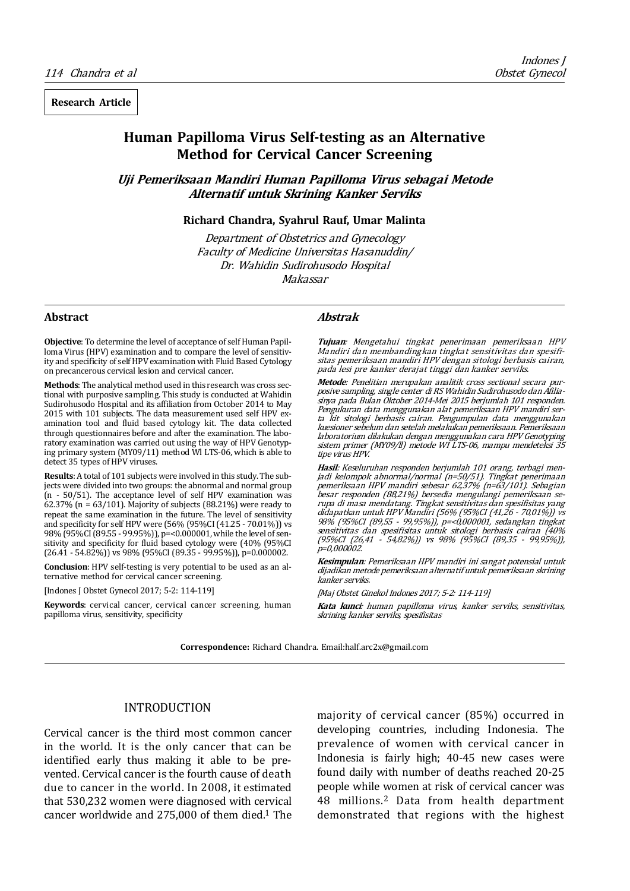**Research Article**

# Human Papilloma Virus Self-testing as an Alternative Method for Cervical Cancer Screening

## *Uji Pemeriksaan Mandiri Human Papilloma Virus sebagai Metode Alternatif untuk Skrining Kanker Serviks*

**Richard Chandra, Syahrul Rauf, Umar Malinta**

*Department of Obstetrics and Gynecology*
*Faculty of Medicine Universitas Hasanuddin/*
*Dr. Wahidin Sudirohusodo Hospital*
*Makassar*

### Abstract

**Objective**: To determine the level of acceptance of self Human Papilloma Virus (HPV) examination and to compare the level of sensitivity and specificity of self HPV examination with Fluid Based Cytology on precancerous cervical lesion and cervical cancer.

**Methods**: The analytical method used in this research was cross sectional with purposive sampling. This study is conducted at Wahidin Sudirohusodo Hospital and its affiliation from October 2014 to May 2015 with 101 subjects. The data measurement used self HPV examination tool and fluid based cytology kit. The data collected through questionnaires before and after the examination. The laboratory examination was carried out using the way of HPV Genotyping primary system (MY09/11) method Wl LTS-06, which is able to detect 35 types of HPV viruses.

**Results**: A total of 101 subjects were involved in this study. The subjects were divided into two groups: the abnormal and normal group (n - 50/51). The acceptance level of self HPV examination was 62.37% (n = 63/101). Majority of subjects (88.21%) were ready to repeat the same examination in the future. The level of sensitivity and specificity for self HPV were (56% (95%CI (41.25 - 70.01%)) vs 98% (95%CI (89.55 - 99.95%)), p=<0.000001, while the level of sensitivity and specificity for fluid based cytology were (40% (95%CI (26.41 - 54.82%)) vs 98% (95%CI (89.35 - 99.95%)), p=0.000002.

**Conclusion**: HPV self-testing is very potential to be used as an alternative method for cervical cancer screening.

[Indones J Obstet Gynecol 2017; 5-2: 114-119]

**Keywords**: cervical cancer, cervical cancer screening, human papilloma virus, sensitivity, specificity

### *Abstrak*

***Tujuan***: *Mengetahui tingkat penerimaan pemeriksaan HPV Mandiri dan membandingkan tingkat sensitivitas dan spesifisitas pemeriksaan mandiri HPV dengan sitologi berbasis cairan, pada lesi pre kanker derajat tinggi dan kanker serviks.*

***Metode***: *Penelitian merupakan analitik cross sectional secara purposive sampling, single center di RS Wahidin Sudirohusodo dan Afiliasinya pada Bulan Oktober 2014-Mei 2015 berjumlah 101 responden. Pengukuran data menggunakan alat pemeriksaan HPV mandiri serta kit sitologi berbasis cairan. Pengumpulan data menggunakan kuesioner sebelum dan setelah melakukan pemeriksaan. Pemeriksaan laboratorium dilakukan dengan menggunakan cara HPV Genotyping sistem primer (MY09/ll) metode WI LTS-06, mampu mendeteksi 35 tipe virus HPV.*

***Hasil***: *Keseluruhan responden berjumlah 101 orang, terbagi menjadi kelompok abnormal/normal (n=50/51). Tingkat penerimaan pemeriksaan HPV mandiri sebesar 62,37% (n=63/101). Sebagian besar responden (88,21%) bersedia mengulangi pemeriksaan serupa di masa mendatang. Tingkat sensitivitas dan spesifisitas yang didapatkan untuk HPV Mandiri (56% (95%CI (41,26 - 70,01%)) vs 98% (95%CI (89,55 - 99,95%)), p=<0,000001, sedangkan tingkat sensitivitas dan spesifisitas untuk sitologi berbasis cairan (40% (95%CI (26,41 - 54,82%)) vs 98% (95%CI (89,35 - 99,95%)), p=0,000002.*

***Kesimpulan***: *Pemeriksaan HPV mandiri ini sangat potensial untuk dijadikan metode pemeriksaan alternatif untuk pemeriksaan skrining kanker serviks.*

*[Maj Obstet Ginekol Indones 2017; 5-2: 114-119]*

***Kata kunci***: *human papilloma virus, kanker serviks, sensitivitas, skrining kanker serviks, spesifisitas*

**Correspondence:** Richard Chandra. Email:half.arc2x@gmail.com

## INTRODUCTION

Cervical cancer is the third most common cancer in the world. It is the only cancer that can be identified early thus making it able to be prevented. Cervical cancer is the fourth cause of death due to cancer in the world. In 2008, it estimated that 530,232 women were diagnosed with cervical cancer worldwide and 275,000 of them died.[1] The majority of cervical cancer (85%) occurred in developing countries, including Indonesia. The prevalence of women with cervical cancer in Indonesia is fairly high; 40-45 new cases were found daily with number of deaths reached 20-25 people while women at risk of cervical cancer was 48 millions.[2] Data from health department demonstrated that regions with the highest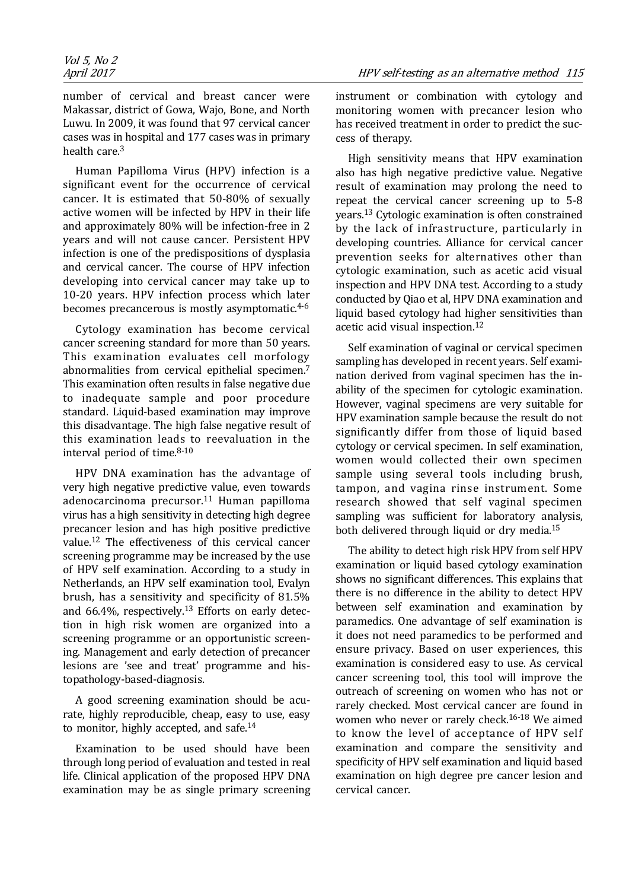number of cervical and breast cancer were Makassar, district of Gowa, Wajo, Bone, and North Luwu. In 2009, it was found that 97 cervical cancer cases was in hospital and 177 cases was in primary health care.[3]

Human Papilloma Virus (HPV) infection is a significant event for the occurrence of cervical cancer. It is estimated that 50-80% of sexually active women will be infected by HPV in their life and approximately 80% will be infection-free in 2 years and will not cause cancer. Persistent HPV infection is one of the predispositions of dysplasia and cervical cancer. The course of HPV infection developing into cervical cancer may take up to 10-20 years. HPV infection process which later becomes precancerous is mostly asymptomatic.[4-6]

Cytology examination has become cervical cancer screening standard for more than 50 years. This examination evaluates cell morfology abnormalities from cervical epithelial specimen.[7] This examination often results in false negative due to inadequate sample and poor procedure standard. Liquid-based examination may improve this disadvantage. The high false negative result of this examination leads to reevaluation in the interval period of time.[8-10]

HPV DNA examination has the advantage of very high negative predictive value, even towards adenocarcinoma precursor.[11] Human papilloma virus has a high sensitivity in detecting high degree precancer lesion and has high positive predictive value.[12] The effectiveness of this cervical cancer screening programme may be increased by the use of HPV self examination. According to a study in Netherlands, an HPV self examination tool, Evalyn brush, has a sensitivity and specificity of 81.5% and 66.4%, respectively.[13] Efforts on early detection in high risk women are organized into a screening programme or an opportunistic screening. Management and early detection of precancer lesions are 'see and treat' programme and histopathology-based-diagnosis.

A good screening examination should be acurate, highly reproducible, cheap, easy to use, easy to monitor, highly accepted, and safe.[14]

Examination to be used should have been through long period of evaluation and tested in real life. Clinical application of the proposed HPV DNA examination may be as single primary screening instrument or combination with cytology and monitoring women with precancer lesion who has received treatment in order to predict the success of therapy.

High sensitivity means that HPV examination also has high negative predictive value. Negative result of examination may prolong the need to repeat the cervical cancer screening up to 5-8 years.[13] Cytologic examination is often constrained by the lack of infrastructure, particularly in developing countries. Alliance for cervical cancer prevention seeks for alternatives other than cytologic examination, such as acetic acid visual inspection and HPV DNA test. According to a study conducted by Qiao et al, HPV DNA examination and liquid based cytology had higher sensitivities than acetic acid visual inspection.[12]

Self examination of vaginal or cervical specimen sampling has developed in recent years. Self examination derived from vaginal specimen has the inability of the specimen for cytologic examination. However, vaginal specimens are very suitable for HPV examination sample because the result do not significantly differ from those of liquid based cytology or cervical specimen. In self examination, women would collected their own specimen sample using several tools including brush, tampon, and vagina rinse instrument. Some research showed that self vaginal specimen sampling was sufficient for laboratory analysis, both delivered through liquid or dry media.[15]

The ability to detect high risk HPV from self HPV examination or liquid based cytology examination shows no significant differences. This explains that there is no difference in the ability to detect HPV between self examination and examination by paramedics. One advantage of self examination is it does not need paramedics to be performed and ensure privacy. Based on user experiences, this examination is considered easy to use. As cervical cancer screening tool, this tool will improve the outreach of screening on women who has not or rarely checked. Most cervical cancer are found in women who never or rarely check.[16-18] We aimed to know the level of acceptance of HPV self examination and compare the sensitivity and specificity of HPV self examination and liquid based examination on high degree pre cancer lesion and cervical cancer.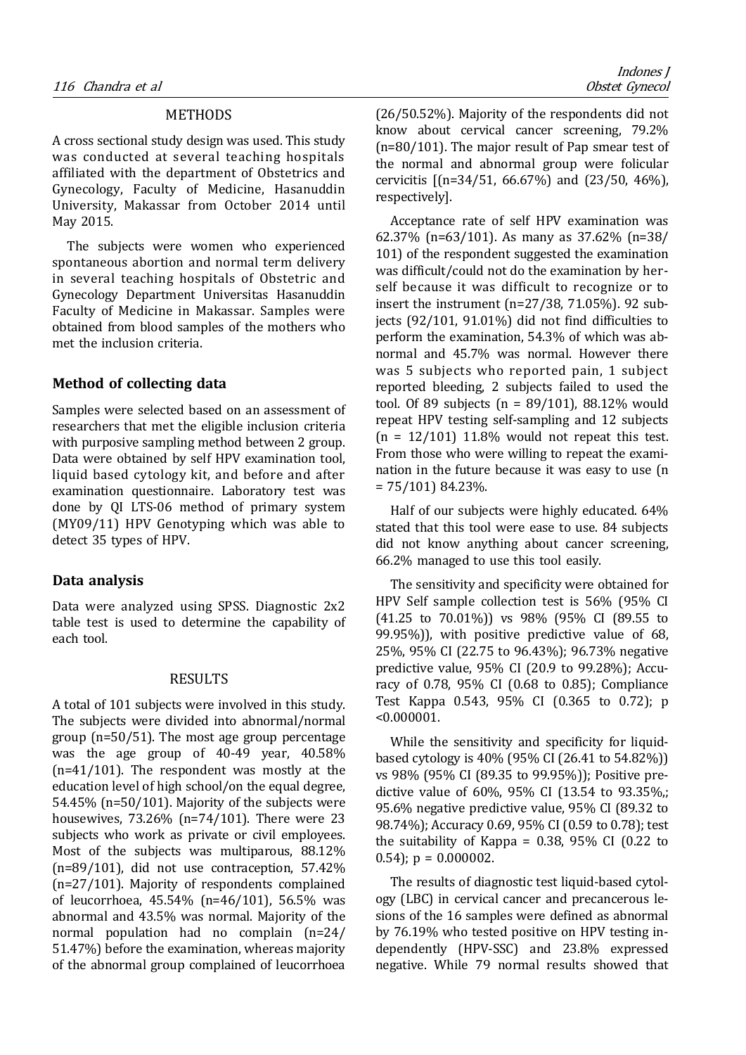## METHODS

A cross sectional study design was used. This study was conducted at several teaching hospitals affiliated with the department of Obstetrics and Gynecology, Faculty of Medicine, Hasanuddin University, Makassar from October 2014 until May 2015.

The subjects were women who experienced spontaneous abortion and normal term delivery in several teaching hospitals of Obstetric and Gynecology Department Universitas Hasanuddin Faculty of Medicine in Makassar. Samples were obtained from blood samples of the mothers who met the inclusion criteria.

### Method of collecting data

Samples were selected based on an assessment of researchers that met the eligible inclusion criteria with purposive sampling method between 2 group. Data were obtained by self HPV examination tool, liquid based cytology kit, and before and after examination questionnaire. Laboratory test was done by QI LTS-06 method of primary system (MY09/11) HPV Genotyping which was able to detect 35 types of HPV.

### Data analysis

Data were analyzed using SPSS. Diagnostic 2x2 table test is used to determine the capability of each tool.

## RESULTS

A total of 101 subjects were involved in this study. The subjects were divided into abnormal/normal group (n=50/51). The most age group percentage was the age group of 40-49 year, 40.58% (n=41/101). The respondent was mostly at the education level of high school/on the equal degree, 54.45% (n=50/101). Majority of the subjects were housewives, 73.26% (n=74/101). There were 23 subjects who work as private or civil employees. Most of the subjects was multiparous, 88.12% (n=89/101), did not use contraception, 57.42% (n=27/101). Majority of respondents complained of leucorrhoea, 45.54% (n=46/101), 56.5% was abnormal and 43.5% was normal. Majority of the normal population had no complain (n=24/ 51.47%) before the examination, whereas majority of the abnormal group complained of leucorrhoea (26/50.52%). Majority of the respondents did not know about cervical cancer screening, 79.2% (n=80/101). The major result of Pap smear test of the normal and abnormal group were folicular cervicitis [(n=34/51, 66.67%) and (23/50, 46%), respectively].

Acceptance rate of self HPV examination was 62.37% (n=63/101). As many as 37.62% (n=38/ 101) of the respondent suggested the examination was difficult/could not do the examination by herself because it was difficult to recognize or to insert the instrument (n=27/38, 71.05%). 92 subjects (92/101, 91.01%) did not find difficulties to perform the examination, 54.3% of which was abnormal and 45.7% was normal. However there was 5 subjects who reported pain, 1 subject reported bleeding, 2 subjects failed to used the tool. Of 89 subjects (n = 89/101), 88.12% would repeat HPV testing self-sampling and 12 subjects (n = 12/101) 11.8% would not repeat this test. From those who were willing to repeat the examination in the future because it was easy to use (n = 75/101) 84.23%.

Half of our subjects were highly educated. 64% stated that this tool were ease to use. 84 subjects did not know anything about cancer screening, 66.2% managed to use this tool easily.

The sensitivity and specificity were obtained for HPV Self sample collection test is 56% (95% CI (41.25 to 70.01%)) vs 98% (95% CI (89.55 to 99.95%)), with positive predictive value of 68, 25%, 95% CI (22.75 to 96.43%); 96.73% negative predictive value, 95% CI (20.9 to 99.28%); Accuracy of 0.78, 95% CI (0.68 to 0.85); Compliance Test Kappa 0.543, 95% CI (0.365 to 0.72); p <0.000001.

While the sensitivity and specificity for liquid-based cytology is 40% (95% CI (26.41 to 54.82%)) vs 98% (95% CI (89.35 to 99.95%)); Positive predictive value of 60%, 95% CI (13.54 to 93.35%,; 95.6% negative predictive value, 95% CI (89.32 to 98.74%); Accuracy 0.69, 95% CI (0.59 to 0.78); test the suitability of Kappa = 0.38, 95% CI (0.22 to 0.54); p = 0.000002.

The results of diagnostic test liquid-based cytology (LBC) in cervical cancer and precancerous lesions of the 16 samples were defined as abnormal by 76.19% who tested positive on HPV testing independently (HPV-SSC) and 23.8% expressed negative. While 79 normal results showed that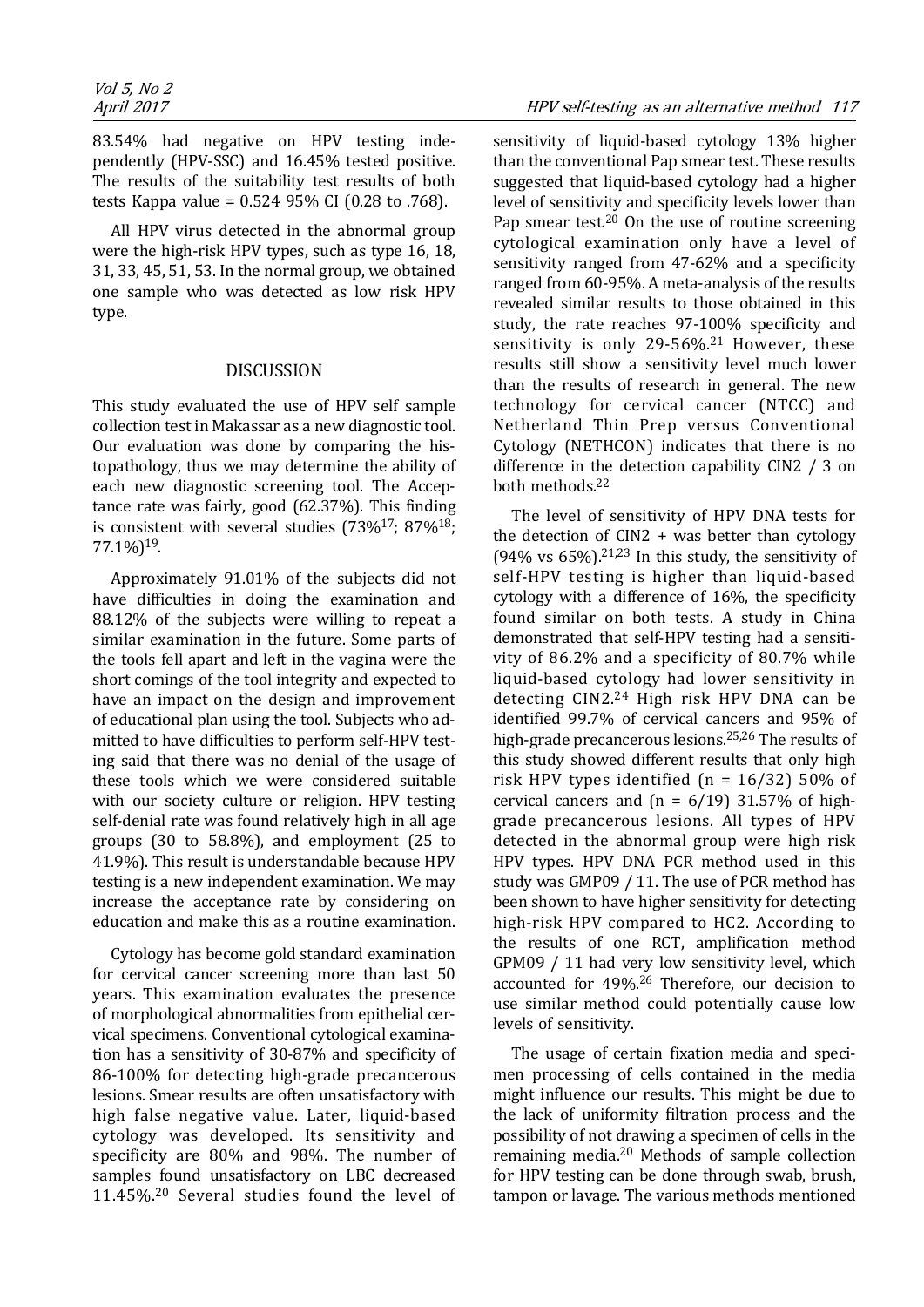83.54% had negative on HPV testing independently (HPV-SSC) and 16.45% tested positive. The results of the suitability test results of both tests Kappa value = 0.524 95% CI (0.28 to .768).

All HPV virus detected in the abnormal group were the high-risk HPV types, such as type 16, 18, 31, 33, 45, 51, 53. In the normal group, we obtained one sample who was detected as low risk HPV type.

## DISCUSSION

This study evaluated the use of HPV self sample collection test in Makassar as a new diagnostic tool. Our evaluation was done by comparing the histopathology, thus we may determine the ability of each new diagnostic screening tool. The Acceptance rate was fairly, good (62.37%). This finding is consistent with several studies (73%[17]; 87%[18]; 77.1%)[19].

Approximately 91.01% of the subjects did not have difficulties in doing the examination and 88.12% of the subjects were willing to repeat a similar examination in the future. Some parts of the tools fell apart and left in the vagina were the short comings of the tool integrity and expected to have an impact on the design and improvement of educational plan using the tool. Subjects who admitted to have difficulties to perform self-HPV testing said that there was no denial of the usage of these tools which we were considered suitable with our society culture or religion. HPV testing self-denial rate was found relatively high in all age groups (30 to 58.8%), and employment (25 to 41.9%). This result is understandable because HPV testing is a new independent examination. We may increase the acceptance rate by considering on education and make this as a routine examination.

Cytology has become gold standard examination for cervical cancer screening more than last 50 years. This examination evaluates the presence of morphological abnormalities from epithelial cervical specimens. Conventional cytological examination has a sensitivity of 30-87% and specificity of 86-100% for detecting high-grade precancerous lesions. Smear results are often unsatisfactory with high false negative value. Later, liquid-based cytology was developed. Its sensitivity and specificity are 80% and 98%. The number of samples found unsatisfactory on LBC decreased 11.45%.[20] Several studies found the level of sensitivity of liquid-based cytology 13% higher than the conventional Pap smear test. These results suggested that liquid-based cytology had a higher level of sensitivity and specificity levels lower than Pap smear test.[20] On the use of routine screening cytological examination only have a level of sensitivity ranged from 47-62% and a specificity ranged from 60-95%. A meta-analysis of the results revealed similar results to those obtained in this study, the rate reaches 97-100% specificity and sensitivity is only 29-56%.[21] However, these results still show a sensitivity level much lower than the results of research in general. The new technology for cervical cancer (NTCC) and Netherland Thin Prep versus Conventional Cytology (NETHCON) indicates that there is no difference in the detection capability CIN2 / 3 on both methods.[22]

The level of sensitivity of HPV DNA tests for the detection of CIN2 + was better than cytology (94% vs 65%).[21,23] In this study, the sensitivity of self-HPV testing is higher than liquid-based cytology with a difference of 16%, the specificity found similar on both tests. A study in China demonstrated that self-HPV testing had a sensitivity of 86.2% and a specificity of 80.7% while liquid-based cytology had lower sensitivity in detecting CIN2.[24] High risk HPV DNA can be identified 99.7% of cervical cancers and 95% of high-grade precancerous lesions.[25,26] The results of this study showed different results that only high risk HPV types identified (n = 16/32) 50% of cervical cancers and (n = 6/19) 31.57% of high-grade precancerous lesions. All types of HPV detected in the abnormal group were high risk HPV types. HPV DNA PCR method used in this study was GMP09 / 11. The use of PCR method has been shown to have higher sensitivity for detecting high-risk HPV compared to HC2. According to the results of one RCT, amplification method GPM09 / 11 had very low sensitivity level, which accounted for 49%.[26] Therefore, our decision to use similar method could potentially cause low levels of sensitivity.

The usage of certain fixation media and specimen processing of cells contained in the media might influence our results. This might be due to the lack of uniformity filtration process and the possibility of not drawing a specimen of cells in the remaining media.[20] Methods of sample collection for HPV testing can be done through swab, brush, tampon or lavage. The various methods mentioned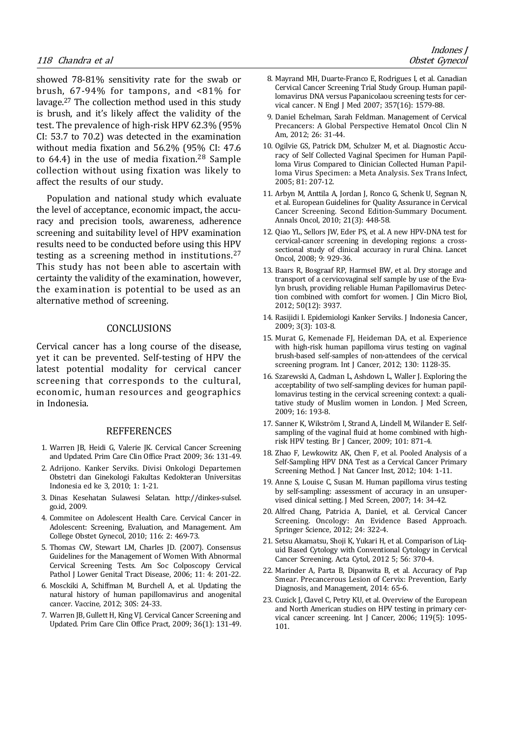showed 78-81% sensitivity rate for the swab or brush, 67-94% for tampons, and <81% for lavage.[27] The collection method used in this study is brush, and it's likely affect the validity of the test. The prevalence of high-risk HPV 62.3% (95% CI: 53.7 to 70.2) was detected in the examination without media fixation and 56.2% (95% CI: 47.6 to 64.4) in the use of media fixation.[28] Sample collection without using fixation was likely to affect the results of our study.

Population and national study which evaluate the level of acceptance, economic impact, the accuracy and precision tools, awareness, adherence screening and suitability level of HPV examination results need to be conducted before using this HPV testing as a screening method in institutions.[27] This study has not been able to ascertain with certainty the validity of the examination, however, the examination is potential to be used as an alternative method of screening.

## CONCLUSIONS

Cervical cancer has a long course of the disease, yet it can be prevented. Self-testing of HPV the latest potential modality for cervical cancer screening that corresponds to the cultural, economic, human resources and geographics in Indonesia.

## REFFERENCES

1. Warren JB, Heidi G, Valerie JK. Cervical Cancer Screening and Updated. Prim Care Clin Office Pract 2009; 36: 131-49.
2. Adrijono. Kanker Serviks. Divisi Onkologi Departemen Obstetri dan Ginekologi Fakultas Kedokteran Universitas Indonesia ed ke 3, 2010; 1: 1-21.
3. Dinas Kesehatan Sulawesi Selatan. http://dinkes-sulsel.go.id, 2009.
4. Commitee on Adolescent Health Care. Cervical Cancer in Adolescent: Screening, Evaluation, and Management. Am College Obstet Gynecol, 2010; 116: 2: 469-73.
5. Thomas CW, Stewart LM, Charles JD. (2007). Consensus Guidelines for the Management of Women With Abnormal Cervical Screening Tests. Am Soc Colposcopy Cervical Pathol J Lower Genital Tract Disease, 2006; 11: 4: 201-22.
6. Mosckiki A, Schiffman M, Burchell A, et al. Updating the natural history of human papillomavirus and anogenital cancer. Vaccine, 2012; 30S: 24-33.
7. Warren JB, Gullett H, King VJ. Cervical Cancer Screening and Updated. Prim Care Clin Office Pract, 2009; 36(1): 131-49.
8. Mayrand MH, Duarte-Franco E, Rodrigues I, et al. Canadian Cervical Cancer Screening Trial Study Group. Human papillomavirus DNA versus Papanicolaou screening tests for cervical cancer. N Engl J Med 2007; 357(16): 1579-88.
9. Daniel Echelman, Sarah Feldman. Management of Cervical Precancers: A Global Perspective Hematol Oncol Clin N Am, 2012; 26: 31-44.
10. Ogilvie GS, Patrick DM, Schulzer M, et al. Diagnostic Accuracy of Self Collected Vaginal Specimen for Human Papilloma Virus Compared to Clinician Collected Human Papilloma Virus Specimen: a Meta Analysis. Sex Trans Infect, 2005; 81: 207-12.
11. Arbyn M, Anttila A, Jordan J, Ronco G, Schenk U, Segnan N, et al. European Guidelines for Quality Assurance in Cervical Cancer Screening. Second Edition-Summary Document. Annals Oncol, 2010; 21(3): 448-58.
12. Qiao YL, Sellors JW, Eder PS, et al. A new HPV-DNA test for cervical-cancer screening in developing regions: a cross-sectional study of clinical accuracy in rural China. Lancet Oncol, 2008; 9: 929-36.
13. Baars R, Bosgraaf RP, Harmsel BW, et al. Dry storage and transport of a cervicovaginal self sample by use of the Evalyn brush, providing reliable Human Papillomavirus Detection combined with comfort for women. J Clin Micro Biol, 2012; 50(12): 3937.
14. Rasijidi I. Epidemiologi Kanker Serviks. J Indonesia Cancer, 2009; 3(3): 103-8.
15. Murat G, Kemenade FJ, Heideman DA, et al. Experience with high-risk human papilloma virus testing on vaginal brush-based self-samples of non-attendees of the cervical screening program. Int J Cancer, 2012; 130: 1128-35.
16. Szarewski A, Cadman L, Ashdown L, Waller J. Exploring the acceptability of two self-sampling devices for human papillomavirus testing in the cervical screening context: a qualitative study of Muslim women in London. J Med Screen, 2009; 16: 193-8.
17. Sanner K, Wikström I, Strand A, Lindell M, Wilander E. Self-sampling of the vaginal fluid at home combined with high-risk HPV testing. Br J Cancer, 2009; 101: 871-4.
18. Zhao F, Lewkowitz AK, Chen F, et al. Pooled Analysis of a Self-Sampling HPV DNA Test as a Cervical Cancer Primary Screening Method. J Nat Cancer Inst, 2012; 104: 1-11.
19. Anne S, Louise C, Susan M. Human papilloma virus testing by self-sampling: assessment of accuracy in an unsupervised clinical setting. J Med Screen, 2007; 14: 34-42.
20. Alfred Chang, Patricia A, Daniel, et al. Cervical Cancer Screening. Oncology: An Evidence Based Approach. Springer Science, 2012; 24: 322-4.
21. Setsu Akamatsu, Shoji K, Yukari H, et al. Comparison of Liquid Based Cytology with Conventional Cytology in Cervical Cancer Screening. Acta Cytol, 2012 5; 56: 370-4.
22. Marinder A, Parta B, Dipanwita B, et al. Accuracy of Pap Smear. Precancerous Lesion of Cervix: Prevention, Early Diagnosis, and Management, 2014: 65-6.
23. Cuzick J, Clavel C, Petry KU, et al. Overview of the European and North American studies on HPV testing in primary cervical cancer screening. Int J Cancer, 2006; 119(5): 1095-101.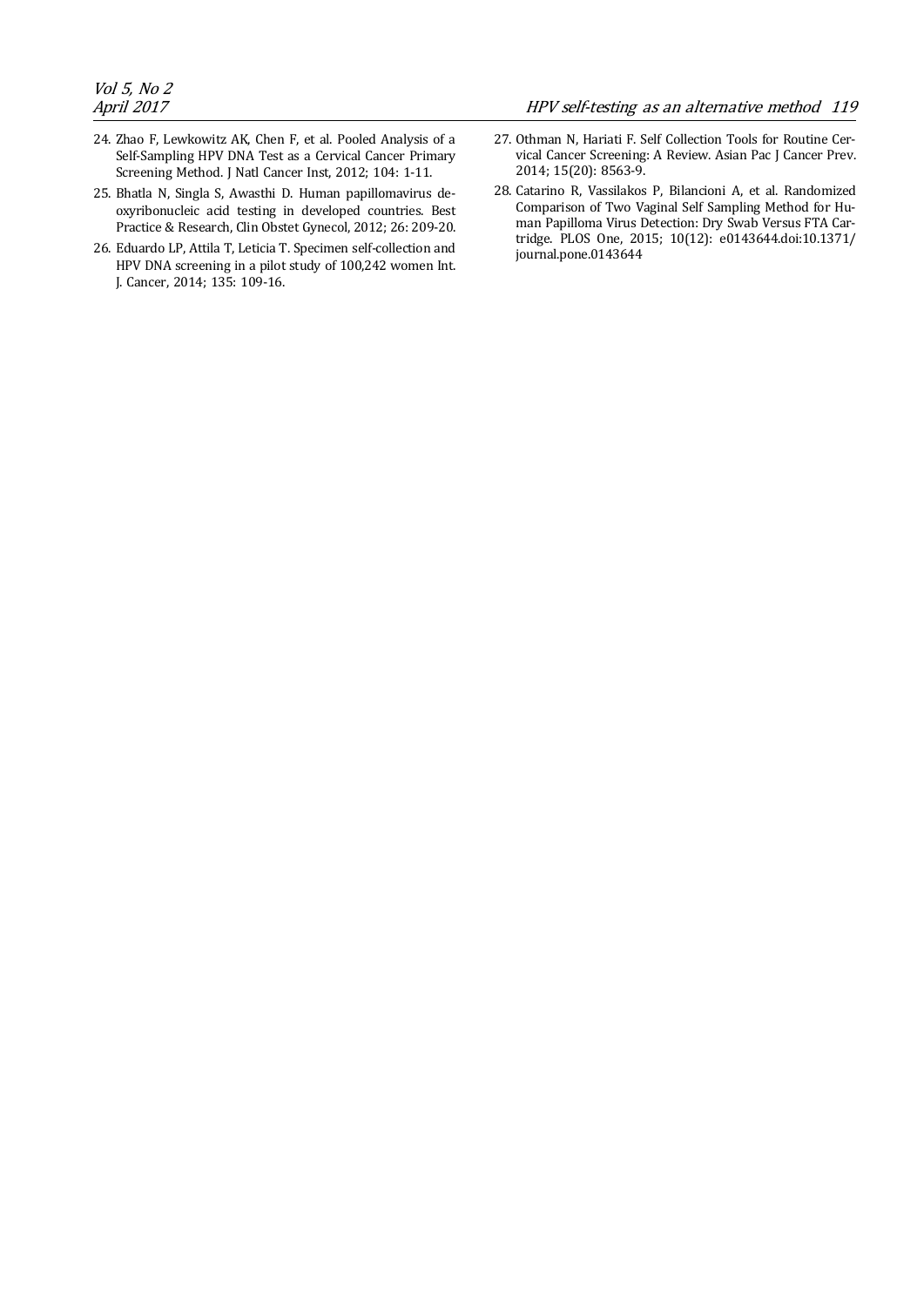24. Zhao F, Lewkowitz AK, Chen F, et al. Pooled Analysis of a Self-Sampling HPV DNA Test as a Cervical Cancer Primary Screening Method. J Natl Cancer Inst, 2012; 104: 1-11.
25. Bhatla N, Singla S, Awasthi D. Human papillomavirus deoxyribonucleic acid testing in developed countries. Best Practice & Research, Clin Obstet Gynecol, 2012; 26: 209-20.
26. Eduardo LP, Attila T, Leticia T. Specimen self-collection and HPV DNA screening in a pilot study of 100,242 women Int. J. Cancer, 2014; 135: 109-16.
27. Othman N, Hariati F. Self Collection Tools for Routine Cervical Cancer Screening: A Review. Asian Pac J Cancer Prev. 2014; 15(20): 8563-9.
28. Catarino R, Vassilakos P, Bilancioni A, et al. Randomized Comparison of Two Vaginal Self Sampling Method for Human Papilloma Virus Detection: Dry Swab Versus FTA Cartridge. PLOS One, 2015; 10(12): e0143644.doi:10.1371/journal.pone.0143644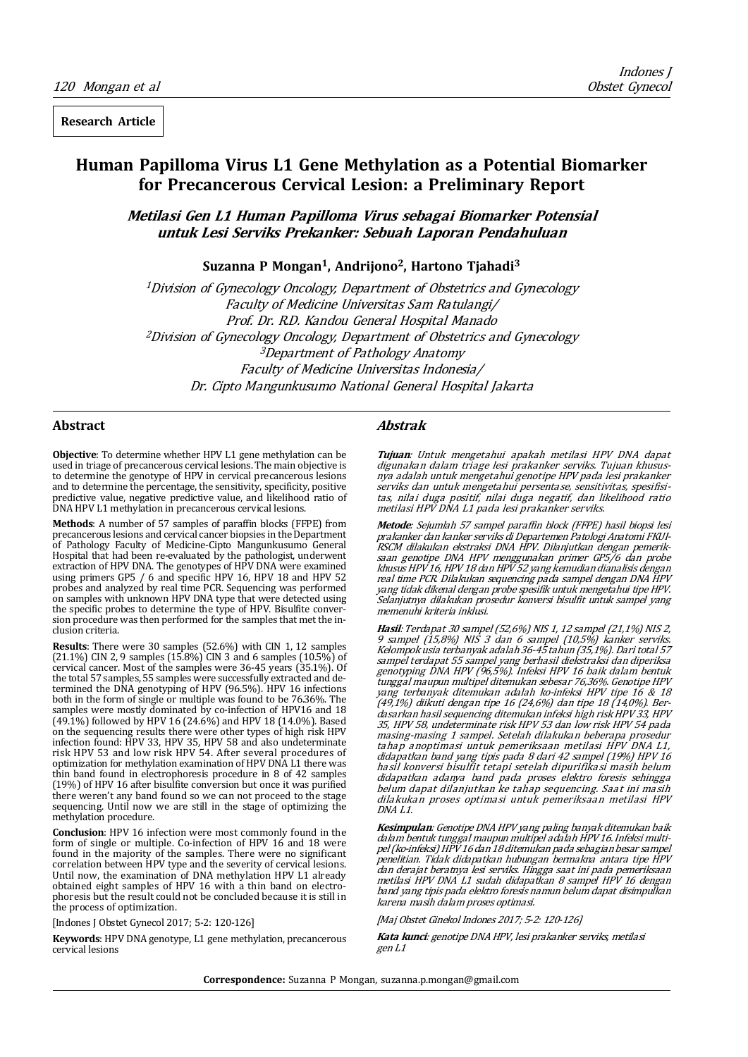**Research Article**

# Human Papilloma Virus L1 Gene Methylation as a Potential Biomarker for Precancerous Cervical Lesion: a Preliminary Report

## *Metilasi Gen L1 Human Papilloma Virus sebagai Biomarker Potensial untuk Lesi Serviks Prekanker: Sebuah Laporan Pendahuluan*

**Suzanna P Mongan[1], Andrijono[2], Hartono Tjahadi[3]**

*[1]Division of Gynecology Oncology, Department of Obstetrics and Gynecology*
*Faculty of Medicine Universitas Sam Ratulangi/*
*Prof. Dr. R.D. Kandou General Hospital Manado*
*[2]Division of Gynecology Oncology, Department of Obstetrics and Gynecology*
*[3]Department of Pathology Anatomy*
*Faculty of Medicine Universitas Indonesia/*
*Dr. Cipto Mangunkusumo National General Hospital Jakarta*

## Abstract

**Objective**: To determine whether HPV L1 gene methylation can be used in triage of precancerous cervical lesions. The main objective is to determine the genotype of HPV in cervical precancerous lesions and to determine the percentage, the sensitivity, specificity, positive predictive value, negative predictive value, and likelihood ratio of DNA HPV L1 methylation in precancerous cervical lesions.

**Methods**: A number of 57 samples of paraffin blocks (FFPE) from precancerous lesions and cervical cancer biopsies in the Department of Pathology Faculty of Medicine-Cipto Mangunkusumo General Hospital that had been re-evaluated by the pathologist, underwent extraction of HPV DNA. The genotypes of HPV DNA were examined using primers GP5 / 6 and specific HPV 16, HPV 18 and HPV 52 probes and analyzed by real time PCR. Sequencing was performed on samples with unknown HPV DNA type that were detected using the specific probes to determine the type of HPV. Bisulfite conversion procedure was then performed for the samples that met the inclusion criteria.

**Results**: There were 30 samples (52.6%) with CIN 1, 12 samples (21.1%) CIN 2, 9 samples (15.8%) CIN 3 and 6 samples (10.5%) of cervical cancer. Most of the samples were 36-45 years (35.1%). Of the total 57 samples, 55 samples were successfully extracted and determined the DNA genotyping of HPV (96.5%). HPV 16 infections both in the form of single or multiple was found to be 76.36%. The samples were mostly dominated by co-infection of HPV16 and 18 (49.1%) followed by HPV 16 (24.6%) and HPV 18 (14.0%). Based on the sequencing results there were other types of high risk HPV infection found: HPV 33, HPV 35, HPV 58 and also undeterminate risk HPV 53 and low risk HPV 54. After several procedures of optimization for methylation examination of HPV DNA L1 there was thin band found in electrophoresis procedure in 8 of 42 samples (19%) of HPV 16 after bisulfite conversion but once it was purified there weren't any band found so we can not proceed to the stage sequencing. Until now we are still in the stage of optimizing the methylation procedure.

**Conclusion**: HPV 16 infection were most commonly found in the form of single or multiple. Co-infection of HPV 16 and 18 were found in the majority of the samples. There were no significant correlation between HPV type and the severity of cervical lesions. Until now, the examination of DNA methylation HPV L1 already obtained eight samples of HPV 16 with a thin band on electrophoresis but the result could not be concluded because it is still in the process of optimization.

[Indones J Obstet Gynecol 2017; 5-2: 120-126]

**Keywords**: HPV DNA genotype, L1 gene methylation, precancerous cervical lesions

## *Abstrak*

***Tujuan***: *Untuk mengetahui apakah metilasi HPV DNA dapat digunakan dalam triage lesi prakanker serviks. Tujuan khususnya adalah untuk mengetahui genotipe HPV pada lesi prakanker serviks dan untuk mengetahui persentase, sensitivitas, spesifisitas, nilai duga positif, nilai duga negatif, dan likelihood ratio metilasi HPV DNA L1 pada lesi prakanker serviks.*

***Metode***: *Sejumlah 57 sampel paraffin block (FFPE) hasil biopsi lesi prakanker dan kanker serviks di Departemen Patologi Anatomi FKUI-RSCM dilakukan ekstraksi DNA HPV. Dilanjutkan dengan pemeriksaan genotipe DNA HPV menggunakan primer GP5/6 dan probe khusus HPV 16, HPV 18 dan HPV 52 yang kemudian dianalisis dengan real time PCR. Dilakukan sequencing pada sampel dengan DNA HPV yang tidak dikenal dengan probe spesifik untuk mengetahui tipe HPV. Selanjutnya dilakukan prosedur konversi bisulfit untuk sampel yang memenuhi kriteria inklusi.*

***Hasil***: *Terdapat 30 sampel (52,6%) NIS 1, 12 sampel (21,1%) NIS 2, 9 sampel (15,8%) NIS 3 dan 6 sampel (10,5%) kanker serviks. Kelompok usia terbanyak adalah 36-45 tahun (35,1%). Dari total 57 sampel terdapat 55 sampel yang berhasil diekstraksi dan diperiksa genotyping DNA HPV (96,5%). Infeksi HPV 16 baik dalam bentuk tunggal maupun multipel ditemukan sebesar 76,36%. Genotipe HPV yang terbanyak ditemukan adalah ko-infeksi HPV tipe 16 & 18 (49,1%) diikuti dengan tipe 16 (24,6%) dan tipe 18 (14,0%). Berdasarkan hasil sequencing ditemukan infeksi high risk HPV 33, HPV 35, HPV 58, undeterminate risk HPV 53 dan low risk HPV 54 pada masing-masing 1 sampel. Setelah dilakukan beberapa prosedur tahap anoptimasi untuk pemeriksaan metilasi HPV DNA L1, didapatkan band yang tipis pada 8 dari 42 sampel (19%) HPV 16 hasil konversi bisulfit tetapi setelah dipurifikasi masih belum didapatkan adanya band pada proses elektro foresis sehingga belum dapat dilanjutkan ke tahap sequencing. Saat ini masih dilakukan proses optimasi untuk pemeriksaan metilasi HPV DNA L1.*

***Kesimpulan***: *Genotipe DNA HPV yang paling banyak ditemukan baik dalam bentuk tunggal maupun multipel adalah HPV 16. Infeksi multipel (ko-infeksi) HPV 16 dan 18 ditemukan pada sebagian besar sampel penelitian. Tidak didapatkan hubungan bermakna antara tipe HPV dan derajat beratnya lesi serviks. Hingga saat ini pada pemeriksaan metilasi HPV DNA L1 sudah didapatkan 8 sampel HPV 16 dengan band yang tipis pada elektro foresis namun belum dapat disimpulkan karena masih dalam proses optimasi.*

*[Maj Obstet Ginekol Indones 2017; 5-2: 120-126]*

***Kata kunci***: *genotipe DNA HPV, lesi prakanker serviks, metilasi gen L1*

**Correspondence:** Suzanna P Mongan, suzanna.p.mongan@gmail.com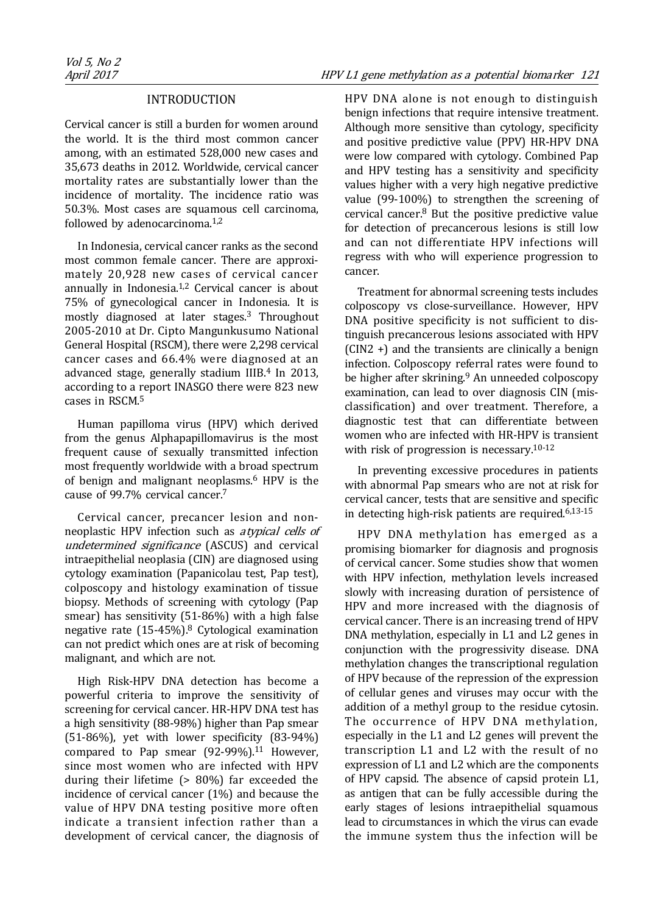## INTRODUCTION

Cervical cancer is still a burden for women around the world. It is the third most common cancer among, with an estimated 528,000 new cases and 35,673 deaths in 2012. Worldwide, cervical cancer mortality rates are substantially lower than the incidence of mortality. The incidence ratio was 50.3%. Most cases are squamous cell carcinoma, followed by adenocarcinoma.[1,2]

In Indonesia, cervical cancer ranks as the second most common female cancer. There are approximately 20,928 new cases of cervical cancer annually in Indonesia.[1,2] Cervical cancer is about 75% of gynecological cancer in Indonesia. It is mostly diagnosed at later stages.[3] Throughout 2005-2010 at Dr. Cipto Mangunkusumo National General Hospital (RSCM), there were 2,298 cervical cancer cases and 66.4% were diagnosed at an advanced stage, generally stadium IIIB.[4] In 2013, according to a report INASGO there were 823 new cases in RSCM.[5]

Human papilloma virus (HPV) which derived from the genus Alphapapillomavirus is the most frequent cause of sexually transmitted infection most frequently worldwide with a broad spectrum of benign and malignant neoplasms.[6] HPV is the cause of 99.7% cervical cancer.[7]

Cervical cancer, precancer lesion and non-neoplastic HPV infection such as *atypical cells of undetermined significance* (ASCUS) and cervical intraepithelial neoplasia (CIN) are diagnosed using cytology examination (Papanicolau test, Pap test), colposcopy and histology examination of tissue biopsy. Methods of screening with cytology (Pap smear) has sensitivity (51-86%) with a high false negative rate (15-45%).[8] Cytological examination can not predict which ones are at risk of becoming malignant, and which are not.

High Risk-HPV DNA detection has become a powerful criteria to improve the sensitivity of screening for cervical cancer. HR-HPV DNA test has a high sensitivity (88-98%) higher than Pap smear (51-86%), yet with lower specificity (83-94%) compared to Pap smear (92-99%).[11] However, since most women who are infected with HPV during their lifetime (> 80%) far exceeded the incidence of cervical cancer (1%) and because the value of HPV DNA testing positive more often indicate a transient infection rather than a development of cervical cancer, the diagnosis of HPV DNA alone is not enough to distinguish benign infections that require intensive treatment. Although more sensitive than cytology, specificity and positive predictive value (PPV) HR-HPV DNA were low compared with cytology. Combined Pap and HPV testing has a sensitivity and specificity values higher with a very high negative predictive value (99-100%) to strengthen the screening of cervical cancer.[8] But the positive predictive value for detection of precancerous lesions is still low and can not differentiate HPV infections will regress with who will experience progression to cancer.

Treatment for abnormal screening tests includes colposcopy vs close-surveillance. However, HPV DNA positive specificity is not sufficient to distinguish precancerous lesions associated with HPV (CIN2 +) and the transients are clinically a benign infection. Colposcopy referral rates were found to be higher after skrining.[9] An unneeded colposcopy examination, can lead to over diagnosis CIN (misclassification) and over treatment. Therefore, a diagnostic test that can differentiate between women who are infected with HR-HPV is transient with risk of progression is necessary.[10-12]

In preventing excessive procedures in patients with abnormal Pap smears who are not at risk for cervical cancer, tests that are sensitive and specific in detecting high-risk patients are required.[6,13-15]

HPV DNA methylation has emerged as a promising biomarker for diagnosis and prognosis of cervical cancer. Some studies show that women with HPV infection, methylation levels increased slowly with increasing duration of persistence of HPV and more increased with the diagnosis of cervical cancer. There is an increasing trend of HPV DNA methylation, especially in L1 and L2 genes in conjunction with the progressivity disease. DNA methylation changes the transcriptional regulation of HPV because of the repression of the expression of cellular genes and viruses may occur with the addition of a methyl group to the residue cytosin. The occurrence of HPV DNA methylation, especially in the L1 and L2 genes will prevent the transcription L1 and L2 with the result of no expression of L1 and L2 which are the components of HPV capsid. The absence of capsid protein L1, as antigen that can be fully accessible during the early stages of lesions intraepithelial squamous lead to circumstances in which the virus can evade the immune system thus the infection will be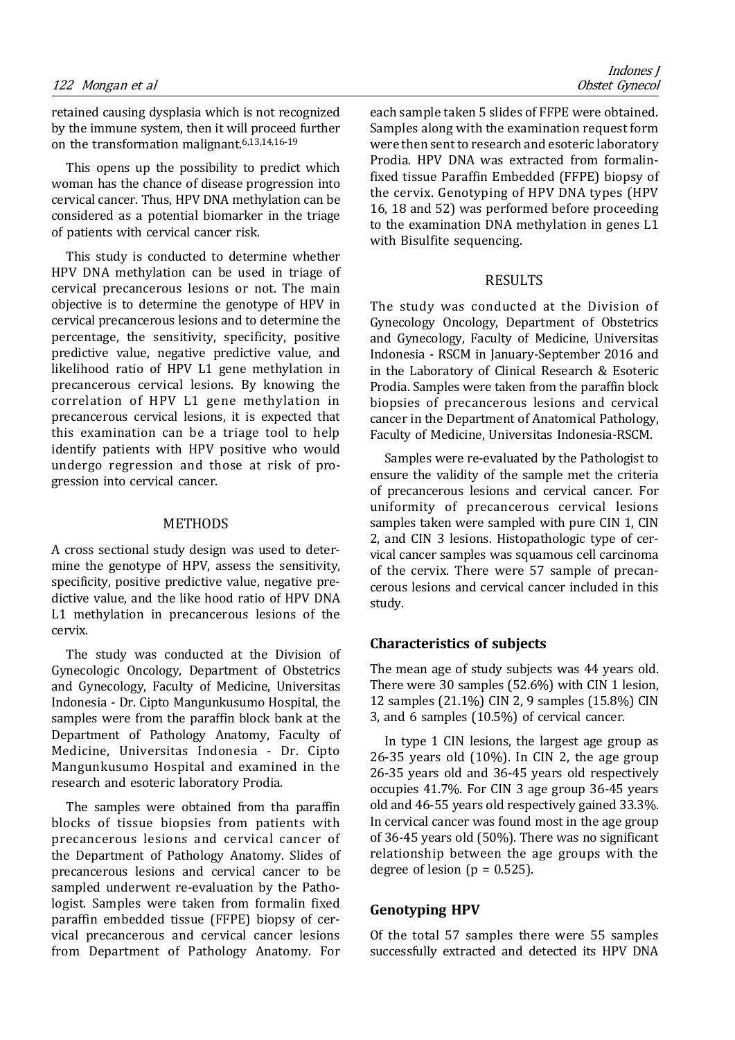retained causing dysplasia which is not recognized by the immune system, then it will proceed further on the transformation malignant.[6,13,14,16-19]

This opens up the possibility to predict which woman has the chance of disease progression into cervical cancer. Thus, HPV DNA methylation can be considered as a potential biomarker in the triage of patients with cervical cancer risk.

This study is conducted to determine whether HPV DNA methylation can be used in triage of cervical precancerous lesions or not. The main objective is to determine the genotype of HPV in cervical precancerous lesions and to determine the percentage, the sensitivity, specificity, positive predictive value, negative predictive value, and likelihood ratio of HPV L1 gene methylation in precancerous cervical lesions. By knowing the correlation of HPV L1 gene methylation in precancerous cervical lesions, it is expected that this examination can be a triage tool to help identify patients with HPV positive who would undergo regression and those at risk of progression into cervical cancer.

## METHODS

A cross sectional study design was used to determine the genotype of HPV, assess the sensitivity, specificity, positive predictive value, negative predictive value, and the like hood ratio of HPV DNA L1 methylation in precancerous lesions of the cervix.

The study was conducted at the Division of Gynecologic Oncology, Department of Obstetrics and Gynecology, Faculty of Medicine, Universitas Indonesia - Dr. Cipto Mangunkusumo Hospital, the samples were from the paraffin block bank at the Department of Pathology Anatomy, Faculty of Medicine, Universitas Indonesia - Dr. Cipto Mangunkusumo Hospital and examined in the research and esoteric laboratory Prodia.

The samples were obtained from tha paraffin blocks of tissue biopsies from patients with precancerous lesions and cervical cancer of the Department of Pathology Anatomy. Slides of precancerous lesions and cervical cancer to be sampled underwent re-evaluation by the Pathologist. Samples were taken from formalin fixed paraffin embedded tissue (FFPE) biopsy of cervical precancerous and cervical cancer lesions from Department of Pathology Anatomy. For each sample taken 5 slides of FFPE were obtained. Samples along with the examination request form were then sent to research and esoteric laboratory Prodia. HPV DNA was extracted from formalin-fixed tissue Paraffin Embedded (FFPE) biopsy of the cervix. Genotyping of HPV DNA types (HPV 16, 18 and 52) was performed before proceeding to the examination DNA methylation in genes L1 with Bisulfite sequencing.

## RESULTS

The study was conducted at the Division of Gynecology Oncology, Department of Obstetrics and Gynecology, Faculty of Medicine, Universitas Indonesia - RSCM in January-September 2016 and in the Laboratory of Clinical Research & Esoteric Prodia. Samples were taken from the paraffin block biopsies of precancerous lesions and cervical cancer in the Department of Anatomical Pathology, Faculty of Medicine, Universitas Indonesia-RSCM.

Samples were re-evaluated by the Pathologist to ensure the validity of the sample met the criteria of precancerous lesions and cervical cancer. For uniformity of precancerous cervical lesions samples taken were sampled with pure CIN 1, CIN 2, and CIN 3 lesions. Histopathologic type of cervical cancer samples was squamous cell carcinoma of the cervix. There were 57 sample of precancerous lesions and cervical cancer included in this study.

### Characteristics of subjects

The mean age of study subjects was 44 years old. There were 30 samples (52.6%) with CIN 1 lesion, 12 samples (21.1%) CIN 2, 9 samples (15.8%) CIN 3, and 6 samples (10.5%) of cervical cancer.

In type 1 CIN lesions, the largest age group as 26-35 years old (10%). In CIN 2, the age group 26-35 years old and 36-45 years old respectively occupies 41.7%. For CIN 3 age group 36-45 years old and 46-55 years old respectively gained 33.3%. In cervical cancer was found most in the age group of 36-45 years old (50%). There was no significant relationship between the age groups with the degree of lesion ($p = 0.525$).

### Genotyping HPV

Of the total 57 samples there were 55 samples successfully extracted and detected its HPV DNA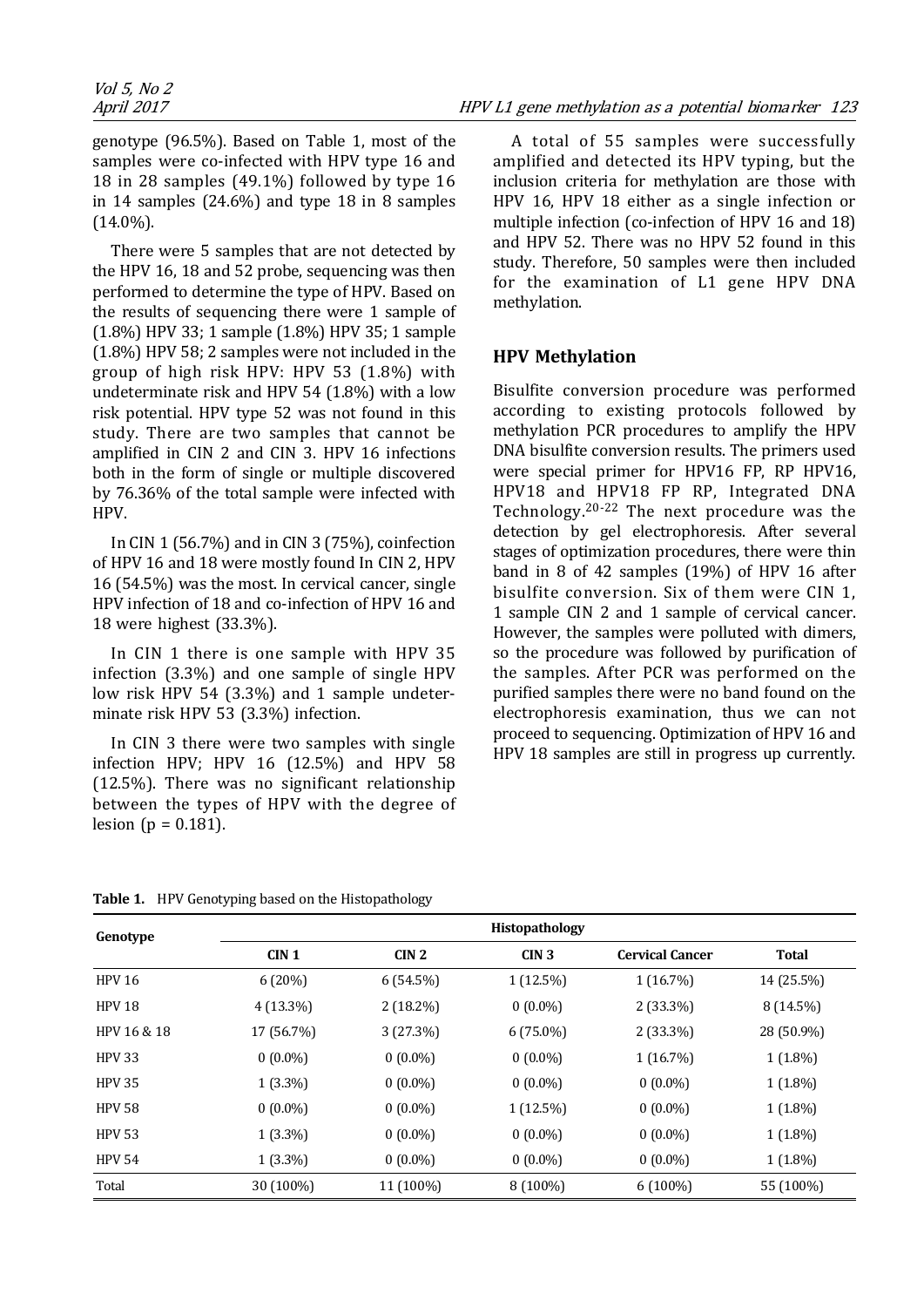genotype (96.5%). Based on Table 1, most of the samples were co-infected with HPV type 16 and 18 in 28 samples (49.1%) followed by type 16 in 14 samples (24.6%) and type 18 in 8 samples (14.0%).

There were 5 samples that are not detected by the HPV 16, 18 and 52 probe, sequencing was then performed to determine the type of HPV. Based on the results of sequencing there were 1 sample of (1.8%) HPV 33; 1 sample (1.8%) HPV 35; 1 sample (1.8%) HPV 58; 2 samples were not included in the group of high risk HPV: HPV 53 (1.8%) with undeterminate risk and HPV 54 (1.8%) with a low risk potential. HPV type 52 was not found in this study. There are two samples that cannot be amplified in CIN 2 and CIN 3. HPV 16 infections both in the form of single or multiple discovered by 76.36% of the total sample were infected with HPV.

In CIN 1 (56.7%) and in CIN 3 (75%), coinfection of HPV 16 and 18 were mostly found In CIN 2, HPV 16 (54.5%) was the most. In cervical cancer, single HPV infection of 18 and co-infection of HPV 16 and 18 were highest (33.3%).

In CIN 1 there is one sample with HPV 35 infection (3.3%) and one sample of single HPV low risk HPV 54 (3.3%) and 1 sample undeterminate risk HPV 53 (3.3%) infection.

In CIN 3 there were two samples with single infection HPV; HPV 16 (12.5%) and HPV 58 (12.5%). There was no significant relationship between the types of HPV with the degree of lesion ($p = 0.181$).

A total of 55 samples were successfully amplified and detected its HPV typing, but the inclusion criteria for methylation are those with HPV 16, HPV 18 either as a single infection or multiple infection (co-infection of HPV 16 and 18) and HPV 52. There was no HPV 52 found in this study. Therefore, 50 samples were then included for the examination of L1 gene HPV DNA methylation.

## HPV Methylation

Bisulfite conversion procedure was performed according to existing protocols followed by methylation PCR procedures to amplify the HPV DNA bisulfite conversion results. The primers used were special primer for HPV16 FP, RP HPV16, HPV18 and HPV18 FP RP, Integrated DNA Technology.[20-22] The next procedure was the detection by gel electrophoresis. After several stages of optimization procedures, there were thin band in 8 of 42 samples (19%) of HPV 16 after bisulfite conversion. Six of them were CIN 1, 1 sample CIN 2 and 1 sample of cervical cancer. However, the samples were polluted with dimers, so the procedure was followed by purification of the samples. After PCR was performed on the purified samples there were no band found on the electrophoresis examination, thus we can not proceed to sequencing. Optimization of HPV 16 and HPV 18 samples are still in progress up currently.

**Table 1.** HPV Genotyping based on the Histopathology

| Genotype | Histopathology | | | | |
|---|---|---|---|---|---|
| | **CIN 1** | **CIN 2** | **CIN 3** | **Cervical Cancer** | **Total** |
| HPV 16 | 6 (20%) | 6 (54.5%) | 1 (12.5%) | 1 (16.7%) | 14 (25.5%) |
| HPV 18 | 4 (13.3%) | 2 (18.2%) | 0 (0.0%) | 2 (33.3%) | 8 (14.5%) |
| HPV 16 & 18 | 17 (56.7%) | 3 (27.3%) | 6 (75.0%) | 2 (33.3%) | 28 (50.9%) |
| HPV 33 | 0 (0.0%) | 0 (0.0%) | 0 (0.0%) | 1 (16.7%) | 1 (1.8%) |
| HPV 35 | 1 (3.3%) | 0 (0.0%) | 0 (0.0%) | 0 (0.0%) | 1 (1.8%) |
| HPV 58 | 0 (0.0%) | 0 (0.0%) | 1 (12.5%) | 0 (0.0%) | 1 (1.8%) |
| HPV 53 | 1 (3.3%) | 0 (0.0%) | 0 (0.0%) | 0 (0.0%) | 1 (1.8%) |
| HPV 54 | 1 (3.3%) | 0 (0.0%) | 0 (0.0%) | 0 (0.0%) | 1 (1.8%) |
| Total | 30 (100%) | 11 (100%) | 8 (100%) | 6 (100%) | 55 (100%) |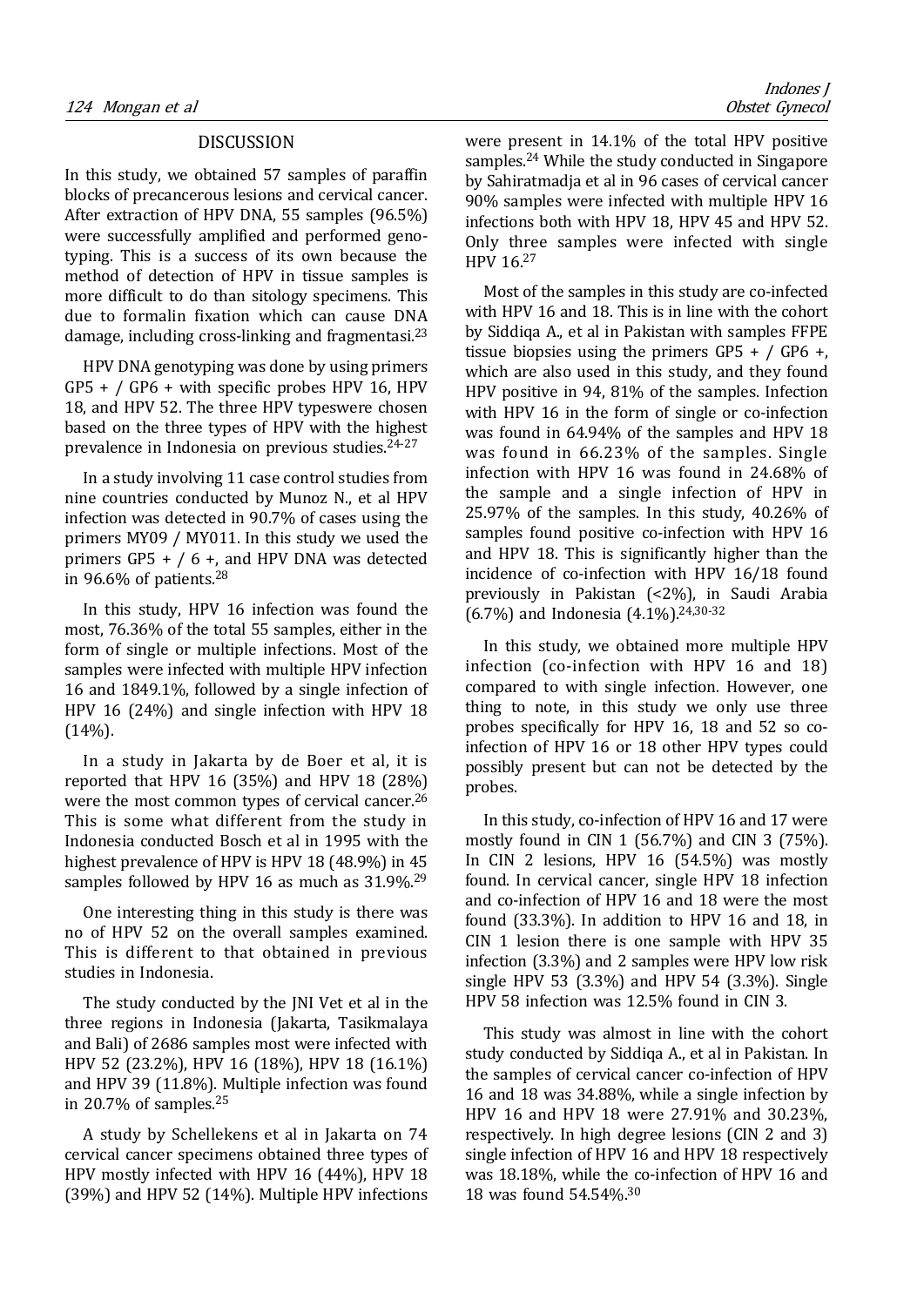## DISCUSSION

In this study, we obtained 57 samples of paraffin blocks of precancerous lesions and cervical cancer. After extraction of HPV DNA, 55 samples (96.5%) were successfully amplified and performed genotyping. This is a success of its own because the method of detection of HPV in tissue samples is more difficult to do than sitology specimens. This due to formalin fixation which can cause DNA damage, including cross-linking and fragmentasi.[23]

HPV DNA genotyping was done by using primers GP5 + / GP6 + with specific probes HPV 16, HPV 18, and HPV 52. The three HPV typeswere chosen based on the three types of HPV with the highest prevalence in Indonesia on previous studies.[24-27]

In a study involving 11 case control studies from nine countries conducted by Munoz N., et al HPV infection was detected in 90.7% of cases using the primers MY09 / MY011. In this study we used the primers GP5 + / 6 +, and HPV DNA was detected in 96.6% of patients.[28]

In this study, HPV 16 infection was found the most, 76.36% of the total 55 samples, either in the form of single or multiple infections. Most of the samples were infected with multiple HPV infection 16 and 1849.1%, followed by a single infection of HPV 16 (24%) and single infection with HPV 18 (14%).

In a study in Jakarta by de Boer et al, it is reported that HPV 16 (35%) and HPV 18 (28%) were the most common types of cervical cancer.[26] This is some what different from the study in Indonesia conducted Bosch et al in 1995 with the highest prevalence of HPV is HPV 18 (48.9%) in 45 samples followed by HPV 16 as much as 31.9%.[29]

One interesting thing in this study is there was no of HPV 52 on the overall samples examined. This is different to that obtained in previous studies in Indonesia.

The study conducted by the JNI Vet et al in the three regions in Indonesia (Jakarta, Tasikmalaya and Bali) of 2686 samples most were infected with HPV 52 (23.2%), HPV 16 (18%), HPV 18 (16.1%) and HPV 39 (11.8%). Multiple infection was found in 20.7% of samples.[25]

A study by Schellekens et al in Jakarta on 74 cervical cancer specimens obtained three types of HPV mostly infected with HPV 16 (44%), HPV 18 (39%) and HPV 52 (14%). Multiple HPV infections were present in 14.1% of the total HPV positive samples.[24] While the study conducted in Singapore by Sahiratmadja et al in 96 cases of cervical cancer 90% samples were infected with multiple HPV 16 infections both with HPV 18, HPV 45 and HPV 52. Only three samples were infected with single HPV 16.[27]

Most of the samples in this study are co-infected with HPV 16 and 18. This is in line with the cohort by Siddiqa A., et al in Pakistan with samples FFPE tissue biopsies using the primers GP5 + / GP6 +, which are also used in this study, and they found HPV positive in 94, 81% of the samples. Infection with HPV 16 in the form of single or co-infection was found in 64.94% of the samples and HPV 18 was found in 66.23% of the samples. Single infection with HPV 16 was found in 24.68% of the sample and a single infection of HPV in 25.97% of the samples. In this study, 40.26% of samples found positive co-infection with HPV 16 and HPV 18. This is significantly higher than the incidence of co-infection with HPV 16/18 found previously in Pakistan (<2%), in Saudi Arabia (6.7%) and Indonesia (4.1%).[24,30-32]

In this study, we obtained more multiple HPV infection (co-infection with HPV 16 and 18) compared to with single infection. However, one thing to note, in this study we only use three probes specifically for HPV 16, 18 and 52 so co-infection of HPV 16 or 18 other HPV types could possibly present but can not be detected by the probes.

In this study, co-infection of HPV 16 and 17 were mostly found in CIN 1 (56.7%) and CIN 3 (75%). In CIN 2 lesions, HPV 16 (54.5%) was mostly found. In cervical cancer, single HPV 18 infection and co-infection of HPV 16 and 18 were the most found (33.3%). In addition to HPV 16 and 18, in CIN 1 lesion there is one sample with HPV 35 infection (3.3%) and 2 samples were HPV low risk single HPV 53 (3.3%) and HPV 54 (3.3%). Single HPV 58 infection was 12.5% found in CIN 3.

This study was almost in line with the cohort study conducted by Siddiqa A., et al in Pakistan. In the samples of cervical cancer co-infection of HPV 16 and 18 was 34.88%, while a single infection by HPV 16 and HPV 18 were 27.91% and 30.23%, respectively. In high degree lesions (CIN 2 and 3) single infection of HPV 16 and HPV 18 respectively was 18.18%, while the co-infection of HPV 16 and 18 was found 54.54%.[30]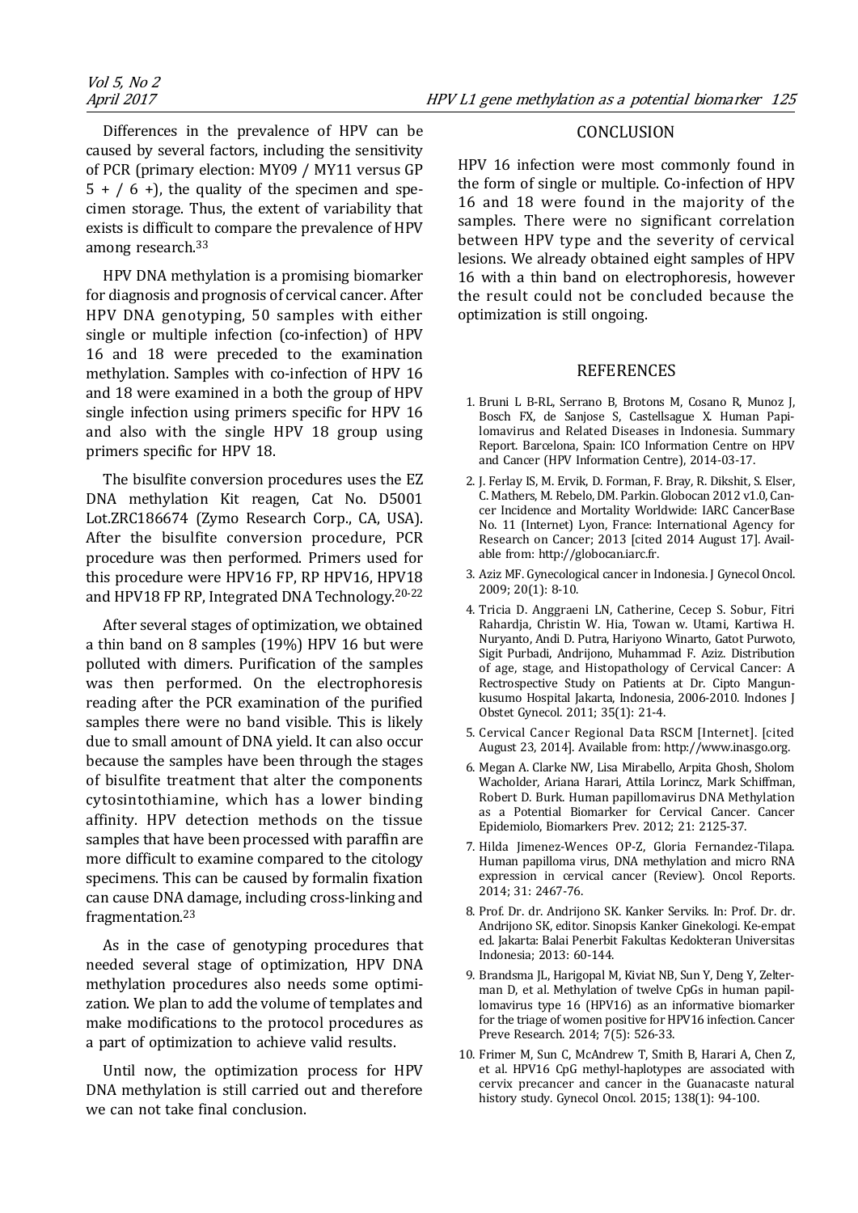Differences in the prevalence of HPV can be caused by several factors, including the sensitivity of PCR (primary election: MY09 / MY11 versus GP 5 + / 6 +), the quality of the specimen and specimen storage. Thus, the extent of variability that exists is difficult to compare the prevalence of HPV among research.[33]

HPV DNA methylation is a promising biomarker for diagnosis and prognosis of cervical cancer. After HPV DNA genotyping, 50 samples with either single or multiple infection (co-infection) of HPV 16 and 18 were preceded to the examination methylation. Samples with co-infection of HPV 16 and 18 were examined in a both the group of HPV single infection using primers specific for HPV 16 and also with the single HPV 18 group using primers specific for HPV 18.

The bisulfite conversion procedures uses the EZ DNA methylation Kit reagen, Cat No. D5001 Lot.ZRC186674 (Zymo Research Corp., CA, USA). After the bisulfite conversion procedure, PCR procedure was then performed. Primers used for this procedure were HPV16 FP, RP HPV16, HPV18 and HPV18 FP RP, Integrated DNA Technology.[20-22]

After several stages of optimization, we obtained a thin band on 8 samples (19%) HPV 16 but were polluted with dimers. Purification of the samples was then performed. On the electrophoresis reading after the PCR examination of the purified samples there were no band visible. This is likely due to small amount of DNA yield. It can also occur because the samples have been through the stages of bisulfite treatment that alter the components cytosintothiamine, which has a lower binding affinity. HPV detection methods on the tissue samples that have been processed with paraffin are more difficult to examine compared to the citology specimens. This can be caused by formalin fixation can cause DNA damage, including cross-linking and fragmentation.[23]

As in the case of genotyping procedures that needed several stage of optimization, HPV DNA methylation procedures also needs some optimization. We plan to add the volume of templates and make modifications to the protocol procedures as a part of optimization to achieve valid results.

Until now, the optimization process for HPV DNA methylation is still carried out and therefore we can not take final conclusion.

## CONCLUSION

HPV 16 infection were most commonly found in the form of single or multiple. Co-infection of HPV 16 and 18 were found in the majority of the samples. There were no significant correlation between HPV type and the severity of cervical lesions. We already obtained eight samples of HPV 16 with a thin band on electrophoresis, however the result could not be concluded because the optimization is still ongoing.

## REFERENCES

1. Bruni L B-RL, Serrano B, Brotons M, Cosano R, Munoz J, Bosch FX, de Sanjose S, Castellsague X. Human Papilomavirus and Related Diseases in Indonesia. Summary Report. Barcelona, Spain: ICO Information Centre on HPV and Cancer (HPV Information Centre), 2014-03-17.
2. J. Ferlay IS, M. Ervik, D. Forman, F. Bray, R. Dikshit, S. Elser, C. Mathers, M. Rebelo, DM. Parkin. Globocan 2012 v1.0, Cancer Incidence and Mortality Worldwide: IARC CancerBase No. 11 (Internet) Lyon, France: International Agency for Research on Cancer; 2013 [cited 2014 August 17]. Available from: http://globocan.iarc.fr.
3. Aziz MF. Gynecological cancer in Indonesia. J Gynecol Oncol. 2009; 20(1): 8-10.
4. Tricia D. Anggraeni LN, Catherine, Cecep S. Sobur, Fitri Rahardja, Christin W. Hia, Towan w. Utami, Kartiwa H. Nuryanto, Andi D. Putra, Hariyono Winarto, Gatot Purwoto, Sigit Purbadi, Andrijono, Muhammad F. Aziz. Distribution of age, stage, and Histopathology of Cervical Cancer: A Rectrospective Study on Patients at Dr. Cipto Mangunkusumo Hospital Jakarta, Indonesia, 2006-2010. Indones J Obstet Gynecol. 2011; 35(1): 21-4.
5. Cervical Cancer Regional Data RSCM [Internet]. [cited August 23, 2014]. Available from: http://www.inasgo.org.
6. Megan A. Clarke NW, Lisa Mirabello, Arpita Ghosh, Sholom Wacholder, Ariana Harari, Attila Lorincz, Mark Schiffman, Robert D. Burk. Human papillomavirus DNA Methylation as a Potential Biomarker for Cervical Cancer. Cancer Epidemiolo, Biomarkers Prev. 2012; 21: 2125-37.
7. Hilda Jimenez-Wences OP-Z, Gloria Fernandez-Tilapa. Human papilloma virus, DNA methylation and micro RNA expression in cervical cancer (Review). Oncol Reports. 2014; 31: 2467-76.
8. Prof. Dr. dr. Andrijono SK. Kanker Serviks. In: Prof. Dr. dr. Andrijono SK, editor. Sinopsis Kanker Ginekologi. Ke-empat ed. Jakarta: Balai Penerbit Fakultas Kedokteran Universitas Indonesia; 2013: 60-144.
9. Brandsma JL, Harigopal M, Kiviat NB, Sun Y, Deng Y, Zelterman D, et al. Methylation of twelve CpGs in human papillomavirus type 16 (HPV16) as an informative biomarker for the triage of women positive for HPV16 infection. Cancer Preve Research. 2014; 7(5): 526-33.
10. Frimer M, Sun C, McAndrew T, Smith B, Harari A, Chen Z, et al. HPV16 CpG methyl-haplotypes are associated with cervix precancer and cancer in the Guanacaste natural history study. Gynecol Oncol. 2015; 138(1): 94-100.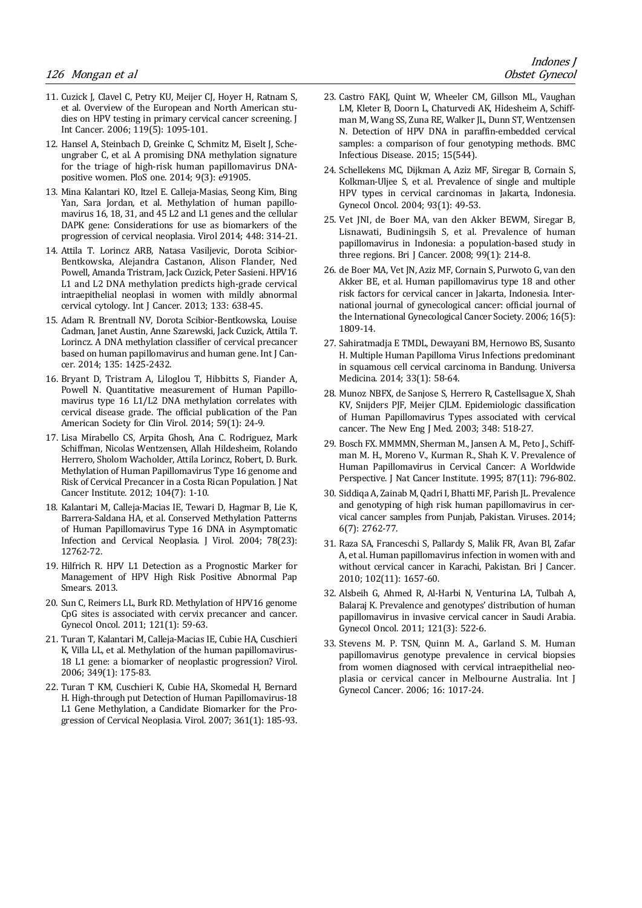11. Cuzick J, Clavel C, Petry KU, Meijer CJ, Hoyer H, Ratnam S, et al. Overview of the European and North American studies on HPV testing in primary cervical cancer screening. J Int Cancer. 2006; 119(5): 1095-101.
12. Hansel A, Steinbach D, Greinke C, Schmitz M, Eiselt J, Scheungraber C, et al. A promising DNA methylation signature for the triage of high-risk human papillomavirus DNA-positive women. PloS one. 2014; 9(3): e91905.
13. Mina Kalantari KO, Itzel E. Calleja-Masias, Seong Kim, Bing Yan, Sara Jordan, et al. Methylation of human papillomavirus 16, 18, 31, and 45 L2 and L1 genes and the cellular DAPK gene: Considerations for use as biomarkers of the progression of cervical neoplasia. Virol 2014; 448: 314-21.
14. Attila T. Lorincz ARB, Natasa Vasiljevic, Dorota Scibior-Bentkowska, Alejandra Castanon, Alison Flander, Ned Powell, Amanda Tristram, Jack Cuzick, Peter Sasieni. HPV16 L1 and L2 DNA methylation predicts high-grade cervical intraepithelial neoplasi in women with mildly abnormal cervical cytology. Int J Cancer. 2013; 133: 638-45.
15. Adam R. Brentnall NV, Dorota Scibior-Bentkowska, Louise Cadman, Janet Austin, Anne Szarewski, Jack Cuzick, Attila T. Lorincz. A DNA methylation classifier of cervical precancer based on human papillomavirus and human gene. Int J Cancer. 2014; 135: 1425-2432.
16. Bryant D, Tristram A, Liloglou T, Hibbitts S, Fiander A, Powell N. Quantitative measurement of Human Papillomavirus type 16 L1/L2 DNA methylation correlates with cervical disease grade. The official publication of the Pan American Society for Clin Virol. 2014; 59(1): 24-9.
17. Lisa Mirabello CS, Arpita Ghosh, Ana C. Rodriguez, Mark Schiffman, Nicolas Wentzensen, Allah Hildesheim, Rolando Herrero, Sholom Wacholder, Attila Lorincz, Robert, D. Burk. Methylation of Human Papillomavirus Type 16 genome and Risk of Cervical Precancer in a Costa Rican Population. J Nat Cancer Institute. 2012; 104(7): 1-10.
18. Kalantari M, Calleja-Macias IE, Tewari D, Hagmar B, Lie K, Barrera-Saldana HA, et al. Conserved Methylation Patterns of Human Papillomavirus Type 16 DNA in Asymptomatic Infection and Cervical Neoplasia. J Virol. 2004; 78(23): 12762-72.
19. Hilfrich R. HPV L1 Detection as a Prognostic Marker for Management of HPV High Risk Positive Abnormal Pap Smears. 2013.
20. Sun C, Reimers LL, Burk RD. Methylation of HPV16 genome CpG sites is associated with cervix precancer and cancer. Gynecol Oncol. 2011; 121(1): 59-63.
21. Turan T, Kalantari M, Calleja-Macias IE, Cubie HA, Cuschieri K, Villa LL, et al. Methylation of the human papillomavirus-18 L1 gene: a biomarker of neoplastic progression? Virol. 2006; 349(1): 175-83.
22. Turan T KM, Cuschieri K, Cubie HA, Skomedal H, Bernard H. High-through put Detection of Human Papillomavirus-18 L1 Gene Methylation, a Candidate Biomarker for the Progression of Cervical Neoplasia. Virol. 2007; 361(1): 185-93.
23. Castro FAKJ, Quint W, Wheeler CM, Gillson ML, Vaughan LM, Kleter B, Doorn L, Chaturvedi AK, Hidesheim A, Schiffman M, Wang SS, Zuna RE, Walker JL, Dunn ST, Wentzensen N. Detection of HPV DNA in paraffin-embedded cervical samples: a comparison of four genotyping methods. BMC Infectious Disease. 2015; 15(544).
24. Schellekens MC, Dijkman A, Aziz MF, Siregar B, Cornain S, Kolkman-Uljee S, et al. Prevalence of single and multiple HPV types in cervical carcinomas in Jakarta, Indonesia. Gynecol Oncol. 2004; 93(1): 49-53.
25. Vet JNI, de Boer MA, van den Akker BEWM, Siregar B, Lisnawati, Budiningsih S, et al. Prevalence of human papillomavirus in Indonesia: a population-based study in three regions. Bri J Cancer. 2008; 99(1): 214-8.
26. de Boer MA, Vet JN, Aziz MF, Cornain S, Purwoto G, van den Akker BE, et al. Human papillomavirus type 18 and other risk factors for cervical cancer in Jakarta, Indonesia. International journal of gynecological cancer: official journal of the International Gynecological Cancer Society. 2006; 16(5): 1809-14.
27. Sahiratmadja E TMDL, Dewayani BM, Hernowo BS, Susanto H. Multiple Human Papilloma Virus Infections predominant in squamous cell cervical carcinoma in Bandung. Universa Medicina. 2014; 33(1): 58-64.
28. Munoz NBFX, de Sanjose S, Herrero R, Castellsague X, Shah KV, Snijders PJF, Meijer CJLM. Epidemiologic classification of Human Papillomavirus Types associated with cervical cancer. The New Eng J Med. 2003; 348: 518-27.
29. Bosch FX. MMMMN, Sherman M., Jansen A. M., Peto J., Schiffman M. H., Moreno V., Kurman R., Shah K. V. Prevalence of Human Papillomavirus in Cervical Cancer: A Worldwide Perspective. J Nat Cancer Institute. 1995; 87(11): 796-802.
30. Siddiqa A, Zainab M, Qadri I, Bhatti MF, Parish JL. Prevalence and genotyping of high risk human papillomavirus in cervical cancer samples from Punjab, Pakistan. Viruses. 2014; 6(7): 2762-77.
31. Raza SA, Franceschi S, Pallardy S, Malik FR, Avan BI, Zafar A, et al. Human papillomavirus infection in women with and without cervical cancer in Karachi, Pakistan. Bri J Cancer. 2010; 102(11): 1657-60.
32. Alsbeih G, Ahmed R, Al-Harbi N, Venturina LA, Tulbah A, Balaraj K. Prevalence and genotypes' distribution of human papillomavirus in invasive cervix cancer in Saudi Arabia. Gynecol Oncol. 2011; 121(3): 522-6.
33. Stevens M. P. TSN, Quinn M. A., Garland S. M. Human papillomavirus genotype prevalence in cervical biopsies from women diagnosed with cervical intraepithelial neoplasia or cervical cancer in Melbourne Australia. Int J Gynecol Cancer. 2006; 16: 1017-24.